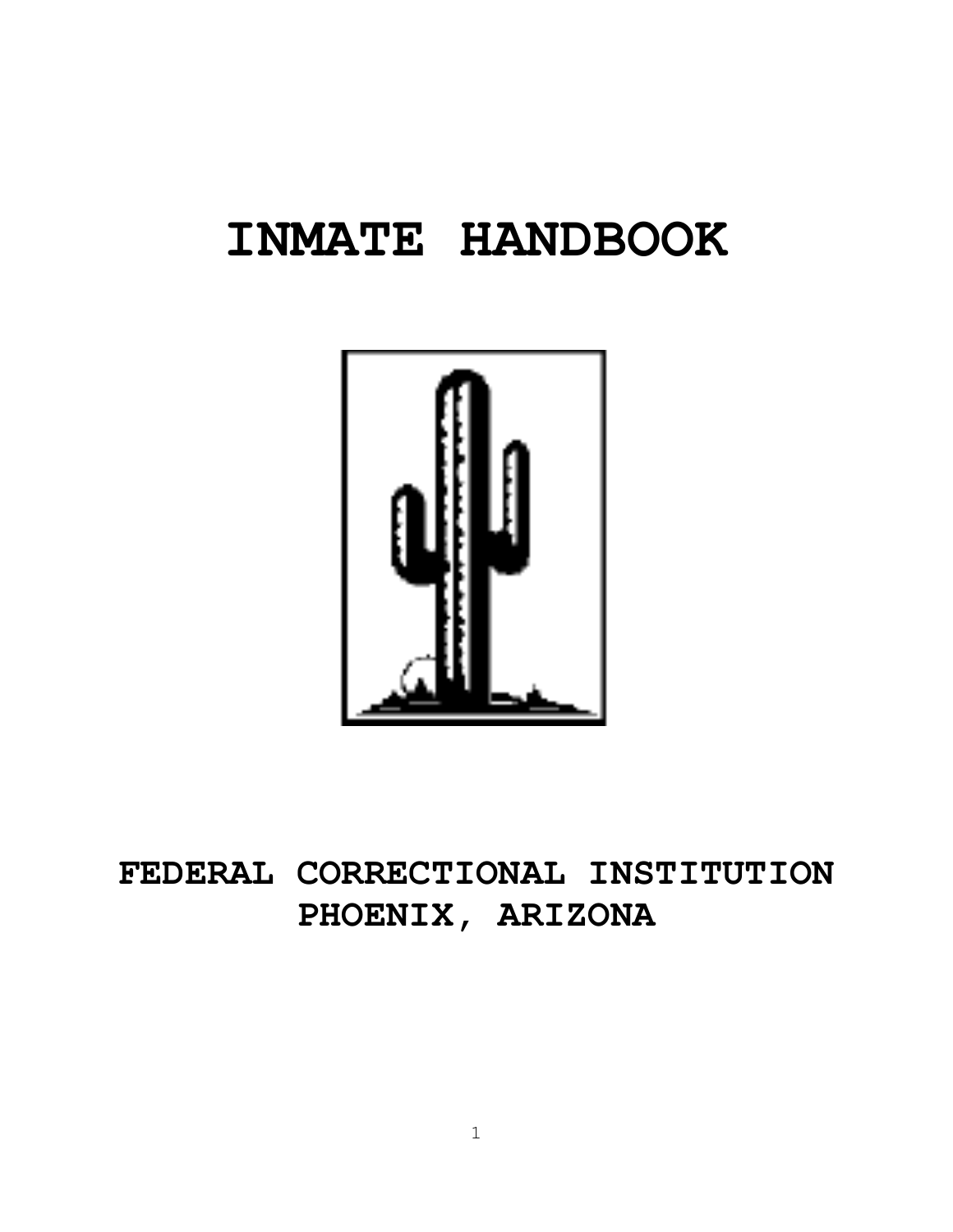# INMATE HANDBOOK

## FEDERAL CORRECTIONAL INSTITUTION
## PHOENIX, ARIZONA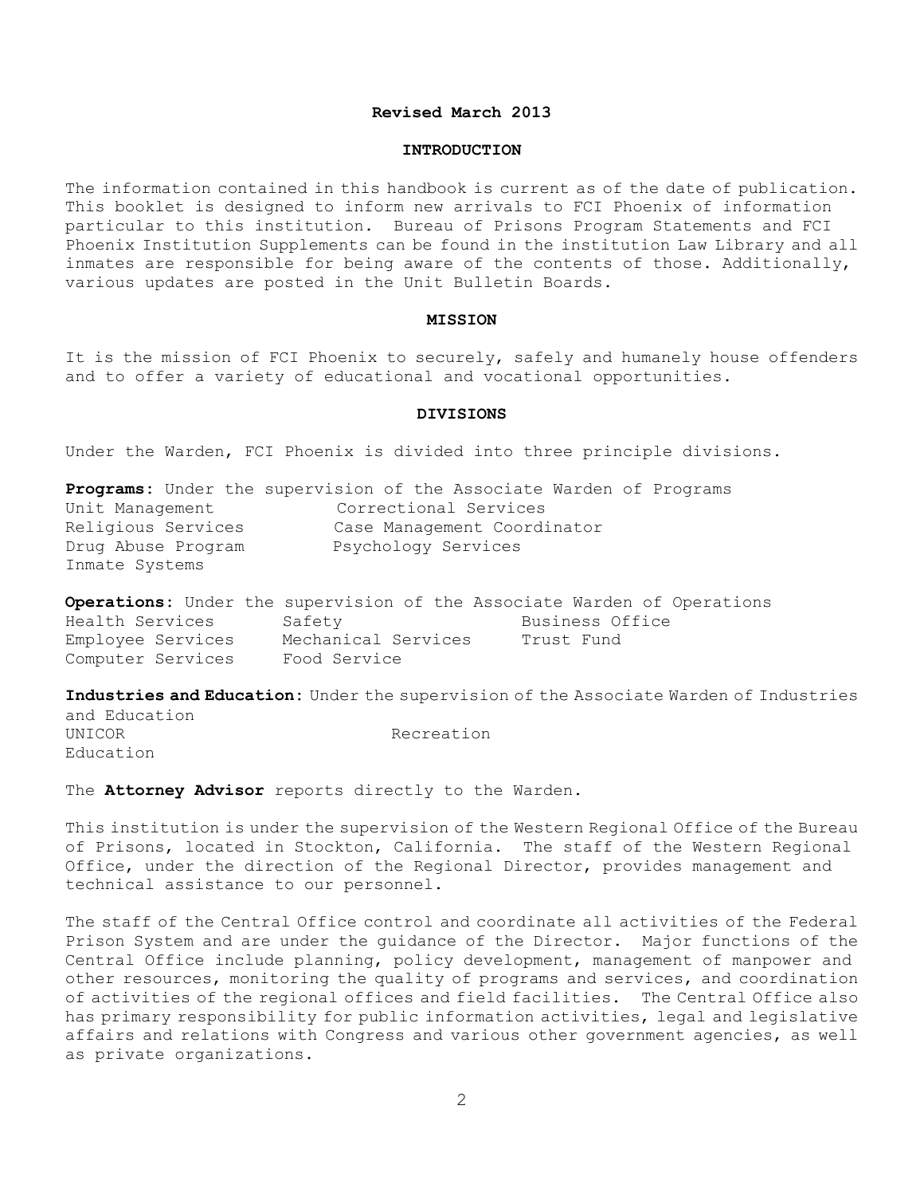**Revised March 2013**

## INTRODUCTION

The information contained in this handbook is current as of the date of publication. This booklet is designed to inform new arrivals to FCI Phoenix of information particular to this institution. Bureau of Prisons Program Statements and FCI Phoenix Institution Supplements can be found in the institution Law Library and all inmates are responsible for being aware of the contents of those. Additionally, various updates are posted in the Unit Bulletin Boards.

## MISSION

It is the mission of FCI Phoenix to securely, safely and humanely house offenders and to offer a variety of educational and vocational opportunities.

## DIVISIONS

Under the Warden, FCI Phoenix is divided into three principle divisions.

**Programs:** Under the supervision of the Associate Warden of Programs

- Unit Management
- Correctional Services
- Religious Services
- Case Management Coordinator
- Drug Abuse Program
- Psychology Services
- Inmate Systems

**Operations:** Under the supervision of the Associate Warden of Operations

- Health Services
- Safety
- Business Office
- Employee Services
- Mechanical Services
- Trust Fund
- Computer Services
- Food Service

**Industries and Education:** Under the supervision of the Associate Warden of Industries and Education

- UNICOR
- Recreation
- Education

The **Attorney Advisor** reports directly to the Warden.

This institution is under the supervision of the Western Regional Office of the Bureau of Prisons, located in Stockton, California. The staff of the Western Regional Office, under the direction of the Regional Director, provides management and technical assistance to our personnel.

The staff of the Central Office control and coordinate all activities of the Federal Prison System and are under the guidance of the Director. Major functions of the Central Office include planning, policy development, management of manpower and other resources, monitoring the quality of programs and services, and coordination of activities of the regional offices and field facilities. The Central Office also has primary responsibility for public information activities, legal and legislative affairs and relations with Congress and various other government agencies, as well as private organizations.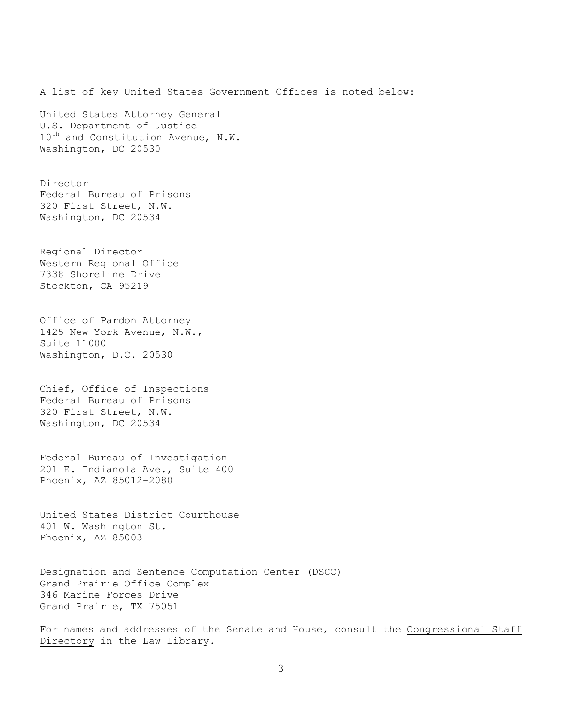A list of key United States Government Offices is noted below:

United States Attorney General
U.S. Department of Justice
10th and Constitution Avenue, N.W.
Washington, DC 20530

Director
Federal Bureau of Prisons
320 First Street, N.W.
Washington, DC 20534

Regional Director
Western Regional Office
7338 Shoreline Drive
Stockton, CA 95219

Office of Pardon Attorney
1425 New York Avenue, N.W.,
Suite 11000
Washington, D.C. 20530

Chief, Office of Inspections
Federal Bureau of Prisons
320 First Street, N.W.
Washington, DC 20534

Federal Bureau of Investigation
201 E. Indianola Ave., Suite 400
Phoenix, AZ 85012-2080

United States District Courthouse
401 W. Washington St.
Phoenix, AZ 85003

Designation and Sentence Computation Center (DSCC)
Grand Prairie Office Complex
346 Marine Forces Drive
Grand Prairie, TX 75051

For names and addresses of the Senate and House, consult the Congressional Staff Directory in the Law Library.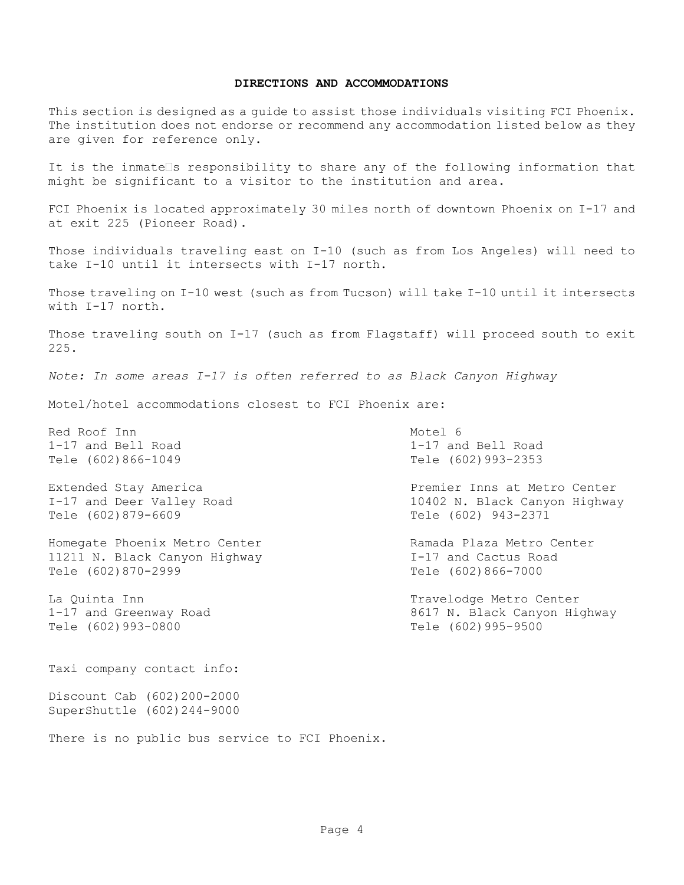## DIRECTIONS AND ACCOMMODATIONS

This section is designed as a guide to assist those individuals visiting FCI Phoenix. The institution does not endorse or recommend any accommodation listed below as they are given for reference only.

It is the inmate□s responsibility to share any of the following information that might be significant to a visitor to the institution and area.

FCI Phoenix is located approximately 30 miles north of downtown Phoenix on I-17 and at exit 225 (Pioneer Road).

Those individuals traveling east on I-10 (such as from Los Angeles) will need to take I-10 until it intersects with I-17 north.

Those traveling on I-10 west (such as from Tucson) will take I-10 until it intersects with I-17 north.

Those traveling south on I-17 (such as from Flagstaff) will proceed south to exit 225.

*Note: In some areas I-17 is often referred to as Black Canyon Highway*

Motel/hotel accommodations closest to FCI Phoenix are:

Red Roof Inn
1-17 and Bell Road
Tele (602)866-1049

Extended Stay America
I-17 and Deer Valley Road
Tele (602)879-6609

Homegate Phoenix Metro Center
11211 N. Black Canyon Highway
Tele (602)870-2999

La Quinta Inn
1-17 and Greenway Road
Tele (602)993-0800

Motel 6
1-17 and Bell Road
Tele (602)993-2353

Premier Inns at Metro Center
10402 N. Black Canyon Highway
Tele (602) 943-2371

Ramada Plaza Metro Center
I-17 and Cactus Road
Tele (602)866-7000

Travelodge Metro Center
8617 N. Black Canyon Highway
Tele (602)995-9500

Taxi company contact info:

Discount Cab (602)200-2000
SuperShuttle (602)244-9000

There is no public bus service to FCI Phoenix.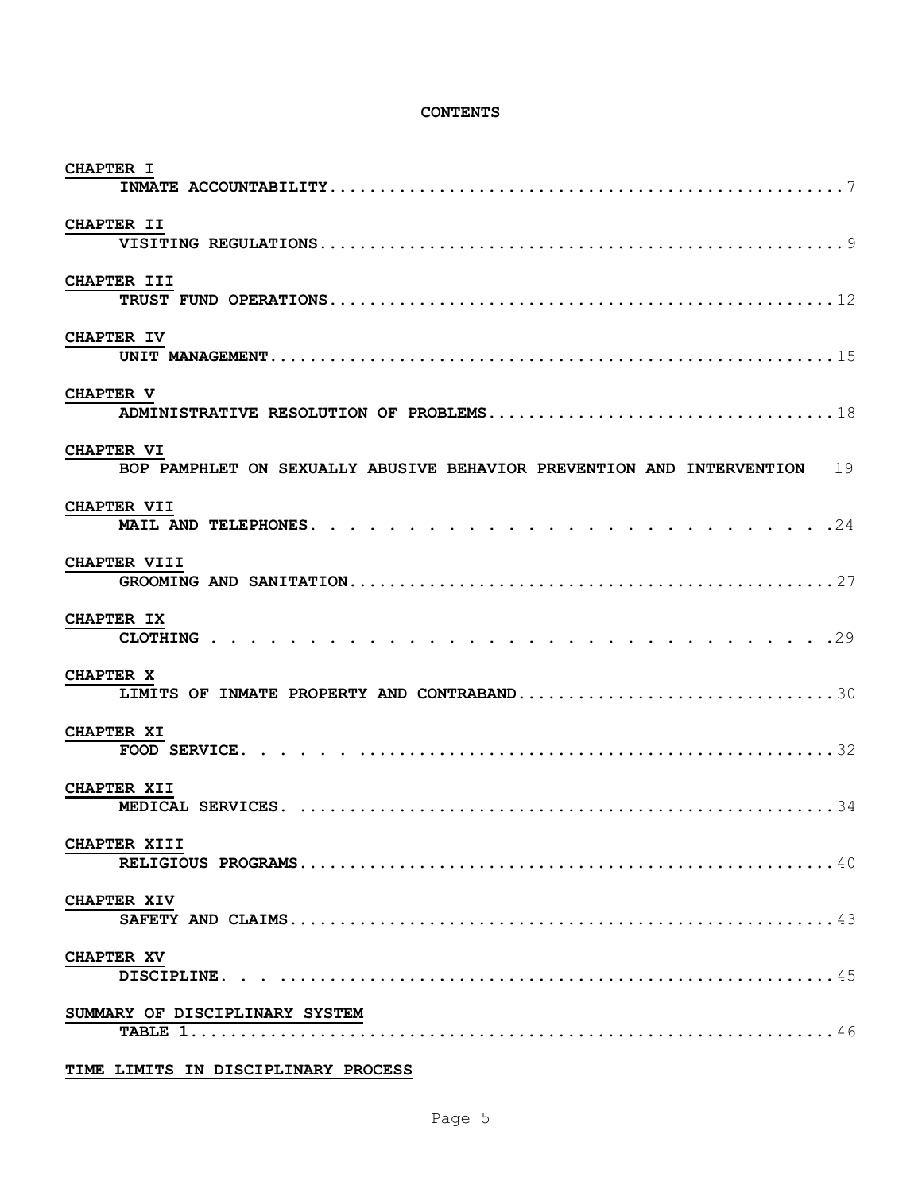# CONTENTS

**CHAPTER I**
**INMATE ACCOUNTABILITY**....................................................7

**CHAPTER II**
**VISITING REGULATIONS**......................................................9

**CHAPTER III**
**TRUST FUND OPERATIONS**..................................................12

**CHAPTER IV**
**UNIT MANAGEMENT**..........................................................15

**CHAPTER V**
**ADMINISTRATIVE RESOLUTION OF PROBLEMS**..................................18

**CHAPTER VI**
**BOP PAMPHLET ON SEXUALLY ABUSIVE BEHAVIOR PREVENTION AND INTERVENTION** 19

**CHAPTER VII**
**MAIL AND TELEPHONES**. . . . . . . . . . . . . . . . . . . . . . . . .24

**CHAPTER VIII**
**GROOMING AND SANITATION**................................................27

**CHAPTER IX**
**CLOTHING** . . . . . . . . . . . . . . . . . . . . . . . . . . . . . .29

**CHAPTER X**
**LIMITS OF INMATE PROPERTY AND CONTRABAND**...............................30

**CHAPTER XI**
**FOOD SERVICE**. . . . . ................................................32

**CHAPTER XII**
**MEDICAL SERVICES**. ......................................................34

**CHAPTER XIII**
**RELIGIOUS PROGRAMS**......................................................40

**CHAPTER XIV**
**SAFETY AND CLAIMS**.......................................................43

**CHAPTER XV**
**DISCIPLINE**. . ..........................................................45

**SUMMARY OF DISCIPLINARY SYSTEM**
**TABLE 1**..................................................................46

**TIME LIMITS IN DISCIPLINARY PROCESS**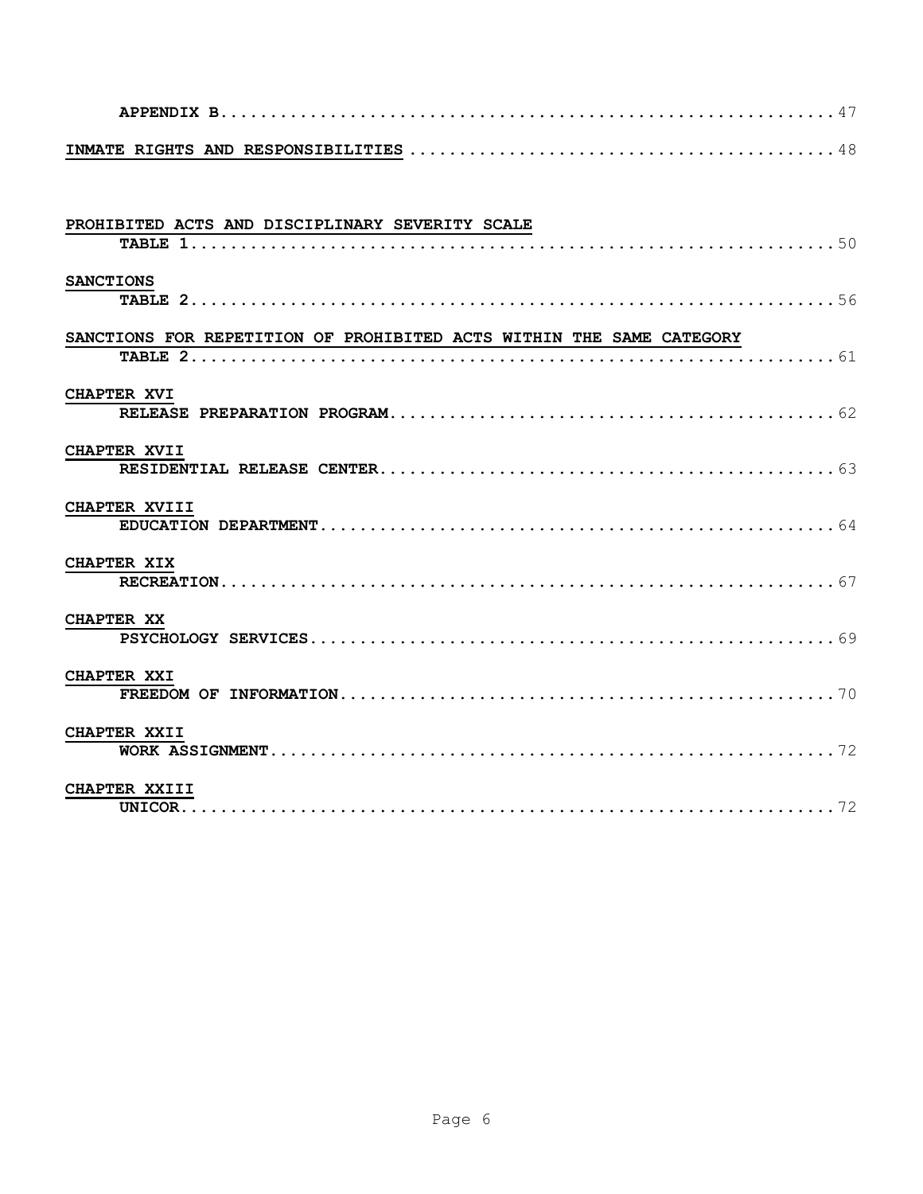**APPENDIX B** .............................................................. 47

**INMATE RIGHTS AND RESPONSIBILITIES** ........................................... 48

**PROHIBITED ACTS AND DISCIPLINARY SEVERITY SCALE**
**TABLE 1** .................................................................. 50

**SANCTIONS**
**TABLE 2** .................................................................. 56

**SANCTIONS FOR REPETITION OF PROHIBITED ACTS WITHIN THE SAME CATEGORY**
**TABLE 2** .................................................................. 61

**CHAPTER XVI**
**RELEASE PREPARATION PROGRAM** ............................................ 62

**CHAPTER XVII**
**RESIDENTIAL RELEASE CENTER** .............................................. 63

**CHAPTER XVIII**
**EDUCATION DEPARTMENT** .................................................... 64

**CHAPTER XIX**
**RECREATION** ............................................................... 67

**CHAPTER XX**
**PSYCHOLOGY SERVICES** ..................................................... 69

**CHAPTER XXI**
**FREEDOM OF INFORMATION** .................................................. 70

**CHAPTER XXII**
**WORK ASSIGNMENT** .......................................................... 72

**CHAPTER XXIII**
**UNICOR** ................................................................... 72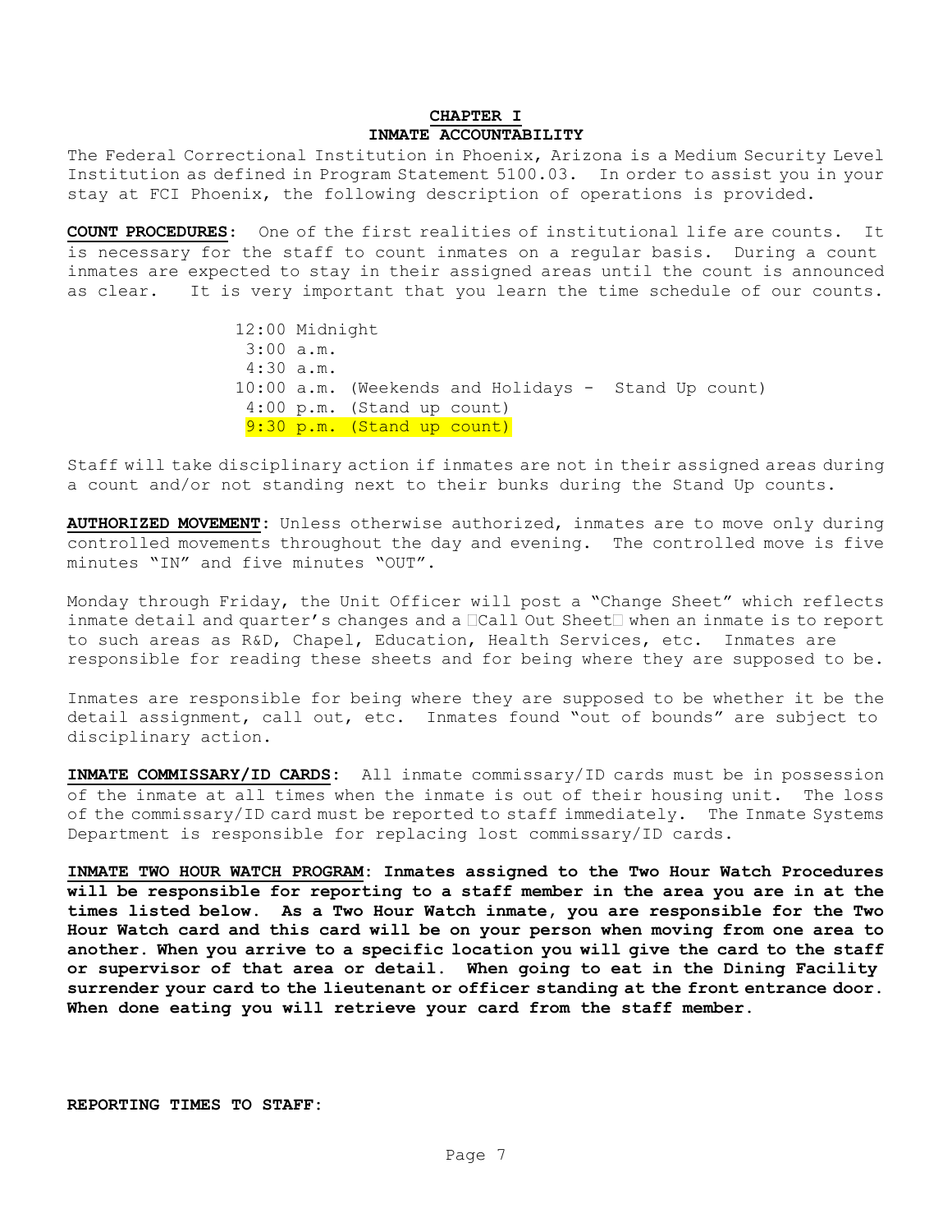## CHAPTER I
## INMATE ACCOUNTABILITY

The Federal Correctional Institution in Phoenix, Arizona is a Medium Security Level Institution as defined in Program Statement 5100.03. In order to assist you in your stay at FCI Phoenix, the following description of operations is provided.

**COUNT PROCEDURES:** One of the first realities of institutional life are counts. It is necessary for the staff to count inmates on a regular basis. During a count inmates are expected to stay in their assigned areas until the count is announced as clear. It is very important that you learn the time schedule of our counts.

12:00 Midnight
3:00 a.m.
4:30 a.m.
10:00 a.m. (Weekends and Holidays - Stand Up count)
4:00 p.m. (Stand up count)
9:30 p.m. (Stand up count)

Staff will take disciplinary action if inmates are not in their assigned areas during a count and/or not standing next to their bunks during the Stand Up counts.

**AUTHORIZED MOVEMENT:** Unless otherwise authorized, inmates are to move only during controlled movements throughout the day and evening. The controlled move is five minutes "IN" and five minutes "OUT".

Monday through Friday, the Unit Officer will post a "Change Sheet" which reflects inmate detail and quarter's changes and a "Call Out Sheet" when an inmate is to report to such areas as R&D, Chapel, Education, Health Services, etc. Inmates are responsible for reading these sheets and for being where they are supposed to be.

Inmates are responsible for being where they are supposed to be whether it be the detail assignment, call out, etc. Inmates found "out of bounds" are subject to disciplinary action.

**INMATE COMMISSARY/ID CARDS:** All inmate commissary/ID cards must be in possession of the inmate at all times when the inmate is out of their housing unit. The loss of the commissary/ID card must be reported to staff immediately. The Inmate Systems Department is responsible for replacing lost commissary/ID cards.

**INMATE TWO HOUR WATCH PROGRAM: Inmates assigned to the Two Hour Watch Procedures will be responsible for reporting to a staff member in the area you are in at the times listed below. As a Two Hour Watch inmate, you are responsible for the Two Hour Watch card and this card will be on your person when moving from one area to another. When you arrive to a specific location you will give the card to the staff or supervisor of that area or detail. When going to eat in the Dining Facility surrender your card to the lieutenant or officer standing at the front entrance door. When done eating you will retrieve your card from the staff member.**

**REPORTING TIMES TO STAFF:**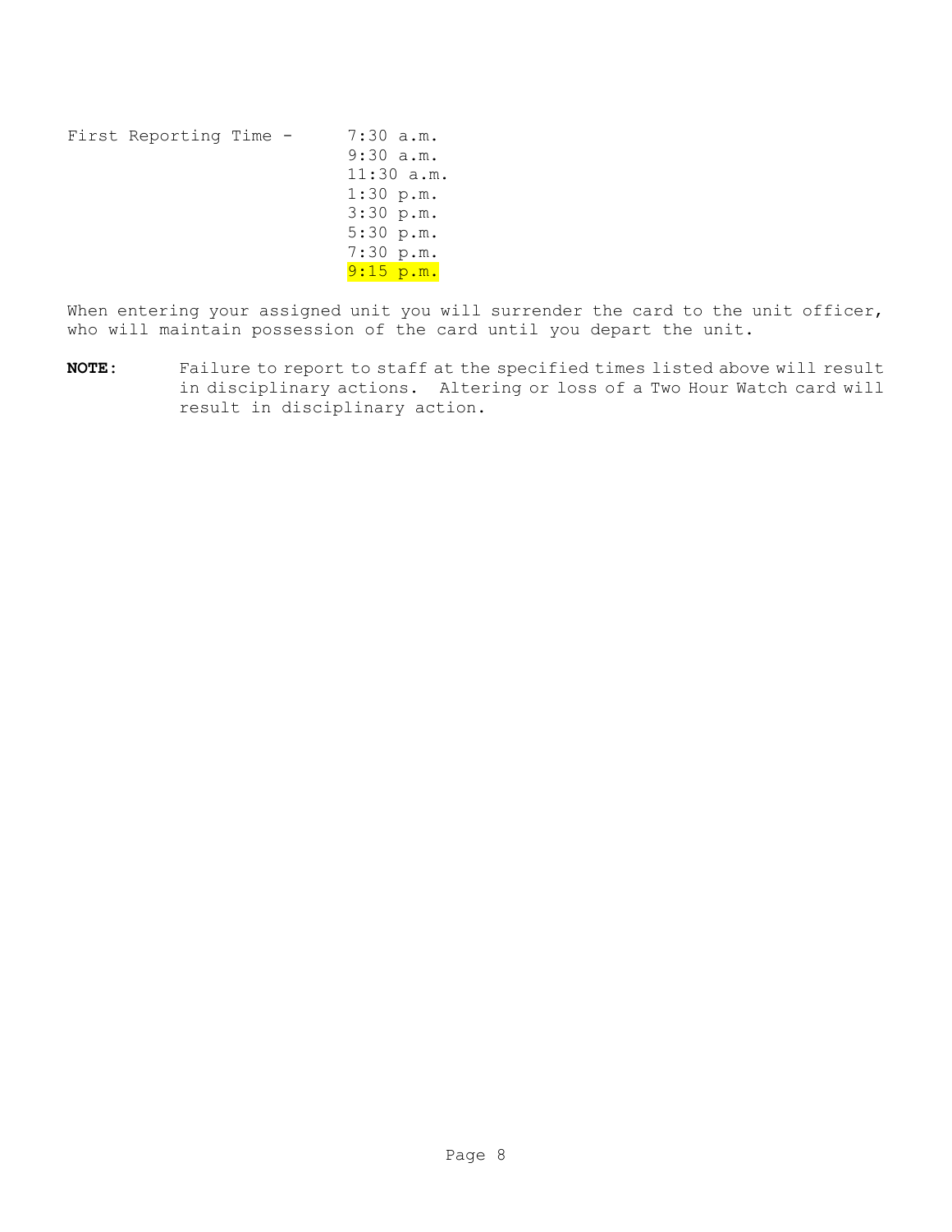First Reporting Time - 7:30 a.m.
9:30 a.m.
11:30 a.m.
1:30 p.m.
3:30 p.m.
5:30 p.m.
7:30 p.m.
9:15 p.m.

When entering your assigned unit you will surrender the card to the unit officer, who will maintain possession of the card until you depart the unit.

**NOTE:** Failure to report to staff at the specified times listed above will result in disciplinary actions. Altering or loss of a Two Hour Watch card will result in disciplinary action.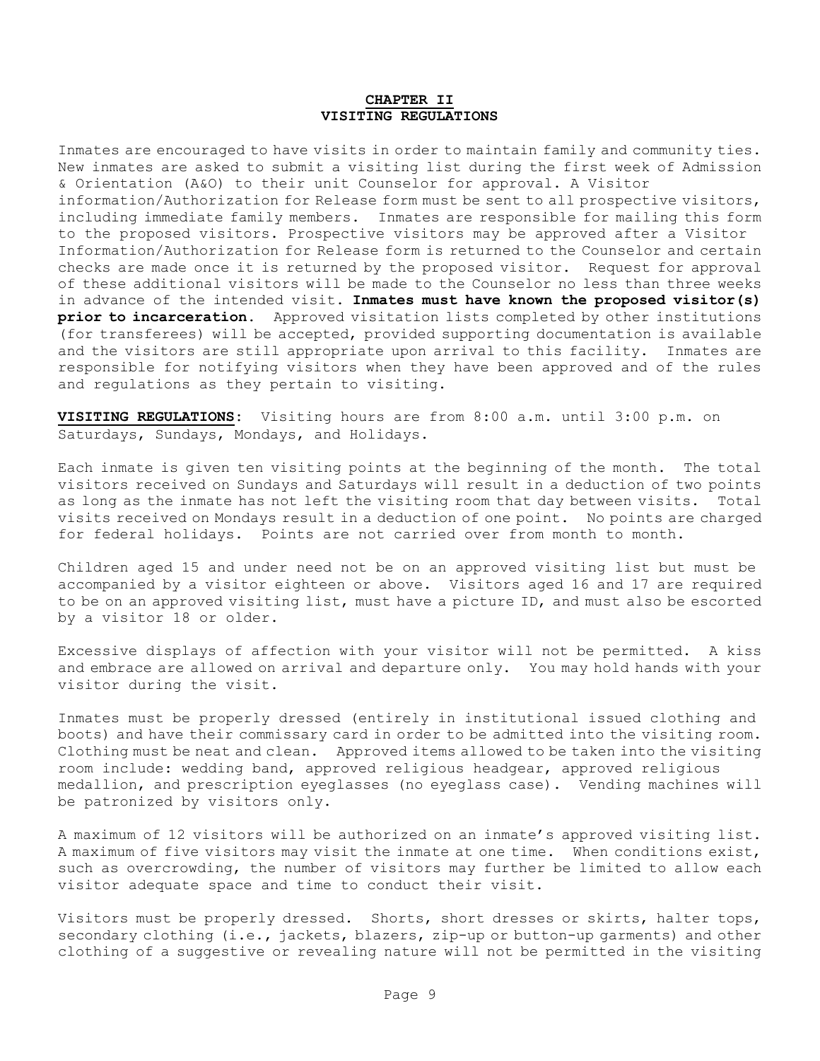# CHAPTER II
## VISITING REGULATIONS

Inmates are encouraged to have visits in order to maintain family and community ties. New inmates are asked to submit a visiting list during the first week of Admission & Orientation (A&O) to their unit Counselor for approval. A Visitor information/Authorization for Release form must be sent to all prospective visitors, including immediate family members. Inmates are responsible for mailing this form to the proposed visitors. Prospective visitors may be approved after a Visitor Information/Authorization for Release form is returned to the Counselor and certain checks are made once it is returned by the proposed visitor. Request for approval of these additional visitors will be made to the Counselor no less than three weeks in advance of the intended visit. **Inmates must have known the proposed visitor(s) prior to incarceration.** Approved visitation lists completed by other institutions (for transferees) will be accepted, provided supporting documentation is available and the visitors are still appropriate upon arrival to this facility. Inmates are responsible for notifying visitors when they have been approved and of the rules and regulations as they pertain to visiting.

**VISITING REGULATIONS**: Visiting hours are from 8:00 a.m. until 3:00 p.m. on Saturdays, Sundays, Mondays, and Holidays.

Each inmate is given ten visiting points at the beginning of the month. The total visitors received on Sundays and Saturdays will result in a deduction of two points as long as the inmate has not left the visiting room that day between visits. Total visits received on Mondays result in a deduction of one point. No points are charged for federal holidays. Points are not carried over from month to month.

Children aged 15 and under need not be on an approved visiting list but must be accompanied by a visitor eighteen or above. Visitors aged 16 and 17 are required to be on an approved visiting list, must have a picture ID, and must also be escorted by a visitor 18 or older.

Excessive displays of affection with your visitor will not be permitted. A kiss and embrace are allowed on arrival and departure only. You may hold hands with your visitor during the visit.

Inmates must be properly dressed (entirely in institutional issued clothing and boots) and have their commissary card in order to be admitted into the visiting room. Clothing must be neat and clean. Approved items allowed to be taken into the visiting room include: wedding band, approved religious headgear, approved religious medallion, and prescription eyeglasses (no eyeglass case). Vending machines will be patronized by visitors only.

A maximum of 12 visitors will be authorized on an inmate's approved visiting list. A maximum of five visitors may visit the inmate at one time. When conditions exist, such as overcrowding, the number of visitors may further be limited to allow each visitor adequate space and time to conduct their visit.

Visitors must be properly dressed. Shorts, short dresses or skirts, halter tops, secondary clothing (i.e., jackets, blazers, zip-up or button-up garments) and other clothing of a suggestive or revealing nature will not be permitted in the visiting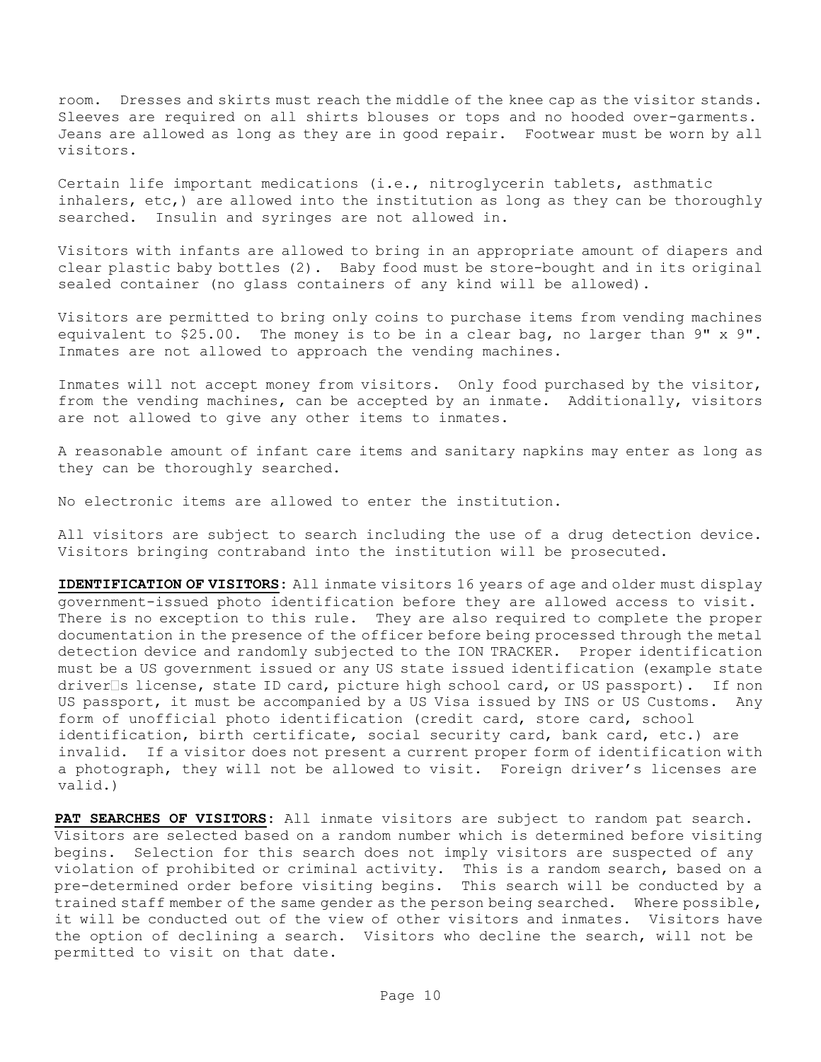room. Dresses and skirts must reach the middle of the knee cap as the visitor stands. Sleeves are required on all shirts blouses or tops and no hooded over-garments. Jeans are allowed as long as they are in good repair. Footwear must be worn by all visitors.

Certain life important medications (i.e., nitroglycerin tablets, asthmatic inhalers, etc,) are allowed into the institution as long as they can be thoroughly searched. Insulin and syringes are not allowed in.

Visitors with infants are allowed to bring in an appropriate amount of diapers and clear plastic baby bottles (2). Baby food must be store-bought and in its original sealed container (no glass containers of any kind will be allowed).

Visitors are permitted to bring only coins to purchase items from vending machines equivalent to $25.00. The money is to be in a clear bag, no larger than 9" x 9". Inmates are not allowed to approach the vending machines.

Inmates will not accept money from visitors. Only food purchased by the visitor, from the vending machines, can be accepted by an inmate. Additionally, visitors are not allowed to give any other items to inmates.

A reasonable amount of infant care items and sanitary napkins may enter as long as they can be thoroughly searched.

No electronic items are allowed to enter the institution.

All visitors are subject to search including the use of a drug detection device. Visitors bringing contraband into the institution will be prosecuted.

**IDENTIFICATION OF VISITORS**: All inmate visitors 16 years of age and older must display government-issued photo identification before they are allowed access to visit. There is no exception to this rule. They are also required to complete the proper documentation in the presence of the officer before being processed through the metal detection device and randomly subjected to the ION TRACKER. Proper identification must be a US government issued or any US state issued identification (example state driver□s license, state ID card, picture high school card, or US passport). If non US passport, it must be accompanied by a US Visa issued by INS or US Customs. Any form of unofficial photo identification (credit card, store card, school identification, birth certificate, social security card, bank card, etc.) are invalid. If a visitor does not present a current proper form of identification with a photograph, they will not be allowed to visit. Foreign driver's licenses are valid.)

**PAT SEARCHES OF VISITORS**: All inmate visitors are subject to random pat search. Visitors are selected based on a random number which is determined before visiting begins. Selection for this search does not imply visitors are suspected of any violation of prohibited or criminal activity. This is a random search, based on a pre-determined order before visiting begins. This search will be conducted by a trained staff member of the same gender as the person being searched. Where possible, it will be conducted out of the view of other visitors and inmates. Visitors have the option of declining a search. Visitors who decline the search, will not be permitted to visit on that date.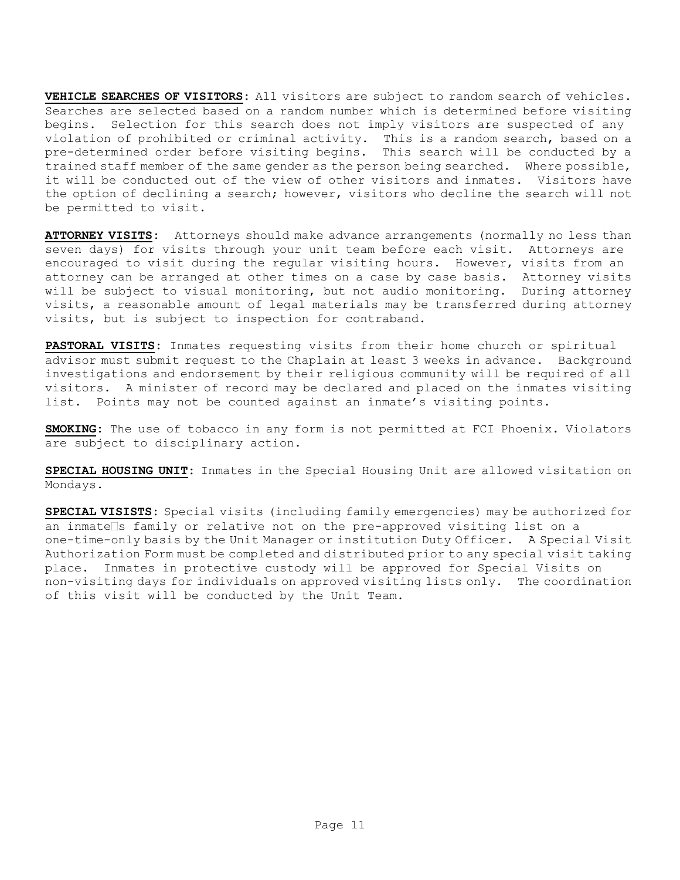**VEHICLE SEARCHES OF VISITORS**: All visitors are subject to random search of vehicles. Searches are selected based on a random number which is determined before visiting begins. Selection for this search does not imply visitors are suspected of any violation of prohibited or criminal activity. This is a random search, based on a pre-determined order before visiting begins. This search will be conducted by a trained staff member of the same gender as the person being searched. Where possible, it will be conducted out of the view of other visitors and inmates. Visitors have the option of declining a search; however, visitors who decline the search will not be permitted to visit.

**ATTORNEY VISITS**: Attorneys should make advance arrangements (normally no less than seven days) for visits through your unit team before each visit. Attorneys are encouraged to visit during the regular visiting hours. However, visits from an attorney can be arranged at other times on a case by case basis. Attorney visits will be subject to visual monitoring, but not audio monitoring. During attorney visits, a reasonable amount of legal materials may be transferred during attorney visits, but is subject to inspection for contraband.

**PASTORAL VISITS**: Inmates requesting visits from their home church or spiritual advisor must submit request to the Chaplain at least 3 weeks in advance. Background investigations and endorsement by their religious community will be required of all visitors. A minister of record may be declared and placed on the inmates visiting list. Points may not be counted against an inmate's visiting points.

**SMOKING**: The use of tobacco in any form is not permitted at FCI Phoenix. Violators are subject to disciplinary action.

**SPECIAL HOUSING UNIT**: Inmates in the Special Housing Unit are allowed visitation on Mondays.

**SPECIAL VISISTS**: Special visits (including family emergencies) may be authorized for an inmate�s family or relative not on the pre-approved visiting list on a one-time-only basis by the Unit Manager or institution Duty Officer. A Special Visit Authorization Form must be completed and distributed prior to any special visit taking place. Inmates in protective custody will be approved for Special Visits on non-visiting days for individuals on approved visiting lists only. The coordination of this visit will be conducted by the Unit Team.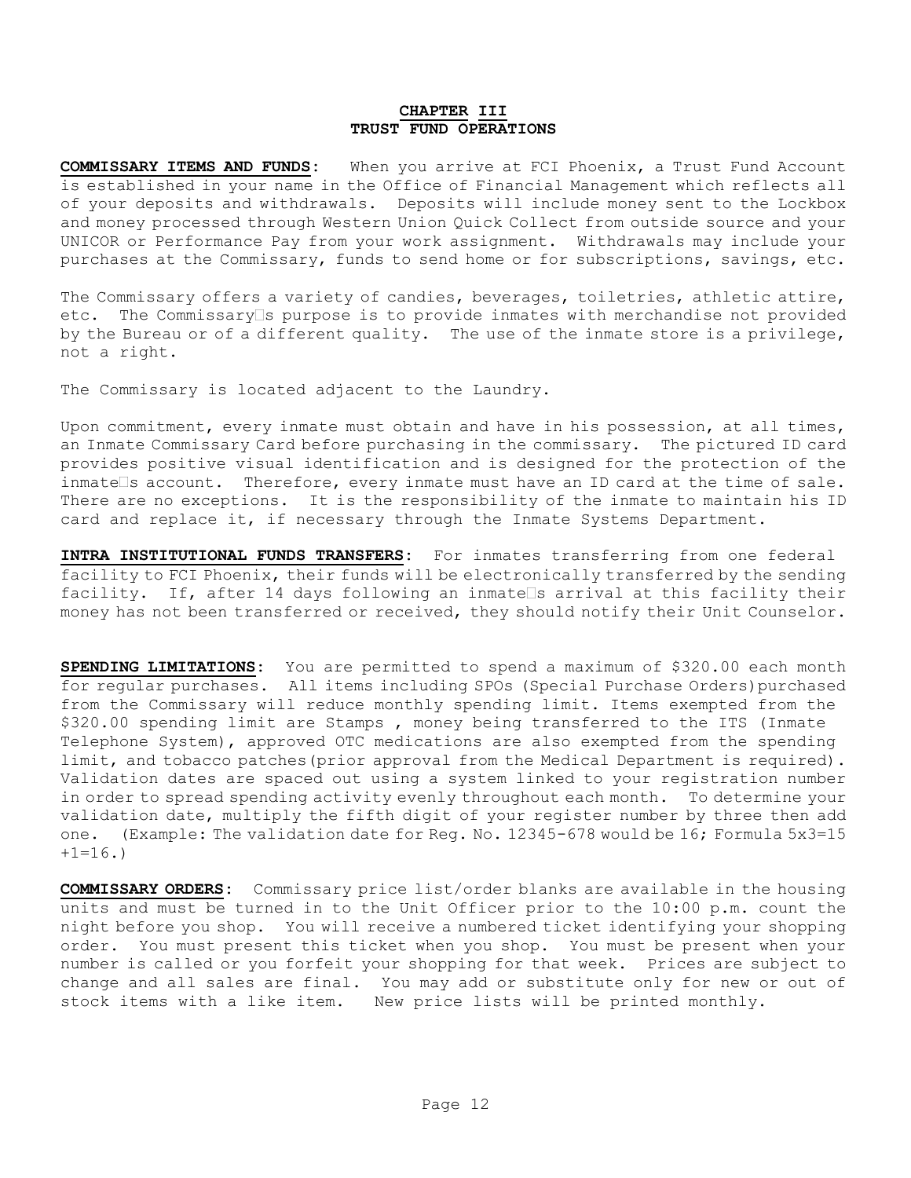# CHAPTER III
## TRUST FUND OPERATIONS

**COMMISSARY ITEMS AND FUNDS**: When you arrive at FCI Phoenix, a Trust Fund Account is established in your name in the Office of Financial Management which reflects all of your deposits and withdrawals. Deposits will include money sent to the Lockbox and money processed through Western Union Quick Collect from outside source and your UNICOR or Performance Pay from your work assignment. Withdrawals may include your purchases at the Commissary, funds to send home or for subscriptions, savings, etc.

The Commissary offers a variety of candies, beverages, toiletries, athletic attire, etc. The Commissary's purpose is to provide inmates with merchandise not provided by the Bureau or of a different quality. The use of the inmate store is a privilege, not a right.

The Commissary is located adjacent to the Laundry.

Upon commitment, every inmate must obtain and have in his possession, at all times, an Inmate Commissary Card before purchasing in the commissary. The pictured ID card provides positive visual identification and is designed for the protection of the inmate's account. Therefore, every inmate must have an ID card at the time of sale. There are no exceptions. It is the responsibility of the inmate to maintain his ID card and replace it, if necessary through the Inmate Systems Department.

**INTRA INSTITUTIONAL FUNDS TRANSFERS**: For inmates transferring from one federal facility to FCI Phoenix, their funds will be electronically transferred by the sending facility. If, after 14 days following an inmate's arrival at this facility their money has not been transferred or received, they should notify their Unit Counselor.

**SPENDING LIMITATIONS**: You are permitted to spend a maximum of $320.00 each month for regular purchases. All items including SPOs (Special Purchase Orders) purchased from the Commissary will reduce monthly spending limit. Items exempted from the $320.00 spending limit are Stamps , money being transferred to the ITS (Inmate Telephone System), approved OTC medications are also exempted from the spending limit, and tobacco patches (prior approval from the Medical Department is required). Validation dates are spaced out using a system linked to your registration number in order to spread spending activity evenly throughout each month. To determine your validation date, multiply the fifth digit of your register number by three then add one. (Example: The validation date for Reg. No. 12345-678 would be 16; Formula 5x3=15 +1=16.)

**COMMISSARY ORDERS**: Commissary price list/order blanks are available in the housing units and must be turned in to the Unit Officer prior to the 10:00 p.m. count the night before you shop. You will receive a numbered ticket identifying your shopping order. You must present this ticket when you shop. You must be present when your number is called or you forfeit your shopping for that week. Prices are subject to change and all sales are final. You may add or substitute only for new or out of stock items with a like item. New price lists will be printed monthly.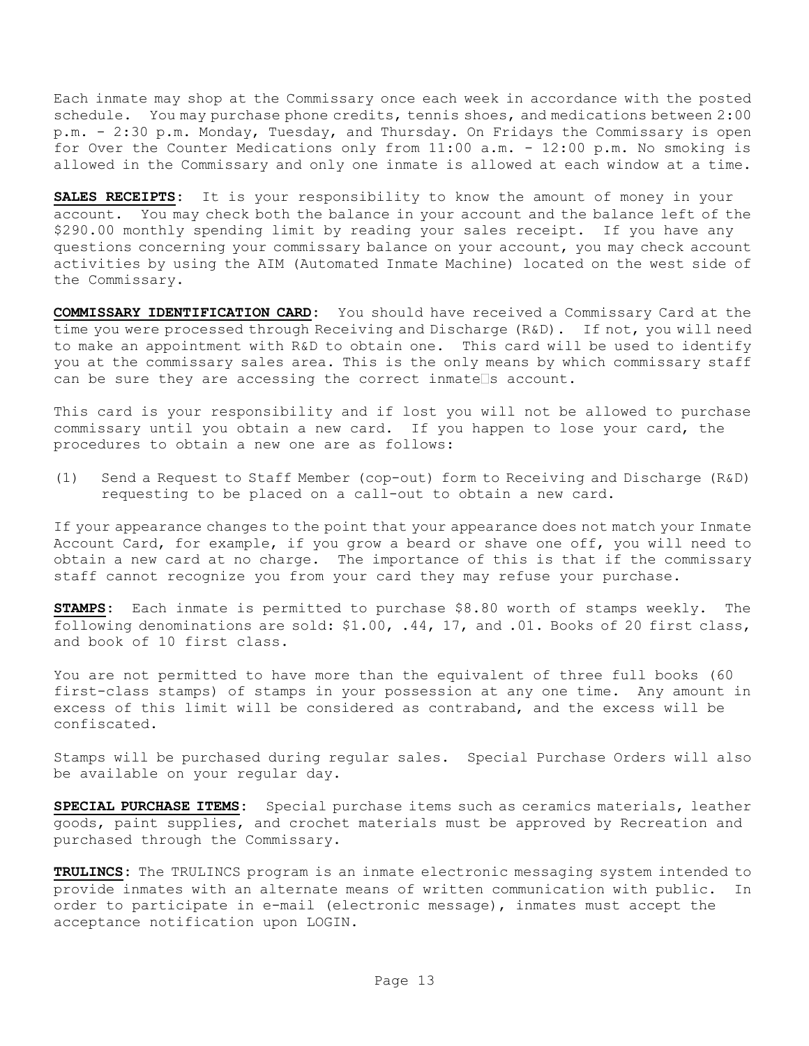Each inmate may shop at the Commissary once each week in accordance with the posted schedule. You may purchase phone credits, tennis shoes, and medications between 2:00 p.m. - 2:30 p.m. Monday, Tuesday, and Thursday. On Fridays the Commissary is open for Over the Counter Medications only from 11:00 a.m. - 12:00 p.m. No smoking is allowed in the Commissary and only one inmate is allowed at each window at a time.

**SALES RECEIPTS**: It is your responsibility to know the amount of money in your account. You may check both the balance in your account and the balance left of the $290.00 monthly spending limit by reading your sales receipt. If you have any questions concerning your commissary balance on your account, you may check account activities by using the AIM (Automated Inmate Machine) located on the west side of the Commissary.

**COMMISSARY IDENTIFICATION CARD**: You should have received a Commissary Card at the time you were processed through Receiving and Discharge (R&D). If not, you will need to make an appointment with R&D to obtain one. This card will be used to identify you at the commissary sales area. This is the only means by which commissary staff can be sure they are accessing the correct inmate's account.

This card is your responsibility and if lost you will not be allowed to purchase commissary until you obtain a new card. If you happen to lose your card, the procedures to obtain a new one are as follows:

(1) Send a Request to Staff Member (cop-out) form to Receiving and Discharge (R&D) requesting to be placed on a call-out to obtain a new card.

If your appearance changes to the point that your appearance does not match your Inmate Account Card, for example, if you grow a beard or shave one off, you will need to obtain a new card at no charge. The importance of this is that if the commissary staff cannot recognize you from your card they may refuse your purchase.

**STAMPS**: Each inmate is permitted to purchase $8.80 worth of stamps weekly. The following denominations are sold: $1.00, .44, 17, and .01. Books of 20 first class, and book of 10 first class.

You are not permitted to have more than the equivalent of three full books (60 first-class stamps) of stamps in your possession at any one time. Any amount in excess of this limit will be considered as contraband, and the excess will be confiscated.

Stamps will be purchased during regular sales. Special Purchase Orders will also be available on your regular day.

**SPECIAL PURCHASE ITEMS**: Special purchase items such as ceramics materials, leather goods, paint supplies, and crochet materials must be approved by Recreation and purchased through the Commissary.

**TRULINCS**: The TRULINCS program is an inmate electronic messaging system intended to provide inmates with an alternate means of written communication with public. In order to participate in e-mail (electronic message), inmates must accept the acceptance notification upon LOGIN.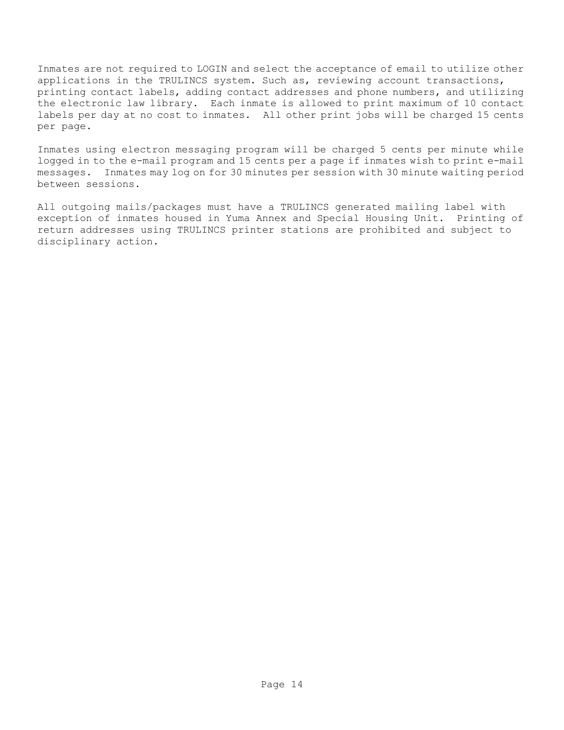Inmates are not required to LOGIN and select the acceptance of email to utilize other applications in the TRULINCS system. Such as, reviewing account transactions, printing contact labels, adding contact addresses and phone numbers, and utilizing the electronic law library. Each inmate is allowed to print maximum of 10 contact labels per day at no cost to inmates. All other print jobs will be charged 15 cents per page.

Inmates using electron messaging program will be charged 5 cents per minute while logged in to the e-mail program and 15 cents per a page if inmates wish to print e-mail messages. Inmates may log on for 30 minutes per session with 30 minute waiting period between sessions.

All outgoing mails/packages must have a TRULINCS generated mailing label with exception of inmates housed in Yuma Annex and Special Housing Unit. Printing of return addresses using TRULINCS printer stations are prohibited and subject to disciplinary action.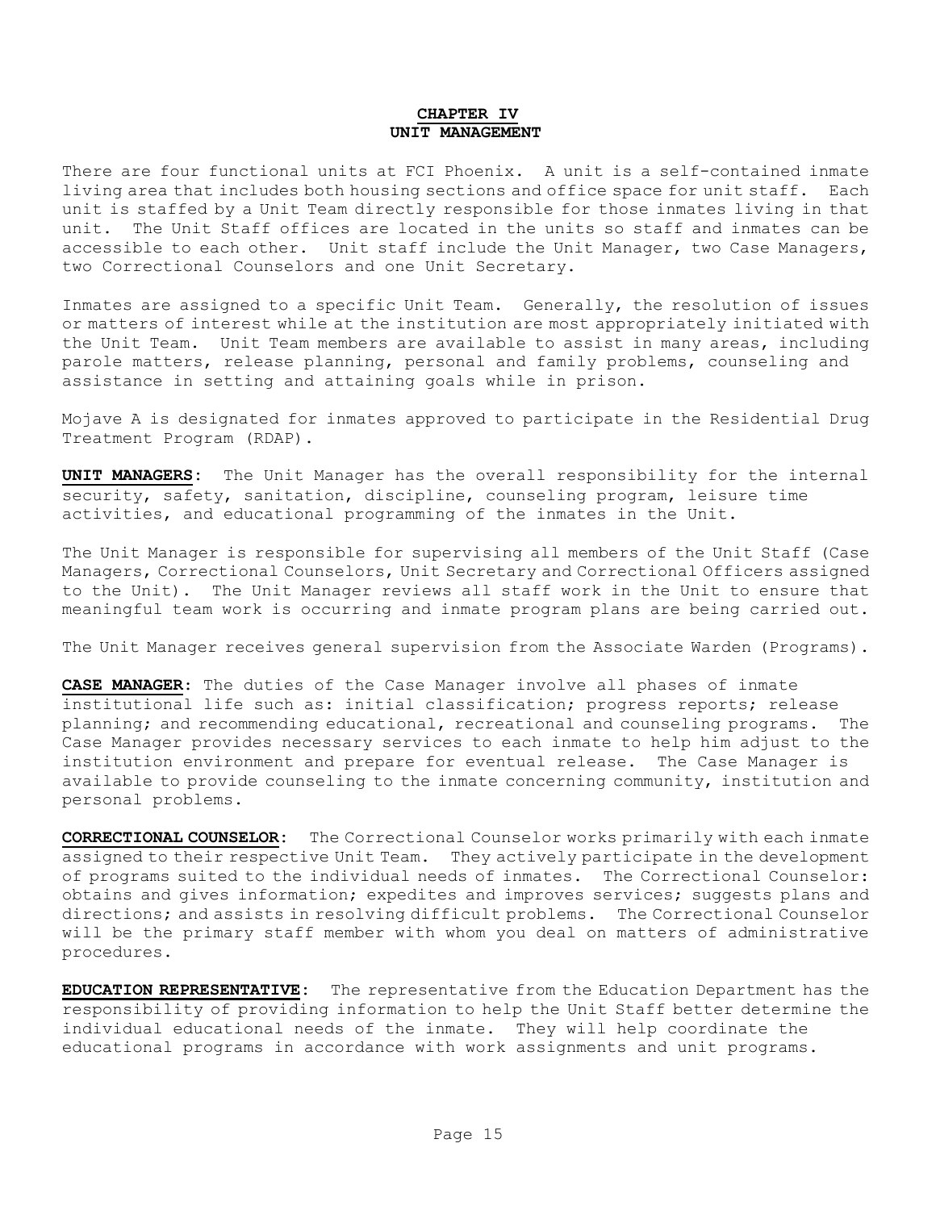# CHAPTER IV
## UNIT MANAGEMENT

There are four functional units at FCI Phoenix. A unit is a self-contained inmate living area that includes both housing sections and office space for unit staff. Each unit is staffed by a Unit Team directly responsible for those inmates living in that unit. The Unit Staff offices are located in the units so staff and inmates can be accessible to each other. Unit staff include the Unit Manager, two Case Managers, two Correctional Counselors and one Unit Secretary.

Inmates are assigned to a specific Unit Team. Generally, the resolution of issues or matters of interest while at the institution are most appropriately initiated with the Unit Team. Unit Team members are available to assist in many areas, including parole matters, release planning, personal and family problems, counseling and assistance in setting and attaining goals while in prison.

Mojave A is designated for inmates approved to participate in the Residential Drug Treatment Program (RDAP).

**UNIT MANAGERS**: The Unit Manager has the overall responsibility for the internal security, safety, sanitation, discipline, counseling program, leisure time activities, and educational programming of the inmates in the Unit.

The Unit Manager is responsible for supervising all members of the Unit Staff (Case Managers, Correctional Counselors, Unit Secretary and Correctional Officers assigned to the Unit). The Unit Manager reviews all staff work in the Unit to ensure that meaningful team work is occurring and inmate program plans are being carried out.

The Unit Manager receives general supervision from the Associate Warden (Programs).

**CASE MANAGER**: The duties of the Case Manager involve all phases of inmate institutional life such as: initial classification; progress reports; release planning; and recommending educational, recreational and counseling programs. The Case Manager provides necessary services to each inmate to help him adjust to the institution environment and prepare for eventual release. The Case Manager is available to provide counseling to the inmate concerning community, institution and personal problems.

**CORRECTIONAL COUNSELOR**: The Correctional Counselor works primarily with each inmate assigned to their respective Unit Team. They actively participate in the development of programs suited to the individual needs of inmates. The Correctional Counselor: obtains and gives information; expedites and improves services; suggests plans and directions; and assists in resolving difficult problems. The Correctional Counselor will be the primary staff member with whom you deal on matters of administrative procedures.

**EDUCATION REPRESENTATIVE**: The representative from the Education Department has the responsibility of providing information to help the Unit Staff better determine the individual educational needs of the inmate. They will help coordinate the educational programs in accordance with work assignments and unit programs.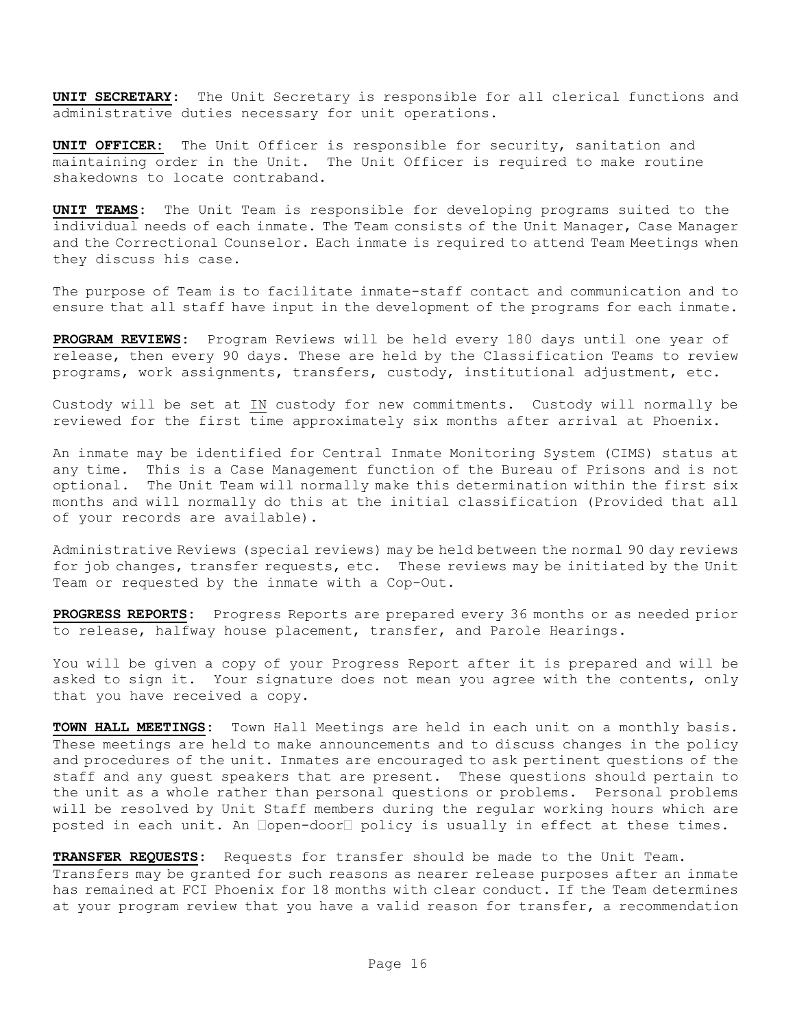**UNIT SECRETARY**: The Unit Secretary is responsible for all clerical functions and administrative duties necessary for unit operations.

**UNIT OFFICER:** The Unit Officer is responsible for security, sanitation and maintaining order in the Unit. The Unit Officer is required to make routine shakedowns to locate contraband.

**UNIT TEAMS**: The Unit Team is responsible for developing programs suited to the individual needs of each inmate. The Team consists of the Unit Manager, Case Manager and the Correctional Counselor. Each inmate is required to attend Team Meetings when they discuss his case.

The purpose of Team is to facilitate inmate-staff contact and communication and to ensure that all staff have input in the development of the programs for each inmate.

**PROGRAM REVIEWS**: Program Reviews will be held every 180 days until one year of release, then every 90 days. These are held by the Classification Teams to review programs, work assignments, transfers, custody, institutional adjustment, etc.

Custody will be set at IN custody for new commitments. Custody will normally be reviewed for the first time approximately six months after arrival at Phoenix.

An inmate may be identified for Central Inmate Monitoring System (CIMS) status at any time. This is a Case Management function of the Bureau of Prisons and is not optional. The Unit Team will normally make this determination within the first six months and will normally do this at the initial classification (Provided that all of your records are available).

Administrative Reviews (special reviews) may be held between the normal 90 day reviews for job changes, transfer requests, etc. These reviews may be initiated by the Unit Team or requested by the inmate with a Cop-Out.

**PROGRESS REPORTS**: Progress Reports are prepared every 36 months or as needed prior to release, halfway house placement, transfer, and Parole Hearings.

You will be given a copy of your Progress Report after it is prepared and will be asked to sign it. Your signature does not mean you agree with the contents, only that you have received a copy.

**TOWN HALL MEETINGS**: Town Hall Meetings are held in each unit on a monthly basis. These meetings are held to make announcements and to discuss changes in the policy and procedures of the unit. Inmates are encouraged to ask pertinent questions of the staff and any guest speakers that are present. These questions should pertain to the unit as a whole rather than personal questions or problems. Personal problems will be resolved by Unit Staff members during the regular working hours which are posted in each unit. An "open-door" policy is usually in effect at these times.

**TRANSFER REQUESTS**: Requests for transfer should be made to the Unit Team. Transfers may be granted for such reasons as nearer release purposes after an inmate has remained at FCI Phoenix for 18 months with clear conduct. If the Team determines at your program review that you have a valid reason for transfer, a recommendation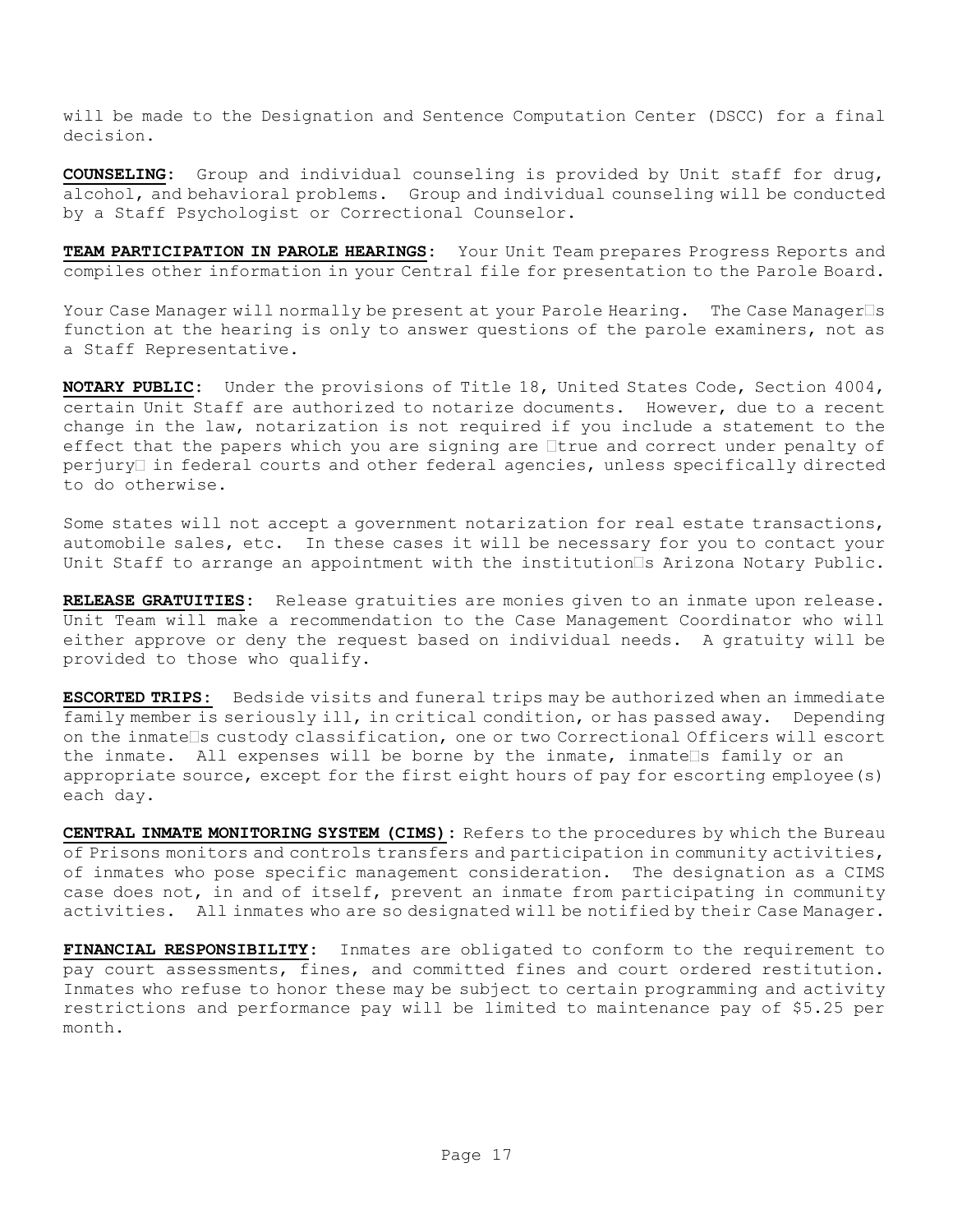will be made to the Designation and Sentence Computation Center (DSCC) for a final decision.

**COUNSELING:** Group and individual counseling is provided by Unit staff for drug, alcohol, and behavioral problems. Group and individual counseling will be conducted by a Staff Psychologist or Correctional Counselor.

**TEAM PARTICIPATION IN PAROLE HEARINGS:** Your Unit Team prepares Progress Reports and compiles other information in your Central file for presentation to the Parole Board.

Your Case Manager will normally be present at your Parole Hearing. The Case Manager's function at the hearing is only to answer questions of the parole examiners, not as a Staff Representative.

**NOTARY PUBLIC:** Under the provisions of Title 18, United States Code, Section 4004, certain Unit Staff are authorized to notarize documents. However, due to a recent change in the law, notarization is not required if you include a statement to the effect that the papers which you are signing are "true and correct under penalty of perjury" in federal courts and other federal agencies, unless specifically directed to do otherwise.

Some states will not accept a government notarization for real estate transactions, automobile sales, etc. In these cases it will be necessary for you to contact your Unit Staff to arrange an appointment with the institution's Arizona Notary Public.

**RELEASE GRATUITIES:** Release gratuities are monies given to an inmate upon release. Unit Team will make a recommendation to the Case Management Coordinator who will either approve or deny the request based on individual needs. A gratuity will be provided to those who qualify.

**ESCORTED TRIPS:** Bedside visits and funeral trips may be authorized when an immediate family member is seriously ill, in critical condition, or has passed away. Depending on the inmate's custody classification, one or two Correctional Officers will escort the inmate. All expenses will be borne by the inmate, inmate's family or an appropriate source, except for the first eight hours of pay for escorting employee(s) each day.

**CENTRAL INMATE MONITORING SYSTEM (CIMS):** Refers to the procedures by which the Bureau of Prisons monitors and controls transfers and participation in community activities, of inmates who pose specific management consideration. The designation as a CIMS case does not, in and of itself, prevent an inmate from participating in community activities. All inmates who are so designated will be notified by their Case Manager.

**FINANCIAL RESPONSIBILITY:** Inmates are obligated to conform to the requirement to pay court assessments, fines, and committed fines and court ordered restitution. Inmates who refuse to honor these may be subject to certain programming and activity restrictions and performance pay will be limited to maintenance pay of $5.25 per month.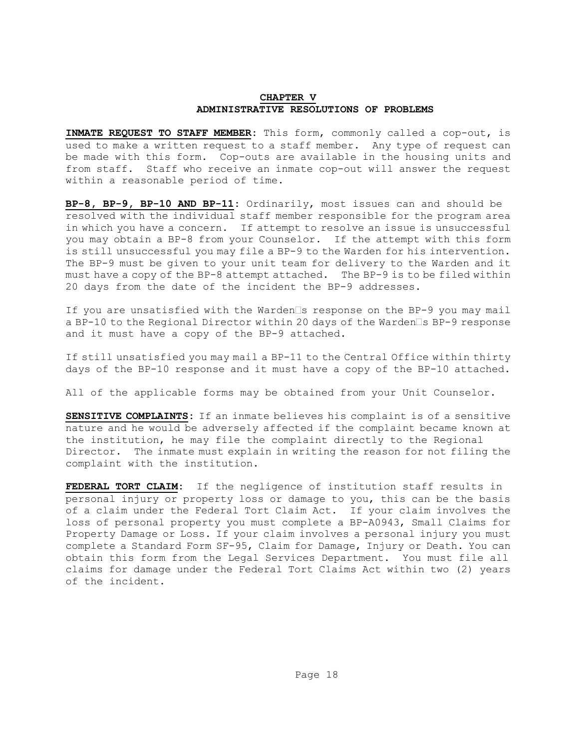## CHAPTER V
## ADMINISTRATIVE RESOLUTIONS OF PROBLEMS

**INMATE REQUEST TO STAFF MEMBER:** This form, commonly called a cop-out, is used to make a written request to a staff member. Any type of request can be made with this form. Cop-outs are available in the housing units and from staff. Staff who receive an inmate cop-out will answer the request within a reasonable period of time.

**BP-8, BP-9, BP-10 AND BP-11:** Ordinarily, most issues can and should be resolved with the individual staff member responsible for the program area in which you have a concern. If attempt to resolve an issue is unsuccessful you may obtain a BP-8 from your Counselor. If the attempt with this form is still unsuccessful you may file a BP-9 to the Warden for his intervention. The BP-9 must be given to your unit team for delivery to the Warden and it must have a copy of the BP-8 attempt attached. The BP-9 is to be filed within 20 days from the date of the incident the BP-9 addresses.

If you are unsatisfied with the Warden's response on the BP-9 you may mail a BP-10 to the Regional Director within 20 days of the Warden's BP-9 response and it must have a copy of the BP-9 attached.

If still unsatisfied you may mail a BP-11 to the Central Office within thirty days of the BP-10 response and it must have a copy of the BP-10 attached.

All of the applicable forms may be obtained from your Unit Counselor.

**SENSITIVE COMPLAINTS:** If an inmate believes his complaint is of a sensitive nature and he would be adversely affected if the complaint became known at the institution, he may file the complaint directly to the Regional Director. The inmate must explain in writing the reason for not filing the complaint with the institution.

**FEDERAL TORT CLAIM:** If the negligence of institution staff results in personal injury or property loss or damage to you, this can be the basis of a claim under the Federal Tort Claim Act. If your claim involves the loss of personal property you must complete a BP-A0943, Small Claims for Property Damage or Loss. If your claim involves a personal injury you must complete a Standard Form SF-95, Claim for Damage, Injury or Death. You can obtain this form from the Legal Services Department. You must file all claims for damage under the Federal Tort Claims Act within two (2) years of the incident.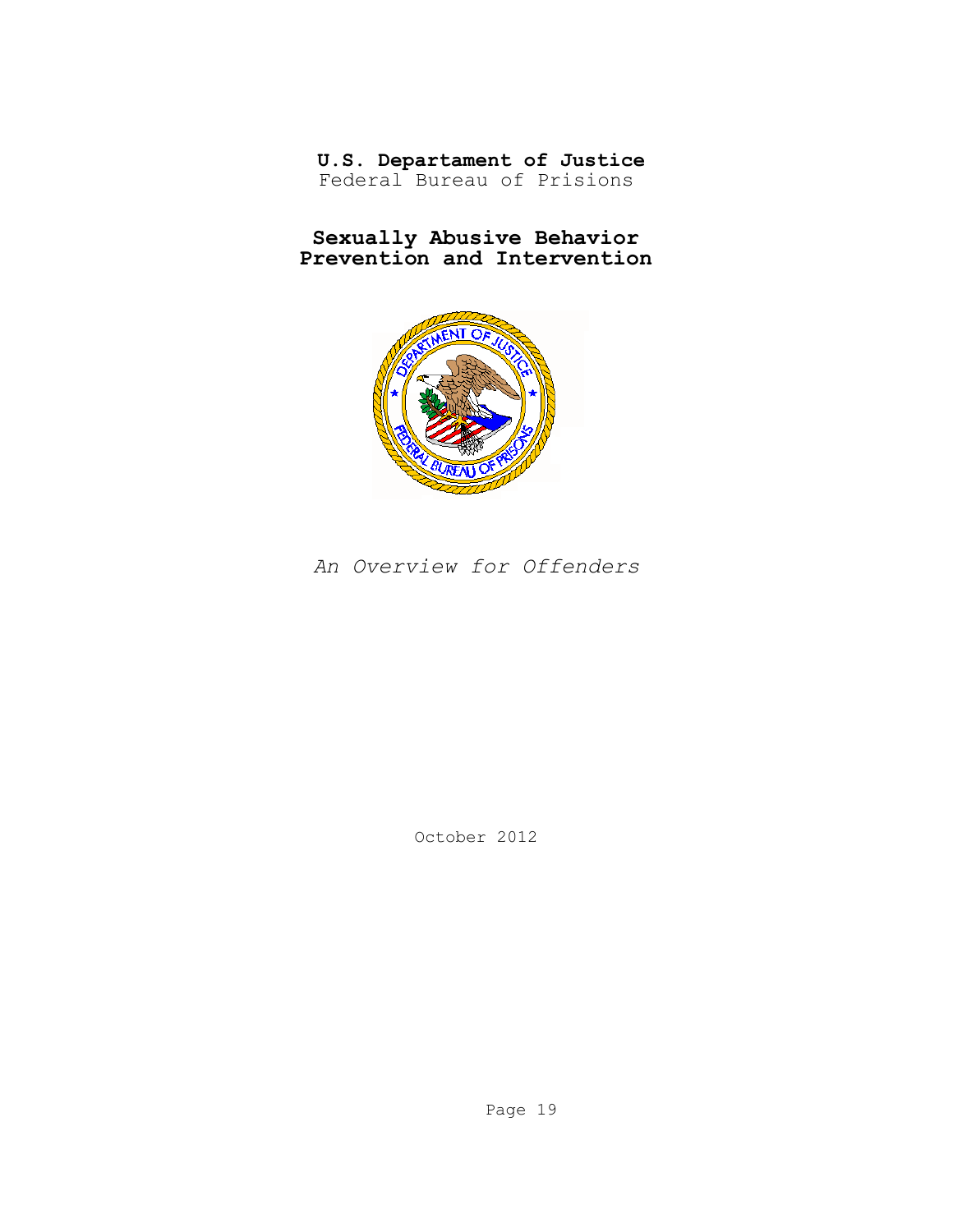**U.S. Departament of Justice**
Federal Bureau of Prisions

# Sexually Abusive Behavior Prevention and Intervention

*An Overview for Offenders*

October 2012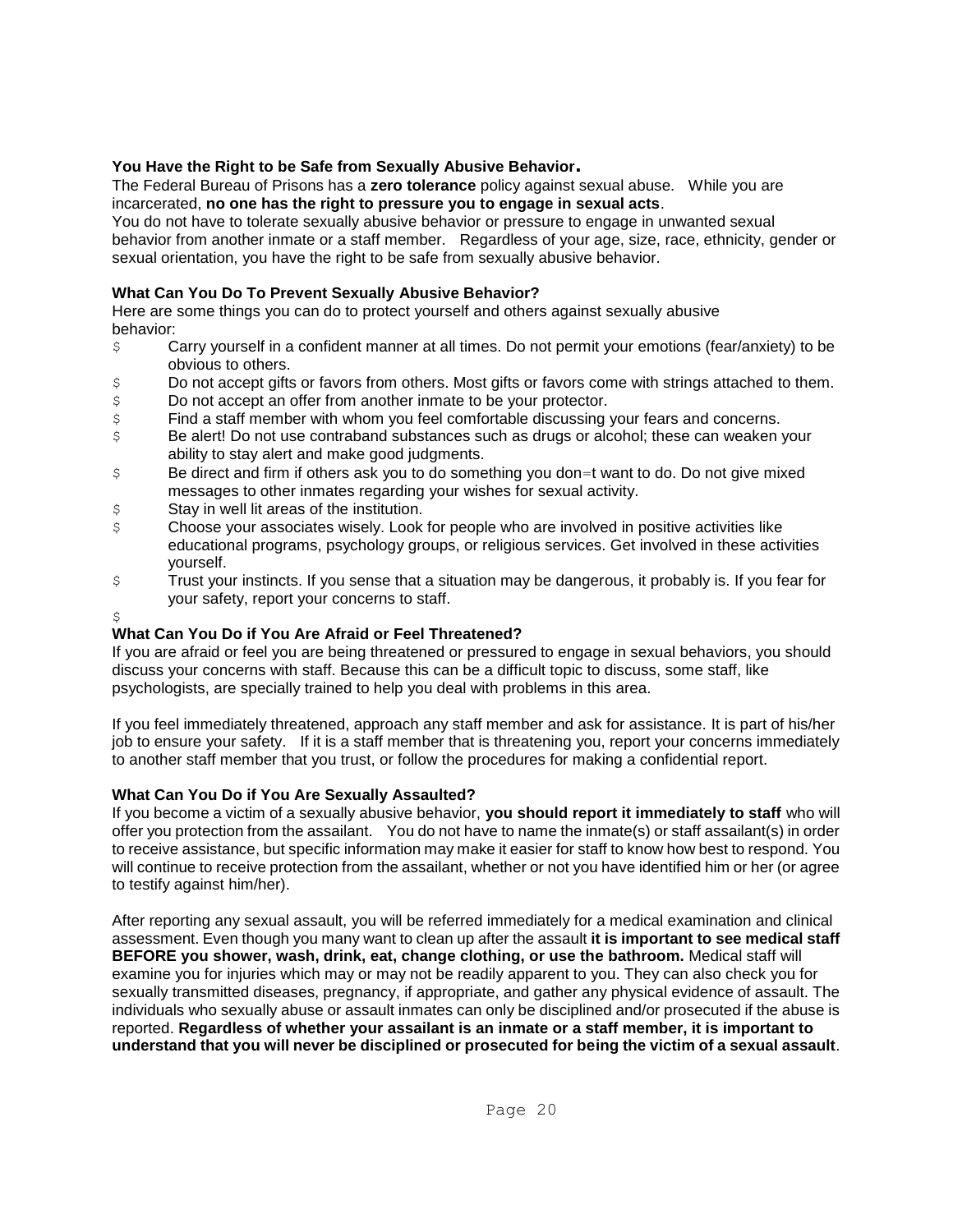### You Have the Right to be Safe from Sexually Abusive Behavior.

The Federal Bureau of Prisons has a **zero tolerance** policy against sexual abuse. While you are incarcerated, **no one has the right to pressure you to engage in sexual acts**.

You do not have to tolerate sexually abusive behavior or pressure to engage in unwanted sexual behavior from another inmate or a staff member. Regardless of your age, size, race, ethnicity, gender or sexual orientation, you have the right to be safe from sexually abusive behavior.

### What Can You Do To Prevent Sexually Abusive Behavior?

Here are some things you can do to protect yourself and others against sexually abusive behavior:

- Carry yourself in a confident manner at all times. Do not permit your emotions (fear/anxiety) to be obvious to others.
- Do not accept gifts or favors from others. Most gifts or favors come with strings attached to them.
- Do not accept an offer from another inmate to be your protector.
- Find a staff member with whom you feel comfortable discussing your fears and concerns.
- Be alert! Do not use contraband substances such as drugs or alcohol; these can weaken your ability to stay alert and make good judgments.
- Be direct and firm if others ask you to do something you don=t want to do. Do not give mixed messages to other inmates regarding your wishes for sexual activity.
- Stay in well lit areas of the institution.
- Choose your associates wisely. Look for people who are involved in positive activities like educational programs, psychology groups, or religious services. Get involved in these activities yourself.
- Trust your instincts. If you sense that a situation may be dangerous, it probably is. If you fear for your safety, report your concerns to staff.

### What Can You Do if You Are Afraid or Feel Threatened?

If you are afraid or feel you are being threatened or pressured to engage in sexual behaviors, you should discuss your concerns with staff. Because this can be a difficult topic to discuss, some staff, like psychologists, are specially trained to help you deal with problems in this area.

If you feel immediately threatened, approach any staff member and ask for assistance. It is part of his/her job to ensure your safety. If it is a staff member that is threatening you, report your concerns immediately to another staff member that you trust, or follow the procedures for making a confidential report.

### What Can You Do if You Are Sexually Assaulted?

If you become a victim of a sexually abusive behavior, **you should report it immediately to staff** who will offer you protection from the assailant. You do not have to name the inmate(s) or staff assailant(s) in order to receive assistance, but specific information may make it easier for staff to know how best to respond. You will continue to receive protection from the assailant, whether or not you have identified him or her (or agree to testify against him/her).

After reporting any sexual assault, you will be referred immediately for a medical examination and clinical assessment. Even though you many want to clean up after the assault **it is important to see medical staff BEFORE you shower, wash, drink, eat, change clothing, or use the bathroom.** Medical staff will examine you for injuries which may or may not be readily apparent to you. They can also check you for sexually transmitted diseases, pregnancy, if appropriate, and gather any physical evidence of assault. The individuals who sexually abuse or assault inmates can only be disciplined and/or prosecuted if the abuse is reported. **Regardless of whether your assailant is an inmate or a staff member, it is important to understand that you will never be disciplined or prosecuted for being the victim of a sexual assault**.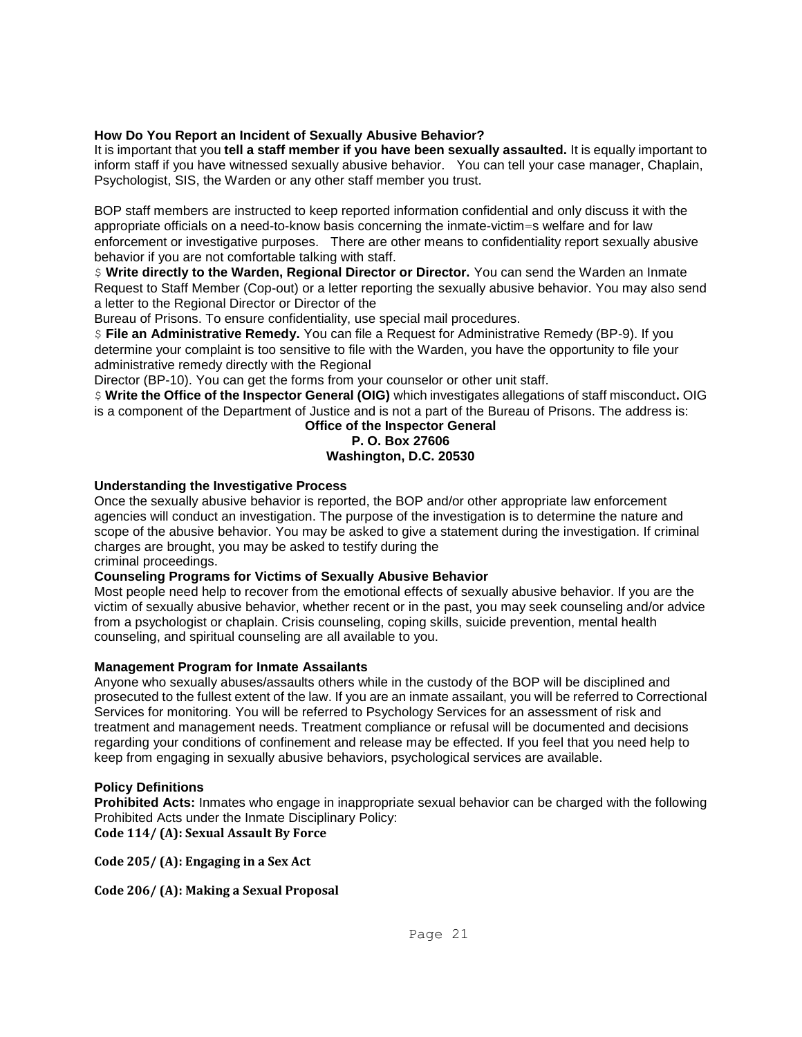**How Do You Report an Incident of Sexually Abusive Behavior?**
It is important that you **tell a staff member if you have been sexually assaulted.** It is equally important to inform staff if you have witnessed sexually abusive behavior. You can tell your case manager, Chaplain, Psychologist, SIS, the Warden or any other staff member you trust.

BOP staff members are instructed to keep reported information confidential and only discuss it with the appropriate officials on a need-to-know basis concerning the inmate-victim=s welfare and for law enforcement or investigative purposes. There are other means to confidentiality report sexually abusive behavior if you are not comfortable talking with staff.

$ **Write directly to the Warden, Regional Director or Director.** You can send the Warden an Inmate Request to Staff Member (Cop-out) or a letter reporting the sexually abusive behavior. You may also send a letter to the Regional Director or Director of the Bureau of Prisons. To ensure confidentiality, use special mail procedures.

$ **File an Administrative Remedy.** You can file a Request for Administrative Remedy (BP-9). If you determine your complaint is too sensitive to file with the Warden, you have the opportunity to file your administrative remedy directly with the Regional Director (BP-10). You can get the forms from your counselor or other unit staff.

$ **Write the Office of the Inspector General (OIG)** which investigates allegations of staff misconduct**.** OIG is a component of the Department of Justice and is not a part of the Bureau of Prisons. The address is:

**Office of the Inspector General**
**P. O. Box 27606**
**Washington, D.C. 20530**

**Understanding the Investigative Process**
Once the sexually abusive behavior is reported, the BOP and/or other appropriate law enforcement agencies will conduct an investigation. The purpose of the investigation is to determine the nature and scope of the abusive behavior. You may be asked to give a statement during the investigation. If criminal charges are brought, you may be asked to testify during the criminal proceedings.

**Counseling Programs for Victims of Sexually Abusive Behavior**
Most people need help to recover from the emotional effects of sexually abusive behavior. If you are the victim of sexually abusive behavior, whether recent or in the past, you may seek counseling and/or advice from a psychologist or chaplain. Crisis counseling, coping skills, suicide prevention, mental health counseling, and spiritual counseling are all available to you.

**Management Program for Inmate Assailants**
Anyone who sexually abuses/assaults others while in the custody of the BOP will be disciplined and prosecuted to the fullest extent of the law. If you are an inmate assailant, you will be referred to Correctional Services for monitoring. You will be referred to Psychology Services for an assessment of risk and treatment and management needs. Treatment compliance or refusal will be documented and decisions regarding your conditions of confinement and release may be effected. If you feel that you need help to keep from engaging in sexually abusive behaviors, psychological services are available.

**Policy Definitions**
**Prohibited Acts:** Inmates who engage in inappropriate sexual behavior can be charged with the following Prohibited Acts under the Inmate Disciplinary Policy:
**Code 114/ (A): Sexual Assault By Force**

**Code 205/ (A): Engaging in a Sex Act**

**Code 206/ (A): Making a Sexual Proposal**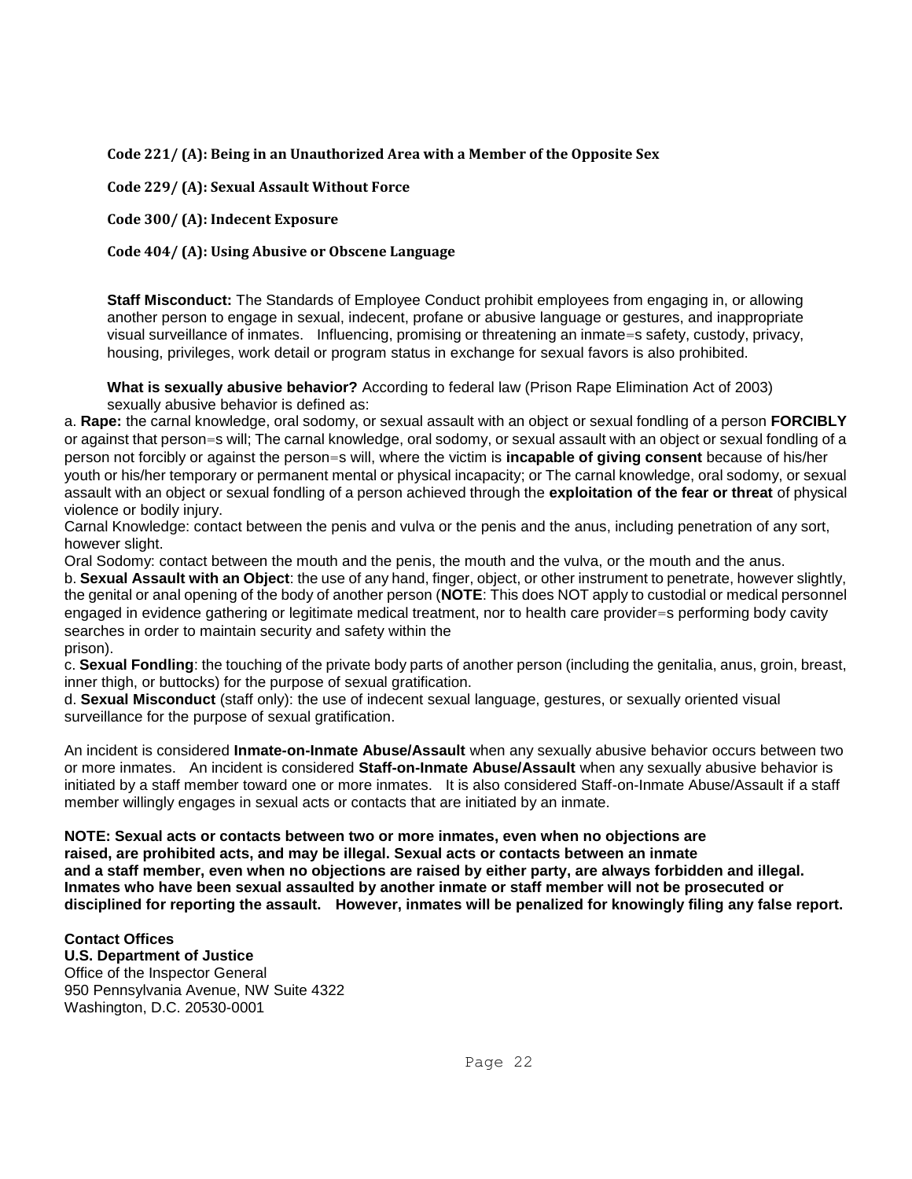**Code 221/ (A): Being in an Unauthorized Area with a Member of the Opposite Sex**

**Code 229/ (A): Sexual Assault Without Force**

**Code 300/ (A): Indecent Exposure**

**Code 404/ (A): Using Abusive or Obscene Language**

**Staff Misconduct:** The Standards of Employee Conduct prohibit employees from engaging in, or allowing another person to engage in sexual, indecent, profane or abusive language or gestures, and inappropriate visual surveillance of inmates. Influencing, promising or threatening an inmate=s safety, custody, privacy, housing, privileges, work detail or program status in exchange for sexual favors is also prohibited.

**What is sexually abusive behavior?** According to federal law (Prison Rape Elimination Act of 2003) sexually abusive behavior is defined as:

a. **Rape:** the carnal knowledge, oral sodomy, or sexual assault with an object or sexual fondling of a person **FORCIBLY** or against that person=s will; The carnal knowledge, oral sodomy, or sexual assault with an object or sexual fondling of a person not forcibly or against the person=s will, where the victim is **incapable of giving consent** because of his/her youth or his/her temporary or permanent mental or physical incapacity; or The carnal knowledge, oral sodomy, or sexual assault with an object or sexual fondling of a person achieved through the **exploitation of the fear or threat** of physical violence or bodily injury.

Carnal Knowledge: contact between the penis and vulva or the penis and the anus, including penetration of any sort, however slight.

Oral Sodomy: contact between the mouth and the penis, the mouth and the vulva, or the mouth and the anus.

b. **Sexual Assault with an Object**: the use of any hand, finger, object, or other instrument to penetrate, however slightly, the genital or anal opening of the body of another person (**NOTE**: This does NOT apply to custodial or medical personnel engaged in evidence gathering or legitimate medical treatment, nor to health care provider=s performing body cavity searches in order to maintain security and safety within the prison).

c. **Sexual Fondling**: the touching of the private body parts of another person (including the genitalia, anus, groin, breast, inner thigh, or buttocks) for the purpose of sexual gratification.

d. **Sexual Misconduct** (staff only): the use of indecent sexual language, gestures, or sexually oriented visual surveillance for the purpose of sexual gratification.

An incident is considered **Inmate-on-Inmate Abuse/Assault** when any sexually abusive behavior occurs between two or more inmates. An incident is considered **Staff-on-Inmate Abuse/Assault** when any sexually abusive behavior is initiated by a staff member toward one or more inmates. It is also considered Staff-on-Inmate Abuse/Assault if a staff member willingly engages in sexual acts or contacts that are initiated by an inmate.

**NOTE: Sexual acts or contacts between two or more inmates, even when no objections are raised, are prohibited acts, and may be illegal. Sexual acts or contacts between an inmate and a staff member, even when no objections are raised by either party, are always forbidden and illegal. Inmates who have been sexual assaulted by another inmate or staff member will not be prosecuted or disciplined for reporting the assault. However, inmates will be penalized for knowingly filing any false report.**

**Contact Offices**
**U.S. Department of Justice**
Office of the Inspector General
950 Pennsylvania Avenue, NW Suite 4322
Washington, D.C. 20530-0001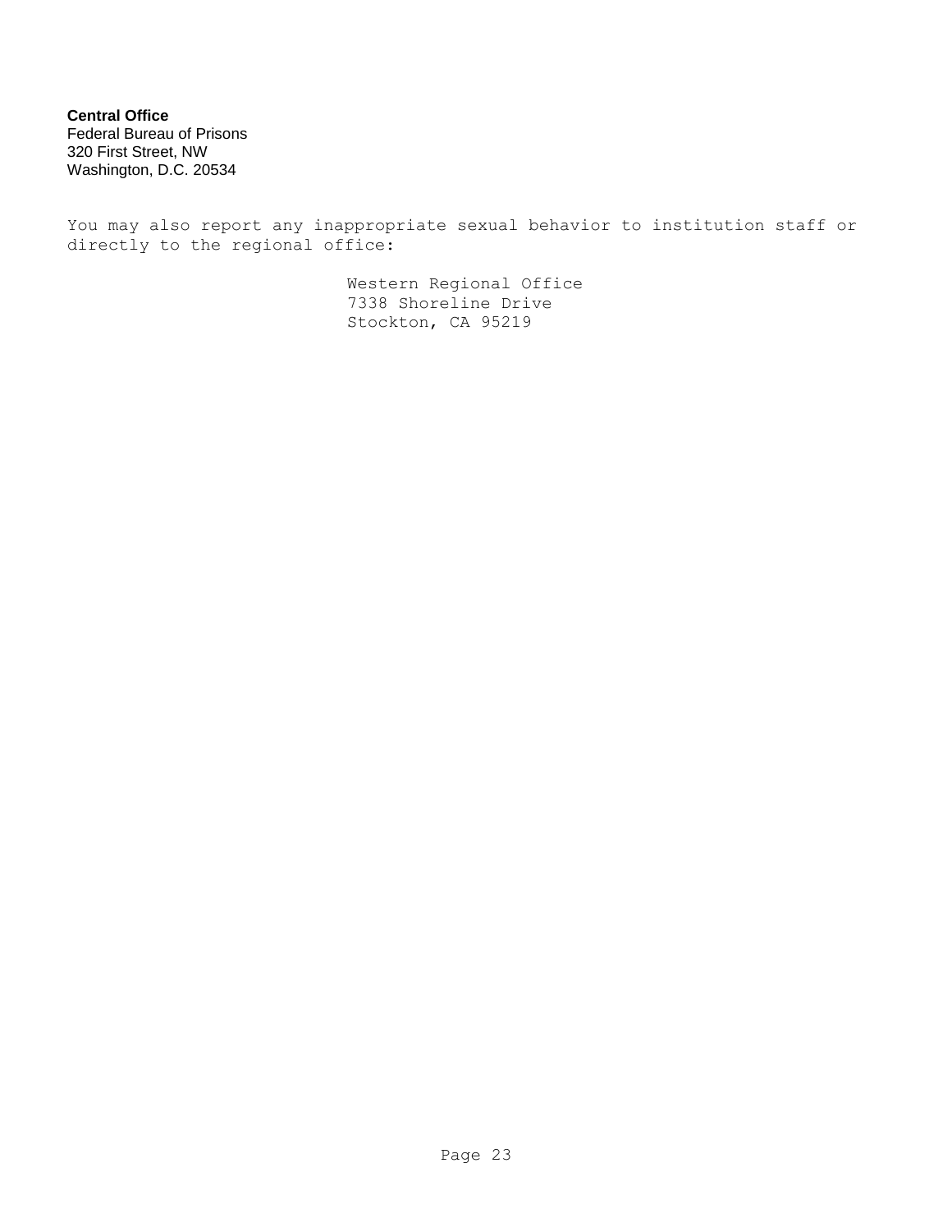**Central Office**
Federal Bureau of Prisons
320 First Street, NW
Washington, D.C. 20534

You may also report any inappropriate sexual behavior to institution staff or directly to the regional office:

Western Regional Office
7338 Shoreline Drive
Stockton, CA 95219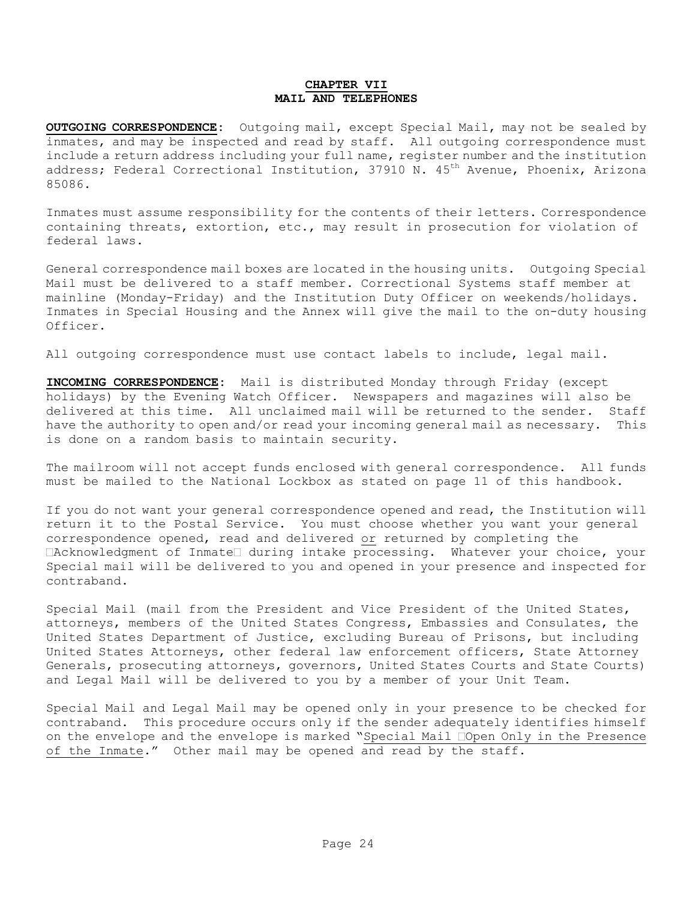# CHAPTER VII
# MAIL AND TELEPHONES

**OUTGOING CORRESPONDENCE**: Outgoing mail, except Special Mail, may not be sealed by inmates, and may be inspected and read by staff. All outgoing correspondence must include a return address including your full name, register number and the institution address; Federal Correctional Institution, 37910 N. 45th Avenue, Phoenix, Arizona 85086.

Inmates must assume responsibility for the contents of their letters. Correspondence containing threats, extortion, etc., may result in prosecution for violation of federal laws.

General correspondence mail boxes are located in the housing units. Outgoing Special Mail must be delivered to a staff member. Correctional Systems staff member at mainline (Monday-Friday) and the Institution Duty Officer on weekends/holidays. Inmates in Special Housing and the Annex will give the mail to the on-duty housing Officer.

All outgoing correspondence must use contact labels to include, legal mail.

**INCOMING CORRESPONDENCE**: Mail is distributed Monday through Friday (except holidays) by the Evening Watch Officer. Newspapers and magazines will also be delivered at this time. All unclaimed mail will be returned to the sender. Staff have the authority to open and/or read your incoming general mail as necessary. This is done on a random basis to maintain security.

The mailroom will not accept funds enclosed with general correspondence. All funds must be mailed to the National Lockbox as stated on page 11 of this handbook.

If you do not want your general correspondence opened and read, the Institution will return it to the Postal Service. You must choose whether you want your general correspondence opened, read and delivered or returned by completing the Acknowledgment of Inmate during intake processing. Whatever your choice, your Special mail will be delivered to you and opened in your presence and inspected for contraband.

Special Mail (mail from the President and Vice President of the United States, attorneys, members of the United States Congress, Embassies and Consulates, the United States Department of Justice, excluding Bureau of Prisons, but including United States Attorneys, other federal law enforcement officers, State Attorney Generals, prosecuting attorneys, governors, United States Courts and State Courts) and Legal Mail will be delivered to you by a member of your Unit Team.

Special Mail and Legal Mail may be opened only in your presence to be checked for contraband. This procedure occurs only if the sender adequately identifies himself on the envelope and the envelope is marked "Special Mail Open Only in the Presence of the Inmate." Other mail may be opened and read by the staff.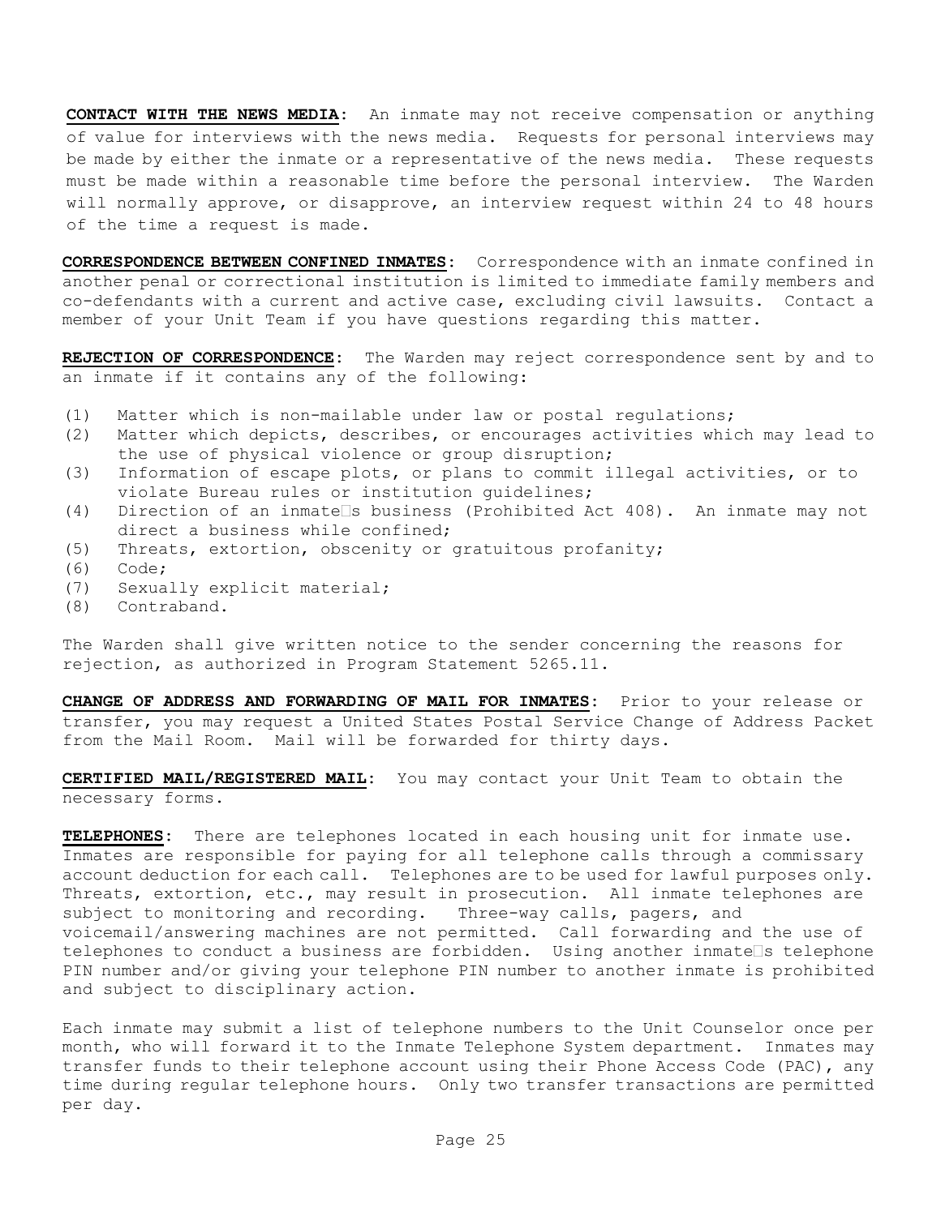**CONTACT WITH THE NEWS MEDIA**: An inmate may not receive compensation or anything of value for interviews with the news media. Requests for personal interviews may be made by either the inmate or a representative of the news media. These requests must be made within a reasonable time before the personal interview. The Warden will normally approve, or disapprove, an interview request within 24 to 48 hours of the time a request is made.

**CORRESPONDENCE BETWEEN CONFINED INMATES**: Correspondence with an inmate confined in another penal or correctional institution is limited to immediate family members and co-defendants with a current and active case, excluding civil lawsuits. Contact a member of your Unit Team if you have questions regarding this matter.

**REJECTION OF CORRESPONDENCE**: The Warden may reject correspondence sent by and to an inmate if it contains any of the following:

(1) Matter which is non-mailable under law or postal regulations;
(2) Matter which depicts, describes, or encourages activities which may lead to the use of physical violence or group disruption;
(3) Information of escape plots, or plans to commit illegal activities, or to violate Bureau rules or institution guidelines;
(4) Direction of an inmate's business (Prohibited Act 408). An inmate may not direct a business while confined;
(5) Threats, extortion, obscenity or gratuitous profanity;
(6) Code;
(7) Sexually explicit material;
(8) Contraband.

The Warden shall give written notice to the sender concerning the reasons for rejection, as authorized in Program Statement 5265.11.

**CHANGE OF ADDRESS AND FORWARDING OF MAIL FOR INMATES**: Prior to your release or transfer, you may request a United States Postal Service Change of Address Packet from the Mail Room. Mail will be forwarded for thirty days.

**CERTIFIED MAIL/REGISTERED MAIL**: You may contact your Unit Team to obtain the necessary forms.

**TELEPHONES**: There are telephones located in each housing unit for inmate use. Inmates are responsible for paying for all telephone calls through a commissary account deduction for each call. Telephones are to be used for lawful purposes only. Threats, extortion, etc., may result in prosecution. All inmate telephones are subject to monitoring and recording. Three-way calls, pagers, and voicemail/answering machines are not permitted. Call forwarding and the use of telephones to conduct a business are forbidden. Using another inmate's telephone PIN number and/or giving your telephone PIN number to another inmate is prohibited and subject to disciplinary action.

Each inmate may submit a list of telephone numbers to the Unit Counselor once per month, who will forward it to the Inmate Telephone System department. Inmates may transfer funds to their telephone account using their Phone Access Code (PAC), any time during regular telephone hours. Only two transfer transactions are permitted per day.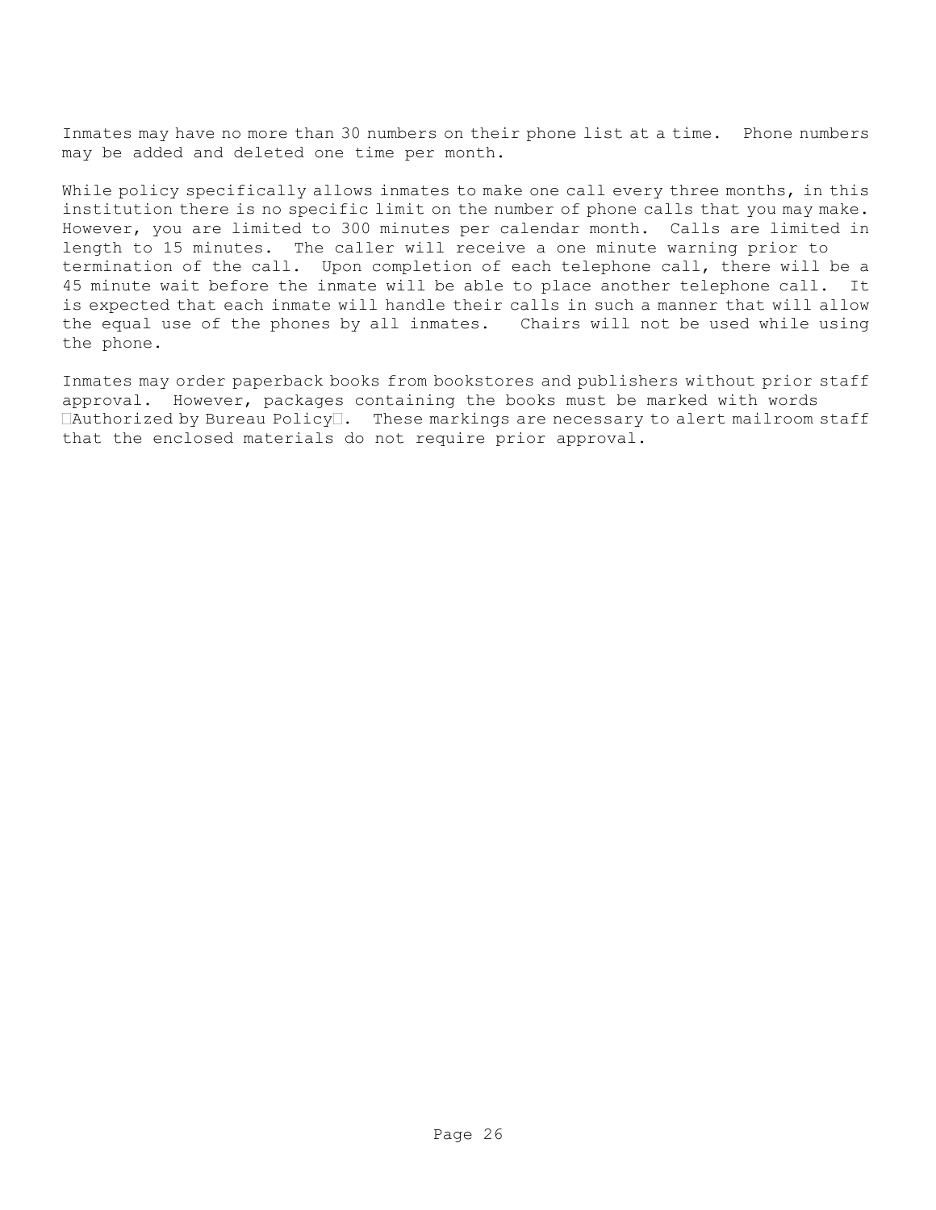Inmates may have no more than 30 numbers on their phone list at a time. Phone numbers may be added and deleted one time per month.

While policy specifically allows inmates to make one call every three months, in this institution there is no specific limit on the number of phone calls that you may make. However, you are limited to 300 minutes per calendar month. Calls are limited in length to 15 minutes. The caller will receive a one minute warning prior to termination of the call. Upon completion of each telephone call, there will be a 45 minute wait before the inmate will be able to place another telephone call. It is expected that each inmate will handle their calls in such a manner that will allow the equal use of the phones by all inmates. Chairs will not be used while using the phone.

Inmates may order paperback books from bookstores and publishers without prior staff approval. However, packages containing the books must be marked with words "Authorized by Bureau Policy". These markings are necessary to alert mailroom staff that the enclosed materials do not require prior approval.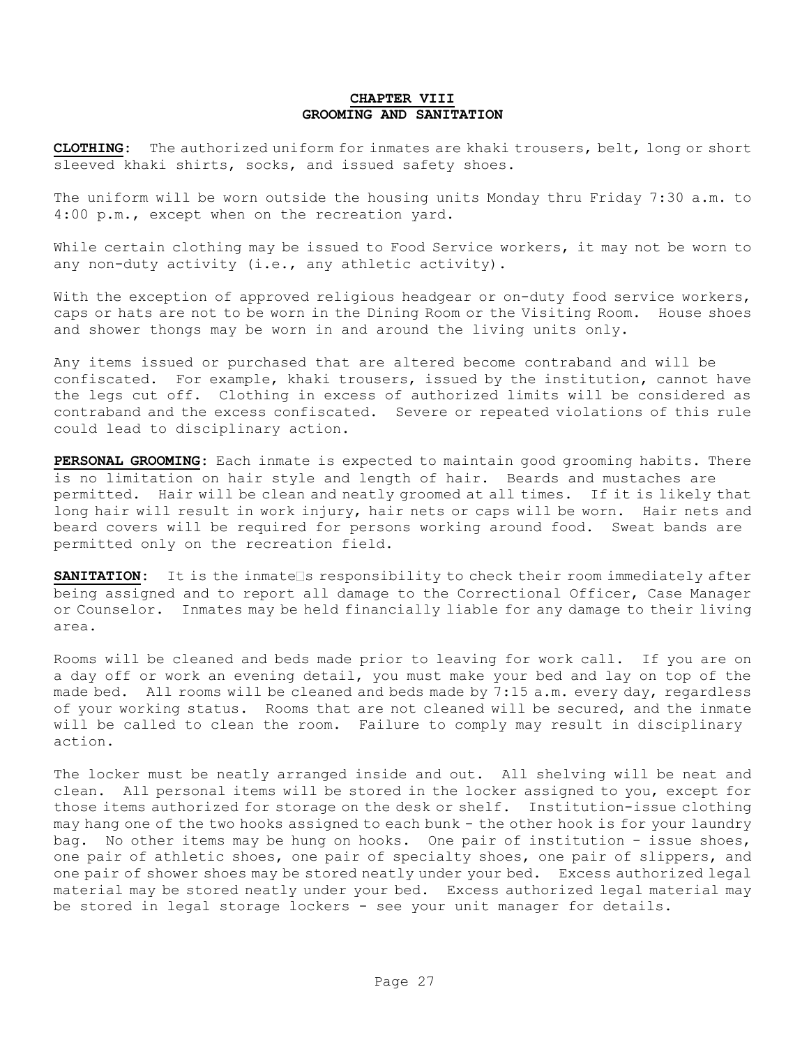# CHAPTER VIII
## GROOMING AND SANITATION

**CLOTHING**: The authorized uniform for inmates are khaki trousers, belt, long or short sleeved khaki shirts, socks, and issued safety shoes.

The uniform will be worn outside the housing units Monday thru Friday 7:30 a.m. to 4:00 p.m., except when on the recreation yard.

While certain clothing may be issued to Food Service workers, it may not be worn to any non-duty activity (i.e., any athletic activity).

With the exception of approved religious headgear or on-duty food service workers, caps or hats are not to be worn in the Dining Room or the Visiting Room. House shoes and shower thongs may be worn in and around the living units only.

Any items issued or purchased that are altered become contraband and will be confiscated. For example, khaki trousers, issued by the institution, cannot have the legs cut off. Clothing in excess of authorized limits will be considered as contraband and the excess confiscated. Severe or repeated violations of this rule could lead to disciplinary action.

**PERSONAL GROOMING**: Each inmate is expected to maintain good grooming habits. There is no limitation on hair style and length of hair. Beards and mustaches are permitted. Hair will be clean and neatly groomed at all times. If it is likely that long hair will result in work injury, hair nets or caps will be worn. Hair nets and beard covers will be required for persons working around food. Sweat bands are permitted only on the recreation field.

**SANITATION**: It is the inmate's responsibility to check their room immediately after being assigned and to report all damage to the Correctional Officer, Case Manager or Counselor. Inmates may be held financially liable for any damage to their living area.

Rooms will be cleaned and beds made prior to leaving for work call. If you are on a day off or work an evening detail, you must make your bed and lay on top of the made bed. All rooms will be cleaned and beds made by 7:15 a.m. every day, regardless of your working status. Rooms that are not cleaned will be secured, and the inmate will be called to clean the room. Failure to comply may result in disciplinary action.

The locker must be neatly arranged inside and out. All shelving will be neat and clean. All personal items will be stored in the locker assigned to you, except for those items authorized for storage on the desk or shelf. Institution-issue clothing may hang one of the two hooks assigned to each bunk - the other hook is for your laundry bag. No other items may be hung on hooks. One pair of institution - issue shoes, one pair of athletic shoes, one pair of specialty shoes, one pair of slippers, and one pair of shower shoes may be stored neatly under your bed. Excess authorized legal material may be stored neatly under your bed. Excess authorized legal material may be stored in legal storage lockers - see your unit manager for details.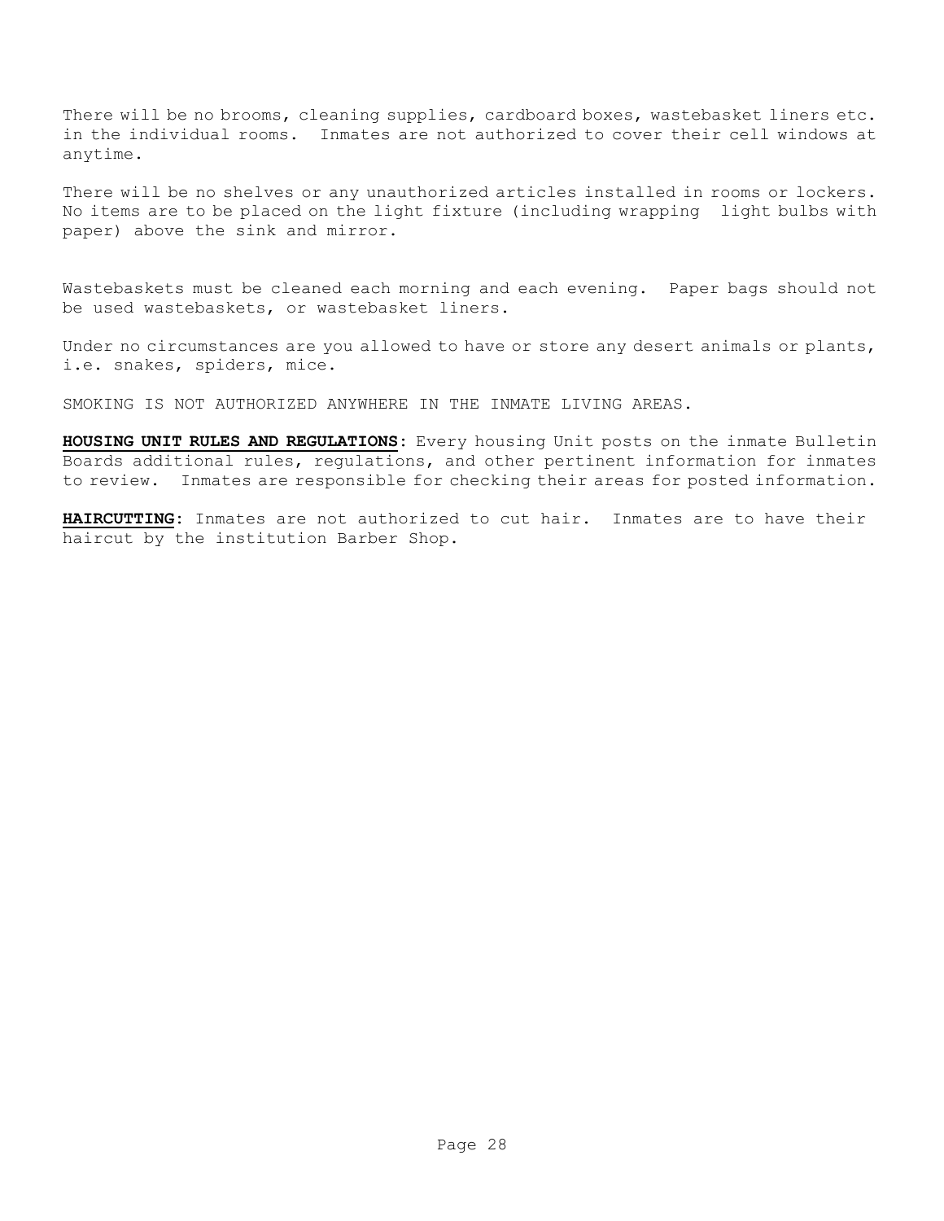There will be no brooms, cleaning supplies, cardboard boxes, wastebasket liners etc. in the individual rooms. Inmates are not authorized to cover their cell windows at anytime.

There will be no shelves or any unauthorized articles installed in rooms or lockers. No items are to be placed on the light fixture (including wrapping light bulbs with paper) above the sink and mirror.

Wastebaskets must be cleaned each morning and each evening. Paper bags should not be used wastebaskets, or wastebasket liners.

Under no circumstances are you allowed to have or store any desert animals or plants, i.e. snakes, spiders, mice.

SMOKING IS NOT AUTHORIZED ANYWHERE IN THE INMATE LIVING AREAS.

**HOUSING UNIT RULES AND REGULATIONS**: Every housing Unit posts on the inmate Bulletin Boards additional rules, regulations, and other pertinent information for inmates to review. Inmates are responsible for checking their areas for posted information.

**HAIRCUTTING**: Inmates are not authorized to cut hair. Inmates are to have their haircut by the institution Barber Shop.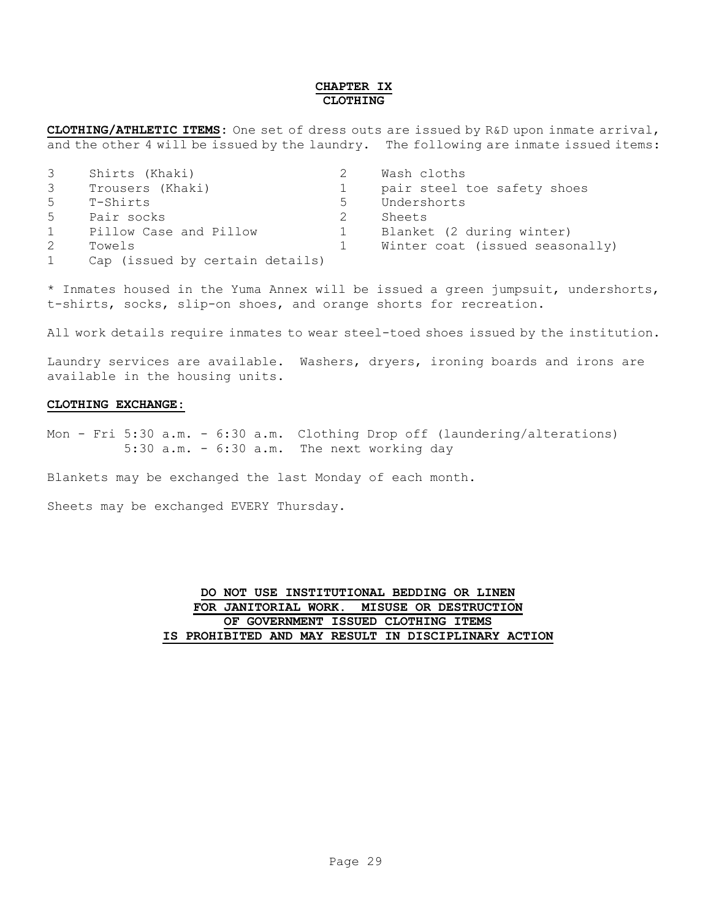# CHAPTER IX
# CLOTHING

**CLOTHING/ATHLETIC ITEMS**: One set of dress outs are issued by R&D upon inmate arrival, and the other 4 will be issued by the laundry. The following are inmate issued items:

| | | | |
|---|---|---|---|
| 3 | Shirts (Khaki) | 2 | Wash cloths |
| 3 | Trousers (Khaki) | 1 | pair steel toe safety shoes |
| 5 | T-Shirts | 5 | Undershorts |
| 5 | Pair socks | 2 | Sheets |
| 1 | Pillow Case and Pillow | 1 | Blanket (2 during winter) |
| 2 | Towels | 1 | Winter coat (issued seasonally) |
| 1 | Cap (issued by certain details) | | |

* Inmates housed in the Yuma Annex will be issued a green jumpsuit, undershorts, t-shirts, socks, slip-on shoes, and orange shorts for recreation.

All work details require inmates to wear steel-toed shoes issued by the institution.

Laundry services are available. Washers, dryers, ironing boards and irons are available in the housing units.

**CLOTHING EXCHANGE:**

Mon - Fri 5:30 a.m. - 6:30 a.m. Clothing Drop off (laundering/alterations)
5:30 a.m. - 6:30 a.m. The next working day

Blankets may be exchanged the last Monday of each month.

Sheets may be exchanged EVERY Thursday.

**DO NOT USE INSTITUTIONAL BEDDING OR LINEN FOR JANITORIAL WORK. MISUSE OR DESTRUCTION OF GOVERNMENT ISSUED CLOTHING ITEMS IS PROHIBITED AND MAY RESULT IN DISCIPLINARY ACTION**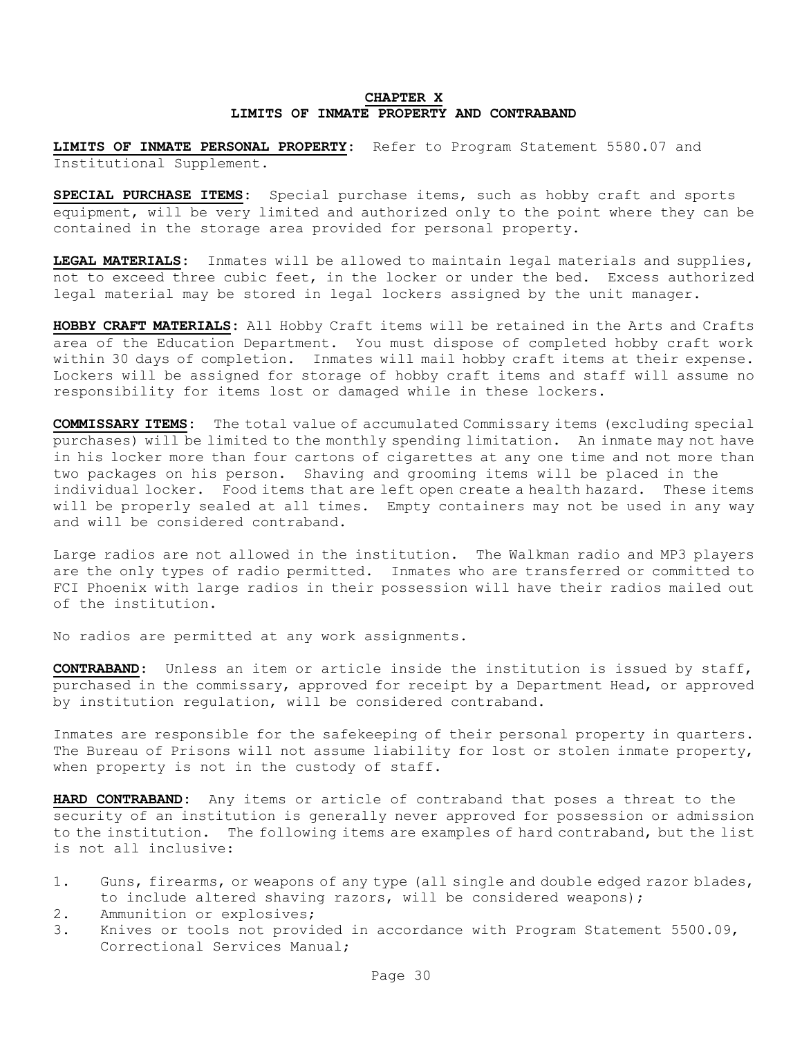## CHAPTER X
## LIMITS OF INMATE PROPERTY AND CONTRABAND

**LIMITS OF INMATE PERSONAL PROPERTY**: Refer to Program Statement 5580.07 and Institutional Supplement.

**SPECIAL PURCHASE ITEMS**: Special purchase items, such as hobby craft and sports equipment, will be very limited and authorized only to the point where they can be contained in the storage area provided for personal property.

**LEGAL MATERIALS**: Inmates will be allowed to maintain legal materials and supplies, not to exceed three cubic feet, in the locker or under the bed. Excess authorized legal material may be stored in legal lockers assigned by the unit manager.

**HOBBY CRAFT MATERIALS**: All Hobby Craft items will be retained in the Arts and Crafts area of the Education Department. You must dispose of completed hobby craft work within 30 days of completion. Inmates will mail hobby craft items at their expense. Lockers will be assigned for storage of hobby craft items and staff will assume no responsibility for items lost or damaged while in these lockers.

**COMMISSARY ITEMS**: The total value of accumulated Commissary items (excluding special purchases) will be limited to the monthly spending limitation. An inmate may not have in his locker more than four cartons of cigarettes at any one time and not more than two packages on his person. Shaving and grooming items will be placed in the individual locker. Food items that are left open create a health hazard. These items will be properly sealed at all times. Empty containers may not be used in any way and will be considered contraband.

Large radios are not allowed in the institution. The Walkman radio and MP3 players are the only types of radio permitted. Inmates who are transferred or committed to FCI Phoenix with large radios in their possession will have their radios mailed out of the institution.

No radios are permitted at any work assignments.

**CONTRABAND**: Unless an item or article inside the institution is issued by staff, purchased in the commissary, approved for receipt by a Department Head, or approved by institution regulation, will be considered contraband.

Inmates are responsible for the safekeeping of their personal property in quarters. The Bureau of Prisons will not assume liability for lost or stolen inmate property, when property is not in the custody of staff.

**HARD CONTRABAND**: Any items or article of contraband that poses a threat to the security of an institution is generally never approved for possession or admission to the institution. The following items are examples of hard contraband, but the list is not all inclusive:

1. Guns, firearms, or weapons of any type (all single and double edged razor blades, to include altered shaving razors, will be considered weapons);
2. Ammunition or explosives;
3. Knives or tools not provided in accordance with Program Statement 5500.09, Correctional Services Manual;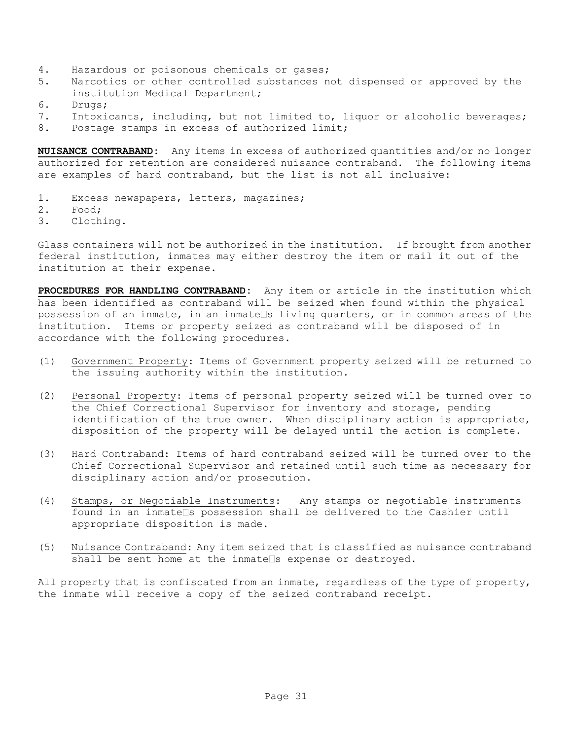4. Hazardous or poisonous chemicals or gases;
5. Narcotics or other controlled substances not dispensed or approved by the institution Medical Department;
6. Drugs;
7. Intoxicants, including, but not limited to, liquor or alcoholic beverages;
8. Postage stamps in excess of authorized limit;

**NUISANCE CONTRABAND**: Any items in excess of authorized quantities and/or no longer authorized for retention are considered nuisance contraband. The following items are examples of hard contraband, but the list is not all inclusive:

1. Excess newspapers, letters, magazines;
2. Food;
3. Clothing.

Glass containers will not be authorized in the institution. If brought from another federal institution, inmates may either destroy the item or mail it out of the institution at their expense.

**PROCEDURES FOR HANDLING CONTRABAND**: Any item or article in the institution which has been identified as contraband will be seized when found within the physical possession of an inmate, in an inmate's living quarters, or in common areas of the institution. Items or property seized as contraband will be disposed of in accordance with the following procedures.

(1) Government Property: Items of Government property seized will be returned to the issuing authority within the institution.

(2) Personal Property: Items of personal property seized will be turned over to the Chief Correctional Supervisor for inventory and storage, pending identification of the true owner. When disciplinary action is appropriate, disposition of the property will be delayed until the action is complete.

(3) Hard Contraband: Items of hard contraband seized will be turned over to the Chief Correctional Supervisor and retained until such time as necessary for disciplinary action and/or prosecution.

(4) Stamps, or Negotiable Instruments: Any stamps or negotiable instruments found in an inmate's possession shall be delivered to the Cashier until appropriate disposition is made.

(5) Nuisance Contraband: Any item seized that is classified as nuisance contraband shall be sent home at the inmate's expense or destroyed.

All property that is confiscated from an inmate, regardless of the type of property, the inmate will receive a copy of the seized contraband receipt.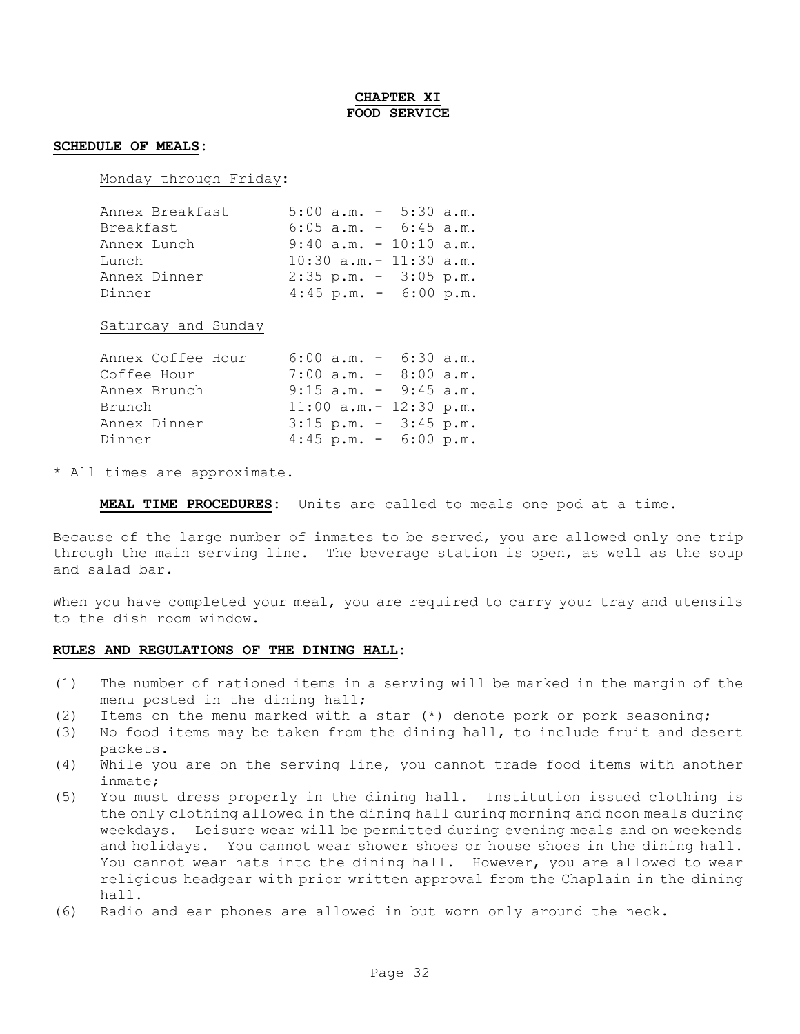# CHAPTER XI
# FOOD SERVICE

**SCHEDULE OF MEALS:**

Monday through Friday:

| | |
|---|---|
| Annex Breakfast | 5:00 a.m. - 5:30 a.m. |
| Breakfast | 6:05 a.m. - 6:45 a.m. |
| Annex Lunch | 9:40 a.m. - 10:10 a.m. |
| Lunch | 10:30 a.m.- 11:30 a.m. |
| Annex Dinner | 2:35 p.m. - 3:05 p.m. |
| Dinner | 4:45 p.m. - 6:00 p.m. |

Saturday and Sunday

| | |
|---|---|
| Annex Coffee Hour | 6:00 a.m. - 6:30 a.m. |
| Coffee Hour | 7:00 a.m. - 8:00 a.m. |
| Annex Brunch | 9:15 a.m. - 9:45 a.m. |
| Brunch | 11:00 a.m.- 12:30 p.m. |
| Annex Dinner | 3:15 p.m. - 3:45 p.m. |
| Dinner | 4:45 p.m. - 6:00 p.m. |

* All times are approximate.

**MEAL TIME PROCEDURES:** Units are called to meals one pod at a time.

Because of the large number of inmates to be served, you are allowed only one trip through the main serving line. The beverage station is open, as well as the soup and salad bar.

When you have completed your meal, you are required to carry your tray and utensils to the dish room window.

**RULES AND REGULATIONS OF THE DINING HALL:**

(1) The number of rationed items in a serving will be marked in the margin of the menu posted in the dining hall;

(2) Items on the menu marked with a star (*) denote pork or pork seasoning;

(3) No food items may be taken from the dining hall, to include fruit and desert packets.

(4) While you are on the serving line, you cannot trade food items with another inmate;

(5) You must dress properly in the dining hall. Institution issued clothing is the only clothing allowed in the dining hall during morning and noon meals during weekdays. Leisure wear will be permitted during evening meals and on weekends and holidays. You cannot wear shower shoes or house shoes in the dining hall. You cannot wear hats into the dining hall. However, you are allowed to wear religious headgear with prior written approval from the Chaplain in the dining hall.

(6) Radio and ear phones are allowed in but worn only around the neck.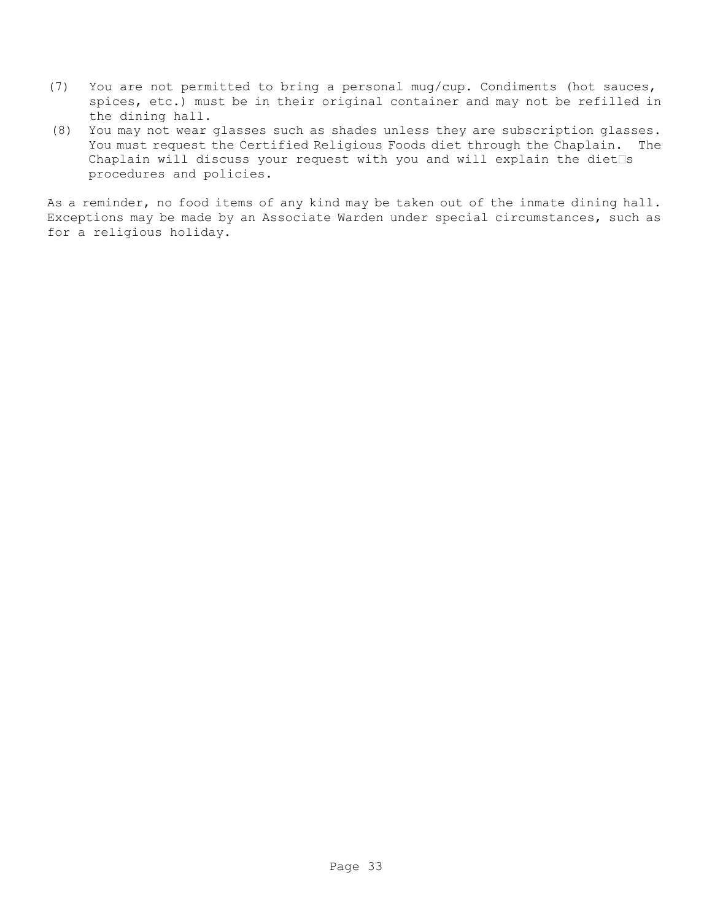(7) You are not permitted to bring a personal mug/cup. Condiments (hot sauces, spices, etc.) must be in their original container and may not be refilled in the dining hall.

(8) You may not wear glasses such as shades unless they are subscription glasses. You must request the Certified Religious Foods diet through the Chaplain. The Chaplain will discuss your request with you and will explain the diet�s procedures and policies.

As a reminder, no food items of any kind may be taken out of the inmate dining hall. Exceptions may be made by an Associate Warden under special circumstances, such as for a religious holiday.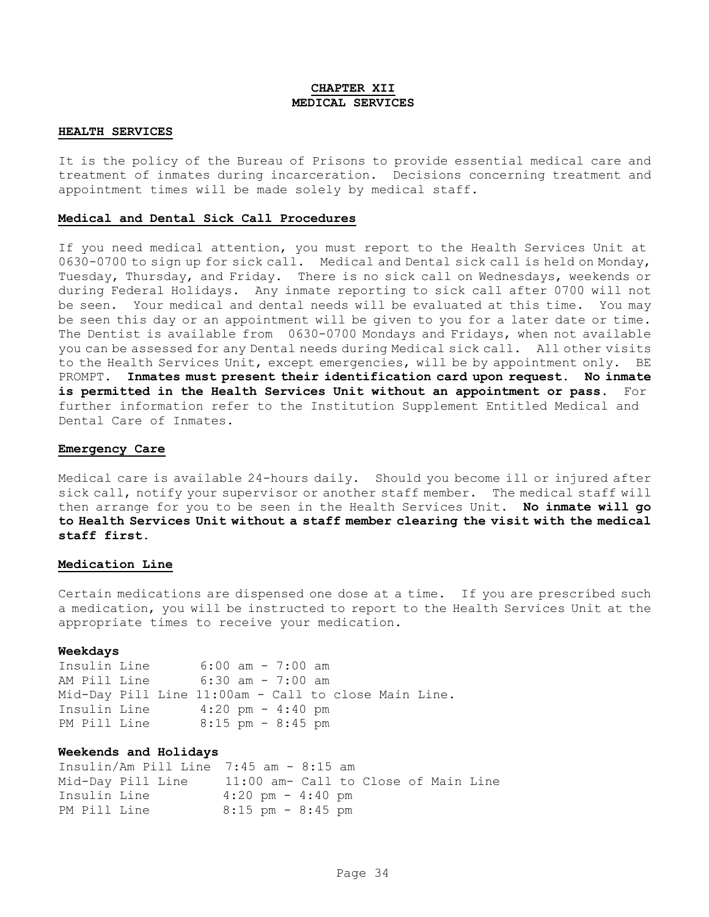## CHAPTER XII
## MEDICAL SERVICES

### HEALTH SERVICES

It is the policy of the Bureau of Prisons to provide essential medical care and treatment of inmates during incarceration. Decisions concerning treatment and appointment times will be made solely by medical staff.

### Medical and Dental Sick Call Procedures

If you need medical attention, you must report to the Health Services Unit at 0630-0700 to sign up for sick call. Medical and Dental sick call is held on Monday, Tuesday, Thursday, and Friday. There is no sick call on Wednesdays, weekends or during Federal Holidays. Any inmate reporting to sick call after 0700 will not be seen. Your medical and dental needs will be evaluated at this time. You may be seen this day or an appointment will be given to you for a later date or time. The Dentist is available from 0630-0700 Mondays and Fridays, when not available you can be assessed for any Dental needs during Medical sick call. All other visits to the Health Services Unit, except emergencies, will be by appointment only. BE PROMPT. **Inmates must present their identification card upon request. No inmate is permitted in the Health Services Unit without an appointment or pass.** For further information refer to the Institution Supplement Entitled Medical and Dental Care of Inmates.

### Emergency Care

Medical care is available 24-hours daily. Should you become ill or injured after sick call, notify your supervisor or another staff member. The medical staff will then arrange for you to be seen in the Health Services Unit. **No inmate will go to Health Services Unit without a staff member clearing the visit with the medical staff first.**

### Medication Line

Certain medications are dispensed one dose at a time. If you are prescribed such a medication, you will be instructed to report to the Health Services Unit at the appropriate times to receive your medication.

**Weekdays**

Insulin Line 6:00 am - 7:00 am
AM Pill Line 6:30 am - 7:00 am
Mid-Day Pill Line 11:00am - Call to close Main Line.
Insulin Line 4:20 pm - 4:40 pm
PM Pill Line 8:15 pm - 8:45 pm

**Weekends and Holidays**

Insulin/Am Pill Line 7:45 am - 8:15 am
Mid-Day Pill Line 11:00 am- Call to Close of Main Line
Insulin Line 4:20 pm - 4:40 pm
PM Pill Line 8:15 pm - 8:45 pm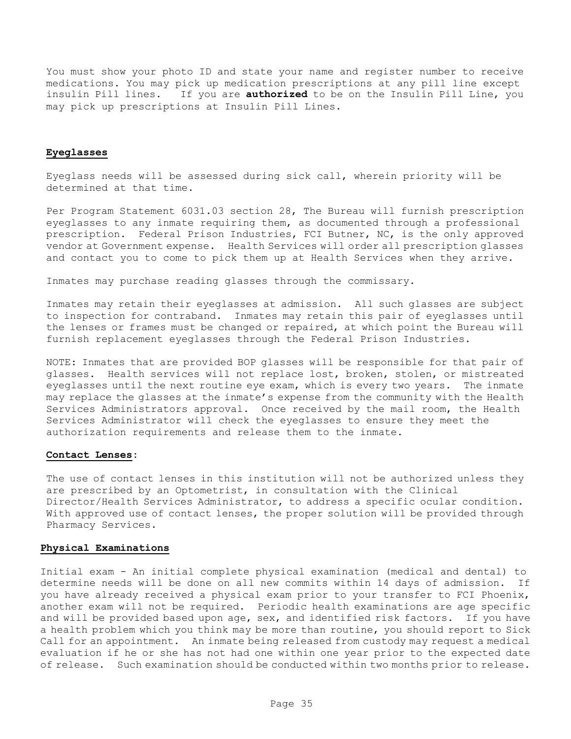You must show your photo ID and state your name and register number to receive medications. You may pick up medication prescriptions at any pill line except insulin Pill lines. If you are **authorized** to be on the Insulin Pill Line, you may pick up prescriptions at Insulin Pill Lines.

## Eyeglasses

Eyeglass needs will be assessed during sick call, wherein priority will be determined at that time.

Per Program Statement 6031.03 section 28, The Bureau will furnish prescription eyeglasses to any inmate requiring them, as documented through a professional prescription. Federal Prison Industries, FCI Butner, NC, is the only approved vendor at Government expense. Health Services will order all prescription glasses and contact you to come to pick them up at Health Services when they arrive.

Inmates may purchase reading glasses through the commissary.

Inmates may retain their eyeglasses at admission. All such glasses are subject to inspection for contraband. Inmates may retain this pair of eyeglasses until the lenses or frames must be changed or repaired, at which point the Bureau will furnish replacement eyeglasses through the Federal Prison Industries.

NOTE: Inmates that are provided BOP glasses will be responsible for that pair of glasses. Health services will not replace lost, broken, stolen, or mistreated eyeglasses until the next routine eye exam, which is every two years. The inmate may replace the glasses at the inmate's expense from the community with the Health Services Administrators approval. Once received by the mail room, the Health Services Administrator will check the eyeglasses to ensure they meet the authorization requirements and release them to the inmate.

## Contact Lenses:

The use of contact lenses in this institution will not be authorized unless they are prescribed by an Optometrist, in consultation with the Clinical Director/Health Services Administrator, to address a specific ocular condition. With approved use of contact lenses, the proper solution will be provided through Pharmacy Services.

## Physical Examinations

Initial exam - An initial complete physical examination (medical and dental) to determine needs will be done on all new commits within 14 days of admission. If you have already received a physical exam prior to your transfer to FCI Phoenix, another exam will not be required. Periodic health examinations are age specific and will be provided based upon age, sex, and identified risk factors. If you have a health problem which you think may be more than routine, you should report to Sick Call for an appointment. An inmate being released from custody may request a medical evaluation if he or she has not had one within one year prior to the expected date of release. Such examination should be conducted within two months prior to release.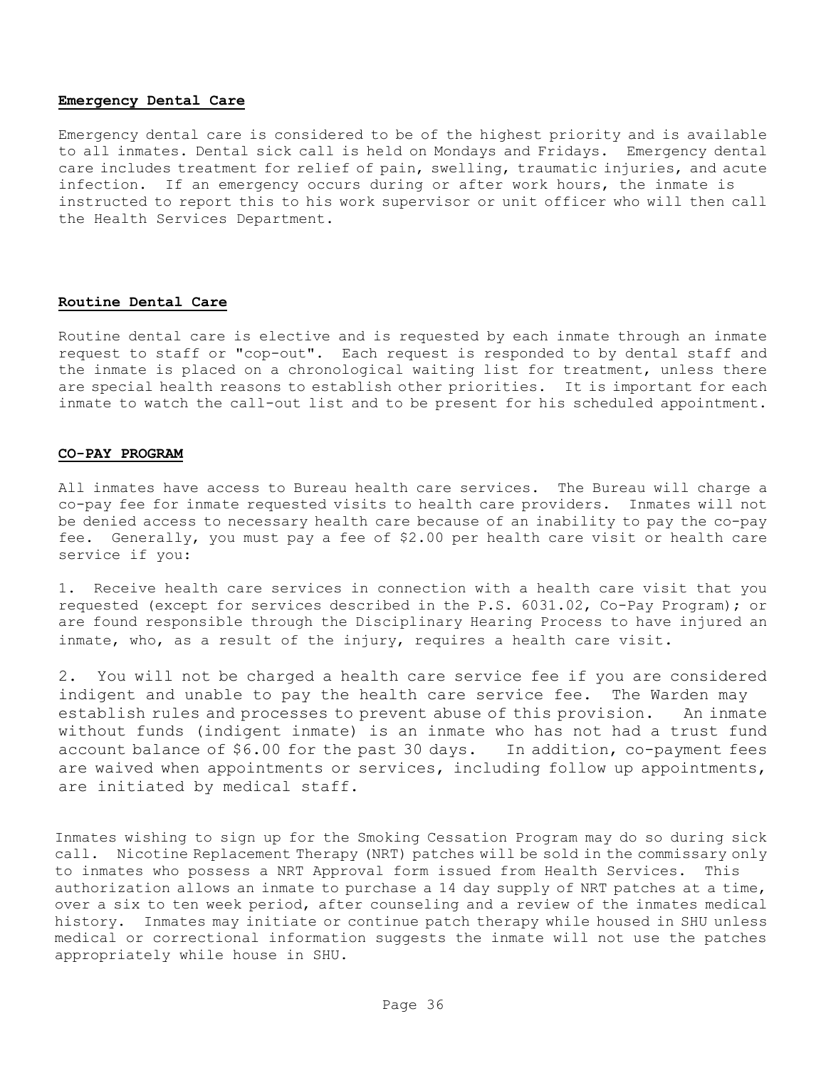## Emergency Dental Care

Emergency dental care is considered to be of the highest priority and is available to all inmates. Dental sick call is held on Mondays and Fridays. Emergency dental care includes treatment for relief of pain, swelling, traumatic injuries, and acute infection. If an emergency occurs during or after work hours, the inmate is instructed to report this to his work supervisor or unit officer who will then call the Health Services Department.

## Routine Dental Care

Routine dental care is elective and is requested by each inmate through an inmate request to staff or "cop-out". Each request is responded to by dental staff and the inmate is placed on a chronological waiting list for treatment, unless there are special health reasons to establish other priorities. It is important for each inmate to watch the call-out list and to be present for his scheduled appointment.

## CO-PAY PROGRAM

All inmates have access to Bureau health care services. The Bureau will charge a co-pay fee for inmate requested visits to health care providers. Inmates will not be denied access to necessary health care because of an inability to pay the co-pay fee. Generally, you must pay a fee of $2.00 per health care visit or health care service if you:

1. Receive health care services in connection with a health care visit that you requested (except for services described in the P.S. 6031.02, Co-Pay Program); or are found responsible through the Disciplinary Hearing Process to have injured an inmate, who, as a result of the injury, requires a health care visit.

2. You will not be charged a health care service fee if you are considered indigent and unable to pay the health care service fee. The Warden may establish rules and processes to prevent abuse of this provision. An inmate without funds (indigent inmate) is an inmate who has not had a trust fund account balance of $6.00 for the past 30 days. In addition, co-payment fees are waived when appointments or services, including follow up appointments, are initiated by medical staff.

Inmates wishing to sign up for the Smoking Cessation Program may do so during sick call. Nicotine Replacement Therapy (NRT) patches will be sold in the commissary only to inmates who possess a NRT Approval form issued from Health Services. This authorization allows an inmate to purchase a 14 day supply of NRT patches at a time, over a six to ten week period, after counseling and a review of the inmates medical history. Inmates may initiate or continue patch therapy while housed in SHU unless medical or correctional information suggests the inmate will not use the patches appropriately while house in SHU.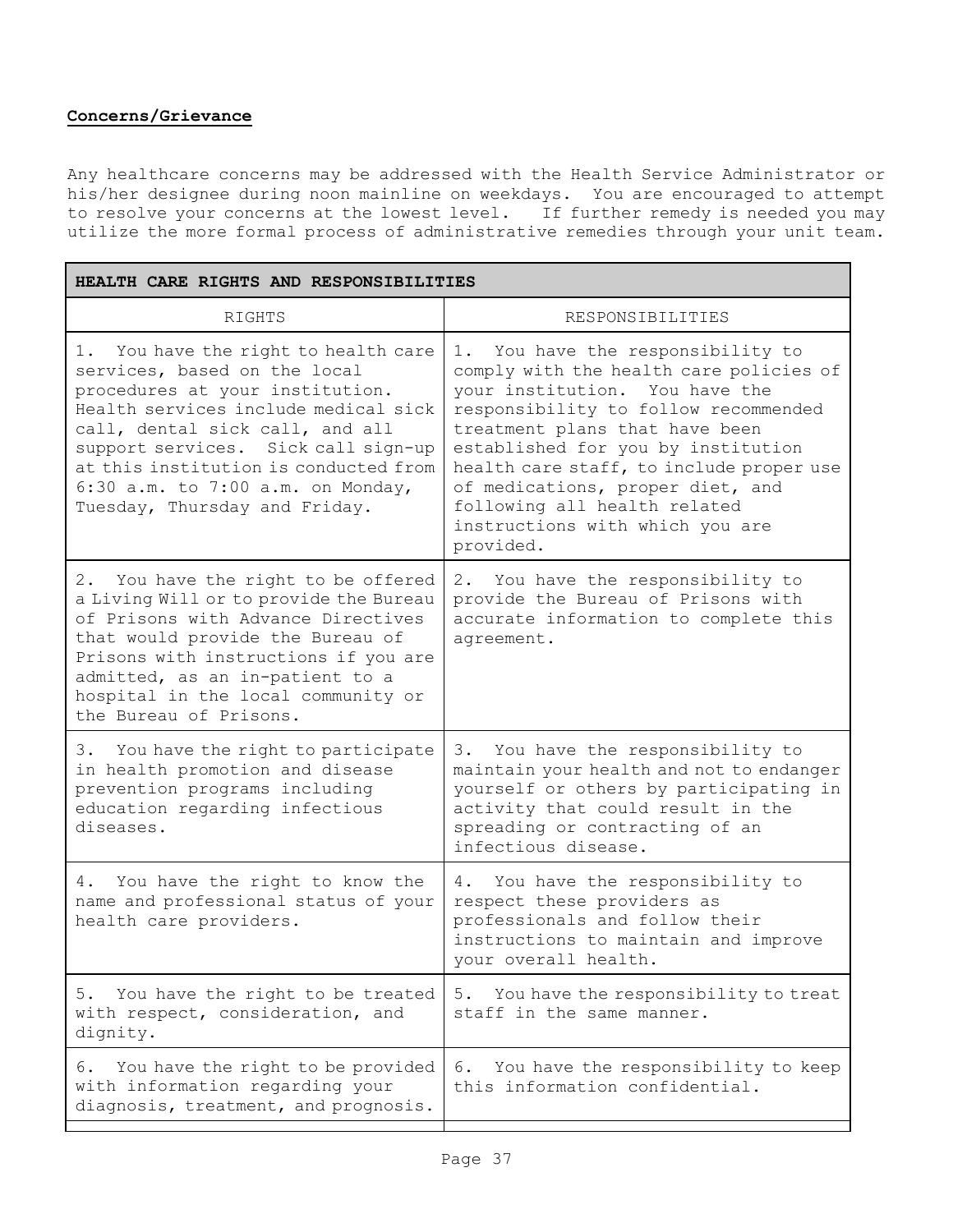**Concerns/Grievance**

Any healthcare concerns may be addressed with the Health Service Administrator or his/her designee during noon mainline on weekdays. You are encouraged to attempt to resolve your concerns at the lowest level. If further remedy is needed you may utilize the more formal process of administrative remedies through your unit team.

| **HEALTH CARE RIGHTS AND RESPONSIBILITIES** | |
|---|---|
| RIGHTS | RESPONSIBILITIES |
| 1. You have the right to health care services, based on the local procedures at your institution. Health services include medical sick call, dental sick call, and all support services. Sick call sign-up at this institution is conducted from 6:30 a.m. to 7:00 a.m. on Monday, Tuesday, Thursday and Friday. | 1. You have the responsibility to comply with the health care policies of your institution. You have the responsibility to follow recommended treatment plans that have been established for you by institution health care staff, to include proper use of medications, proper diet, and following all health related instructions with which you are provided. |
| 2. You have the right to be offered a Living Will or to provide the Bureau of Prisons with Advance Directives that would provide the Bureau of Prisons with instructions if you are admitted, as an in-patient to a hospital in the local community or the Bureau of Prisons. | 2. You have the responsibility to provide the Bureau of Prisons with accurate information to complete this agreement. |
| 3. You have the right to participate in health promotion and disease prevention programs including education regarding infectious diseases. | 3. You have the responsibility to maintain your health and not to endanger yourself or others by participating in activity that could result in the spreading or contracting of an infectious disease. |
| 4. You have the right to know the name and professional status of your health care providers. | 4. You have the responsibility to respect these providers as professionals and follow their instructions to maintain and improve your overall health. |
| 5. You have the right to be treated with respect, consideration, and dignity. | 5. You have the responsibility to treat staff in the same manner. |
| 6. You have the right to be provided with information regarding your diagnosis, treatment, and prognosis. | 6. You have the responsibility to keep this information confidential. |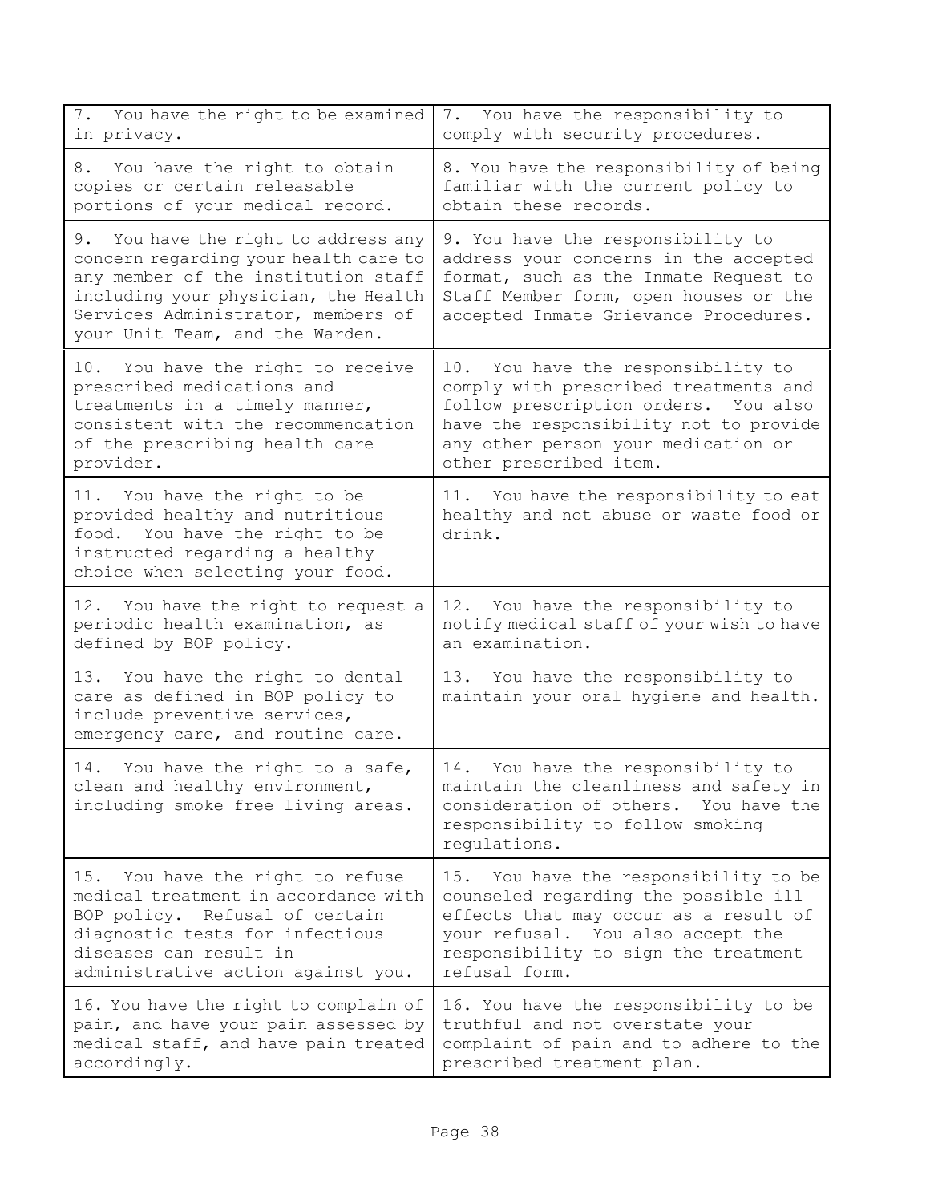| | |
|---|---|
| 7. You have the right to be examined in privacy. | 7. You have the responsibility to comply with security procedures. |
| 8. You have the right to obtain copies or certain releasable portions of your medical record. | 8. You have the responsibility of being familiar with the current policy to obtain these records. |
| 9. You have the right to address any concern regarding your health care to any member of the institution staff including your physician, the Health Services Administrator, members of your Unit Team, and the Warden. | 9. You have the responsibility to address your concerns in the accepted format, such as the Inmate Request to Staff Member form, open houses or the accepted Inmate Grievance Procedures. |
| 10. You have the right to receive prescribed medications and treatments in a timely manner, consistent with the recommendation of the prescribing health care provider. | 10. You have the responsibility to comply with prescribed treatments and follow prescription orders. You also have the responsibility not to provide any other person your medication or other prescribed item. |
| 11. You have the right to be provided healthy and nutritious food. You have the right to be instructed regarding a healthy choice when selecting your food. | 11. You have the responsibility to eat healthy and not abuse or waste food or drink. |
| 12. You have the right to request a periodic health examination, as defined by BOP policy. | 12. You have the responsibility to notify medical staff of your wish to have an examination. |
| 13. You have the right to dental care as defined in BOP policy to include preventive services, emergency care, and routine care. | 13. You have the responsibility to maintain your oral hygiene and health. |
| 14. You have the right to a safe, clean and healthy environment, including smoke free living areas. | 14. You have the responsibility to maintain the cleanliness and safety in consideration of others. You have the responsibility to follow smoking regulations. |
| 15. You have the right to refuse medical treatment in accordance with BOP policy. Refusal of certain diagnostic tests for infectious diseases can result in administrative action against you. | 15. You have the responsibility to be counseled regarding the possible ill effects that may occur as a result of your refusal. You also accept the responsibility to sign the treatment refusal form. |
| 16. You have the right to complain of pain, and have your pain assessed by medical staff, and have pain treated accordingly. | 16. You have the responsibility to be truthful and not overstate your complaint of pain and to adhere to the prescribed treatment plan. |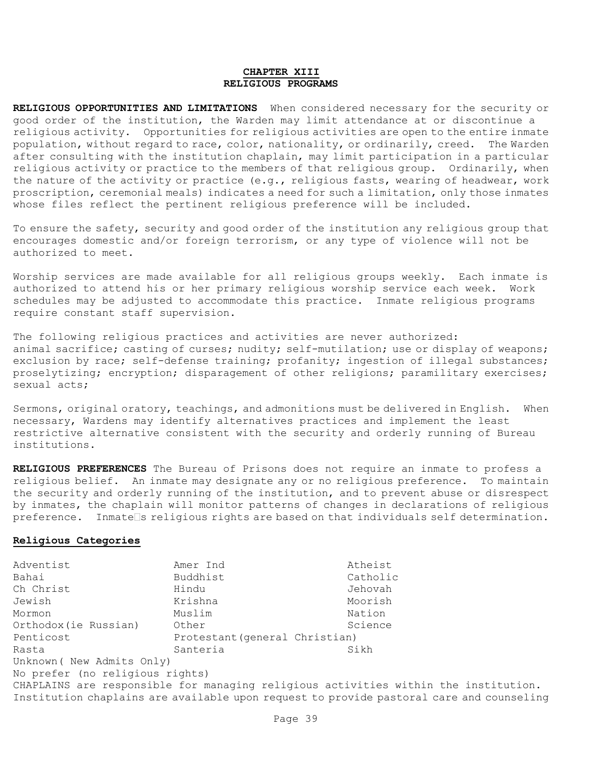## CHAPTER XIII
## RELIGIOUS PROGRAMS

**RELIGIOUS OPPORTUNITIES AND LIMITATIONS** When considered necessary for the security or good order of the institution, the Warden may limit attendance at or discontinue a religious activity. Opportunities for religious activities are open to the entire inmate population, without regard to race, color, nationality, or ordinarily, creed. The Warden after consulting with the institution chaplain, may limit participation in a particular religious activity or practice to the members of that religious group. Ordinarily, when the nature of the activity or practice (e.g., religious fasts, wearing of headwear, work proscription, ceremonial meals) indicates a need for such a limitation, only those inmates whose files reflect the pertinent religious preference will be included.

To ensure the safety, security and good order of the institution any religious group that encourages domestic and/or foreign terrorism, or any type of violence will not be authorized to meet.

Worship services are made available for all religious groups weekly. Each inmate is authorized to attend his or her primary religious worship service each week. Work schedules may be adjusted to accommodate this practice. Inmate religious programs require constant staff supervision.

The following religious practices and activities are never authorized:
animal sacrifice; casting of curses; nudity; self-mutilation; use or display of weapons; exclusion by race; self-defense training; profanity; ingestion of illegal substances; proselytizing; encryption; disparagement of other religions; paramilitary exercises; sexual acts;

Sermons, original oratory, teachings, and admonitions must be delivered in English. When necessary, Wardens may identify alternatives practices and implement the least restrictive alternative consistent with the security and orderly running of Bureau institutions.

**RELIGIOUS PREFERENCES** The Bureau of Prisons does not require an inmate to profess a religious belief. An inmate may designate any or no religious preference. To maintain the security and orderly running of the institution, and to prevent abuse or disrespect by inmates, the chaplain will monitor patterns of changes in declarations of religious preference. Inmate's religious rights are based on that individuals self determination.

**Religious Categories**

| | | |
|---|---|---|
| Adventist | Amer Ind | Atheist |
| Bahai | Buddhist | Catholic |
| Ch Christ | Hindu | Jehovah |
| Jewish | Krishna | Moorish |
| Mormon | Muslim | Nation |
| Orthodox(ie Russian) | Other | Science |
| Penticost | Protestant(general Christian) | |
| Rasta | Santeria | Sikh |

Unknown( New Admits Only)
No prefer (no religious rights)

CHAPLAINS are responsible for managing religious activities within the institution. Institution chaplains are available upon request to provide pastoral care and counseling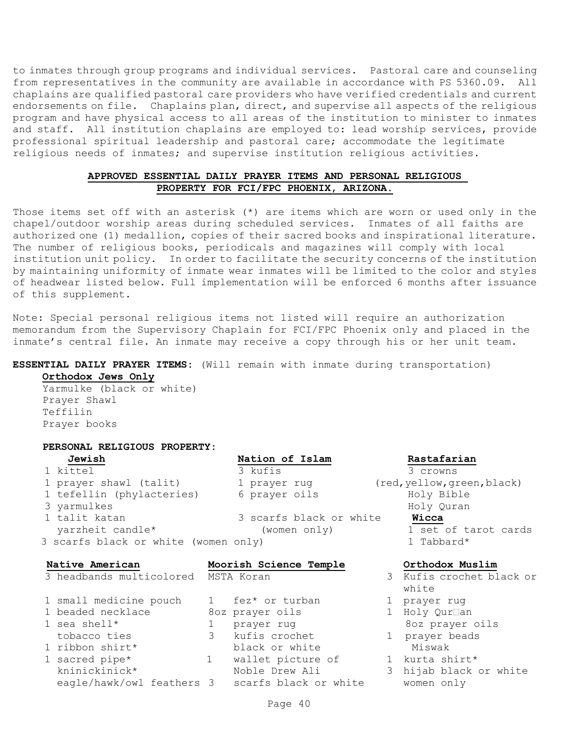to inmates through group programs and individual services. Pastoral care and counseling from representatives in the community are available in accordance with PS 5360.09. All chaplains are qualified pastoral care providers who have verified credentials and current endorsements on file. Chaplains plan, direct, and supervise all aspects of the religious program and have physical access to all areas of the institution to minister to inmates and staff. All institution chaplains are employed to: lead worship services, provide professional spiritual leadership and pastoral care; accommodate the legitimate religious needs of inmates; and supervise institution religious activities.

## APPROVED ESSENTIAL DAILY PRAYER ITEMS AND PERSONAL RELIGIOUS PROPERTY FOR FCI/FPC PHOENIX, ARIZONA.

Those items set off with an asterisk (*) are items which are worn or used only in the chapel/outdoor worship areas during scheduled services. Inmates of all faiths are authorized one (1) medallion, copies of their sacred books and inspirational literature. The number of religious books, periodicals and magazines will comply with local institution unit policy. In order to facilitate the security concerns of the institution by maintaining uniformity of inmate wear inmates will be limited to the color and styles of headwear listed below. Full implementation will be enforced 6 months after issuance of this supplement.

Note: Special personal religious items not listed will require an authorization memorandum from the Supervisory Chaplain for FCI/FPC Phoenix only and placed in the inmate's central file. An inmate may receive a copy through his or her unit team.

**ESSENTIAL DAILY PRAYER ITEMS:** (Will remain with inmate during transportation)

**Orthodox Jews Only**

Yarmulke (black or white)
Prayer Shawl
Teffilin
Prayer books

**PERSONAL RELIGIOUS PROPERTY:**

**Jewish**

1 kittel
1 prayer shawl (talit)
1 tefellin (phylacteries)
3 yarmulkes
1 talit katan
yarzheit candle*
3 scarfs black or white (women only)

**Nation of Islam**

3 kufis
1 prayer rug
6 prayer oils
3 scarfs black or white (women only)

**Rastafarian**

3 crowns (red,yellow,green,black)
Holy Bible
Holy Quran

**Wicca**

1 set of tarot cards
1 Tabbard*

**Native American**

3 headbands multicolored
1 small medicine pouch
1 beaded necklace
1 sea shell*
tobacco ties
1 ribbon shirt*
1 sacred pipe*
kninickinick*
eagle/hawk/owl feathers

**Moorish Science Temple**

MSTA Koran
1 fez* or turban
8oz prayer oils
1 prayer rug
3 kufis crochet black or white
1 wallet picture of Noble Drew Ali
3 scarfs black or white

**Orthodox Muslim**

3 Kufis crochet black or white
1 prayer rug
1 Holy Qur'an
8oz prayer oils
1 prayer beads
Miswak
1 kurta shirt*
3 hijab black or white women only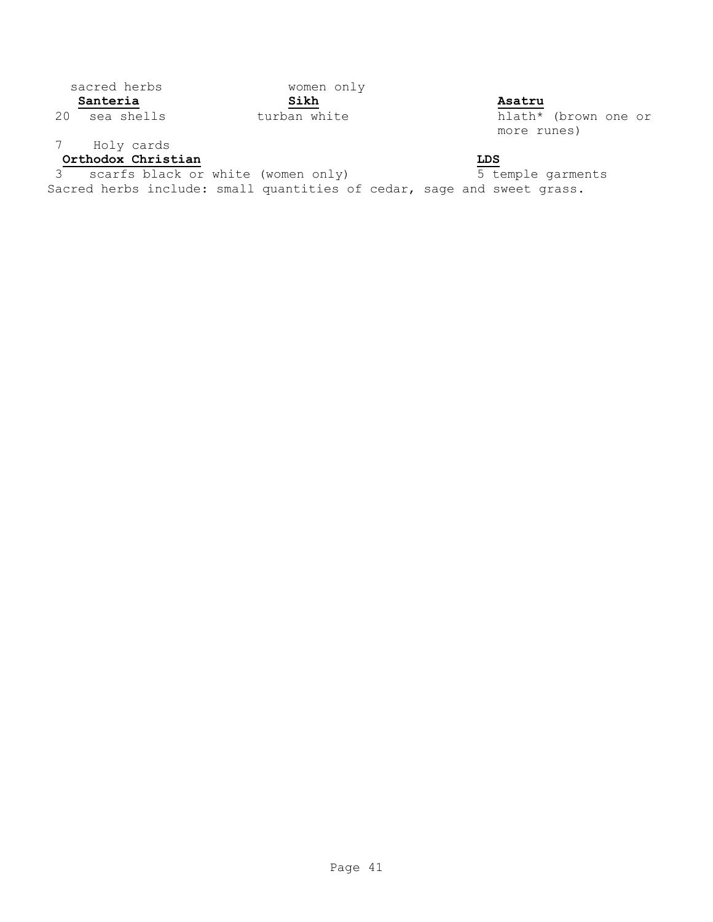sacred herbs &nbsp;&nbsp;&nbsp;&nbsp;&nbsp;&nbsp;&nbsp;&nbsp;&nbsp;&nbsp;&nbsp;&nbsp;&nbsp;&nbsp;&nbsp;&nbsp;&nbsp;&nbsp;&nbsp;&nbsp; women only

**Santeria**

20 sea shells

**Sikh**

turban white

**Asatru**

hlath* (brown one or more runes)

7 Holy cards

**Orthodox Christian**

3 scarfs black or white (women only)

**LDS**

5 temple garments

Sacred herbs include: small quantities of cedar, sage and sweet grass.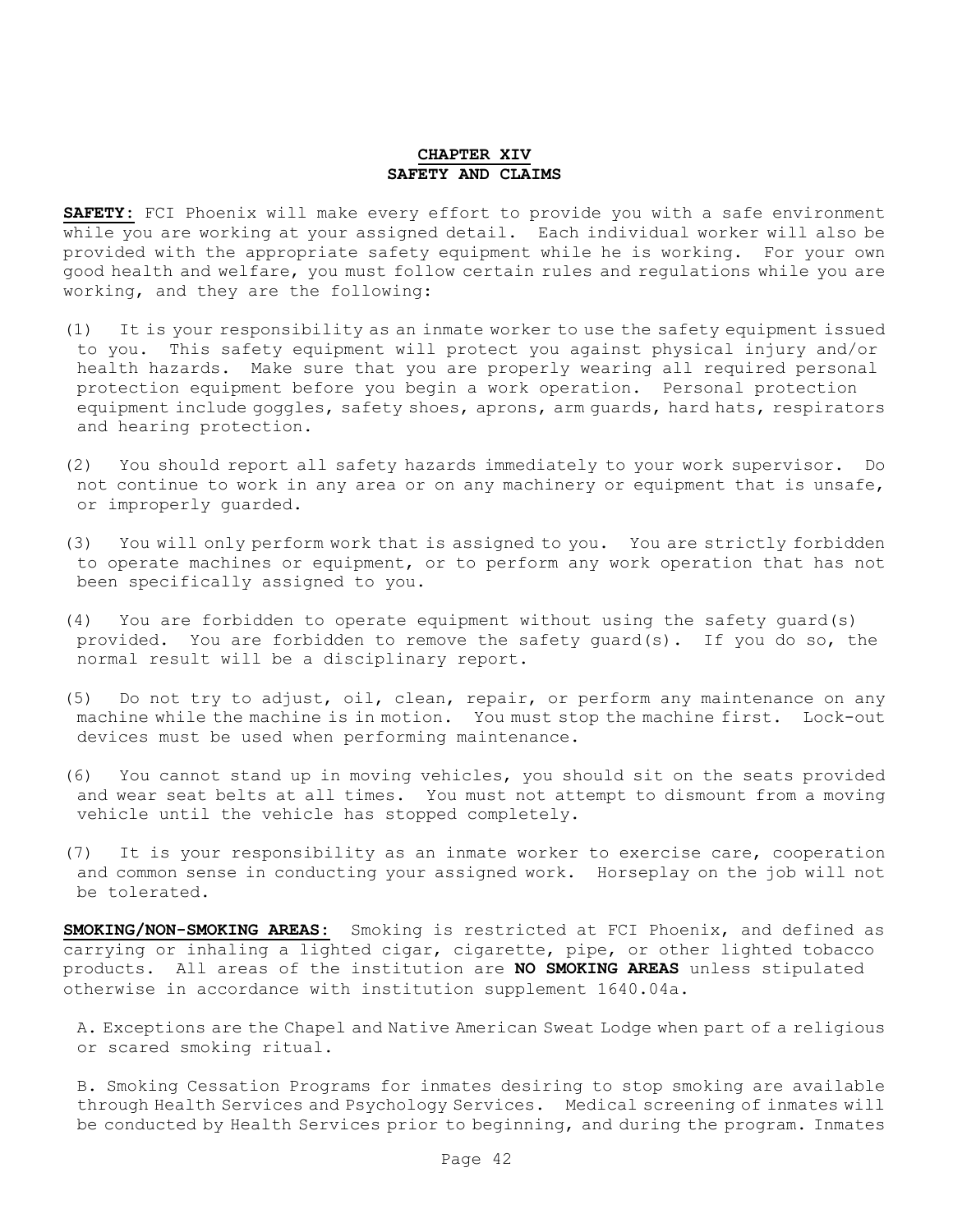## CHAPTER XIV
## SAFETY AND CLAIMS

**SAFETY:** FCI Phoenix will make every effort to provide you with a safe environment while you are working at your assigned detail. Each individual worker will also be provided with the appropriate safety equipment while he is working. For your own good health and welfare, you must follow certain rules and regulations while you are working, and they are the following:

(1) It is your responsibility as an inmate worker to use the safety equipment issued to you. This safety equipment will protect you against physical injury and/or health hazards. Make sure that you are properly wearing all required personal protection equipment before you begin a work operation. Personal protection equipment include goggles, safety shoes, aprons, arm guards, hard hats, respirators and hearing protection.

(2) You should report all safety hazards immediately to your work supervisor. Do not continue to work in any area or on any machinery or equipment that is unsafe, or improperly guarded.

(3) You will only perform work that is assigned to you. You are strictly forbidden to operate machines or equipment, or to perform any work operation that has not been specifically assigned to you.

(4) You are forbidden to operate equipment without using the safety guard(s) provided. You are forbidden to remove the safety guard(s). If you do so, the normal result will be a disciplinary report.

(5) Do not try to adjust, oil, clean, repair, or perform any maintenance on any machine while the machine is in motion. You must stop the machine first. Lock-out devices must be used when performing maintenance.

(6) You cannot stand up in moving vehicles, you should sit on the seats provided and wear seat belts at all times. You must not attempt to dismount from a moving vehicle until the vehicle has stopped completely.

(7) It is your responsibility as an inmate worker to exercise care, cooperation and common sense in conducting your assigned work. Horseplay on the job will not be tolerated.

**SMOKING/NON-SMOKING AREAS:** Smoking is restricted at FCI Phoenix, and defined as carrying or inhaling a lighted cigar, cigarette, pipe, or other lighted tobacco products. All areas of the institution are **NO SMOKING AREAS** unless stipulated otherwise in accordance with institution supplement 1640.04a.

A. Exceptions are the Chapel and Native American Sweat Lodge when part of a religious or scared smoking ritual.

B. Smoking Cessation Programs for inmates desiring to stop smoking are available through Health Services and Psychology Services. Medical screening of inmates will be conducted by Health Services prior to beginning, and during the program. Inmates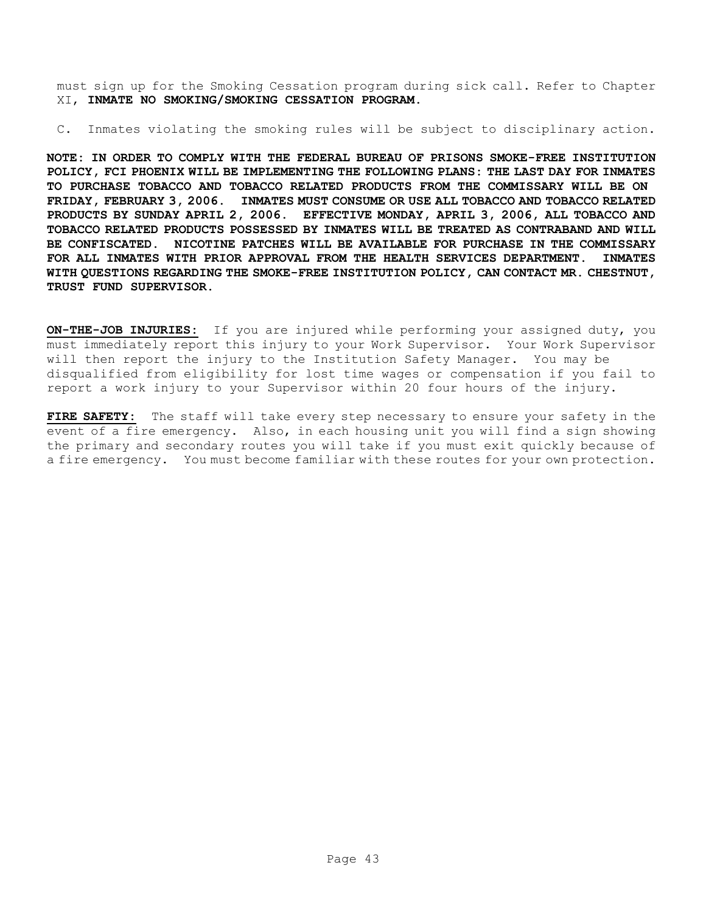must sign up for the Smoking Cessation program during sick call. Refer to Chapter XI, **INMATE NO SMOKING/SMOKING CESSATION PROGRAM.**

C. Inmates violating the smoking rules will be subject to disciplinary action.

**NOTE: IN ORDER TO COMPLY WITH THE FEDERAL BUREAU OF PRISONS SMOKE-FREE INSTITUTION POLICY, FCI PHOENIX WILL BE IMPLEMENTING THE FOLLOWING PLANS: THE LAST DAY FOR INMATES TO PURCHASE TOBACCO AND TOBACCO RELATED PRODUCTS FROM THE COMMISSARY WILL BE ON FRIDAY, FEBRUARY 3, 2006. INMATES MUST CONSUME OR USE ALL TOBACCO AND TOBACCO RELATED PRODUCTS BY SUNDAY APRIL 2, 2006. EFFECTIVE MONDAY, APRIL 3, 2006, ALL TOBACCO AND TOBACCO RELATED PRODUCTS POSSESSED BY INMATES WILL BE TREATED AS CONTRABAND AND WILL BE CONFISCATED. NICOTINE PATCHES WILL BE AVAILABLE FOR PURCHASE IN THE COMMISSARY FOR ALL INMATES WITH PRIOR APPROVAL FROM THE HEALTH SERVICES DEPARTMENT. INMATES WITH QUESTIONS REGARDING THE SMOKE-FREE INSTITUTION POLICY, CAN CONTACT MR. CHESTNUT, TRUST FUND SUPERVISOR.**

**ON-THE-JOB INJURIES:** If you are injured while performing your assigned duty, you must immediately report this injury to your Work Supervisor. Your Work Supervisor will then report the injury to the Institution Safety Manager. You may be disqualified from eligibility for lost time wages or compensation if you fail to report a work injury to your Supervisor within 20 four hours of the injury.

**FIRE SAFETY:** The staff will take every step necessary to ensure your safety in the event of a fire emergency. Also, in each housing unit you will find a sign showing the primary and secondary routes you will take if you must exit quickly because of a fire emergency. You must become familiar with these routes for your own protection.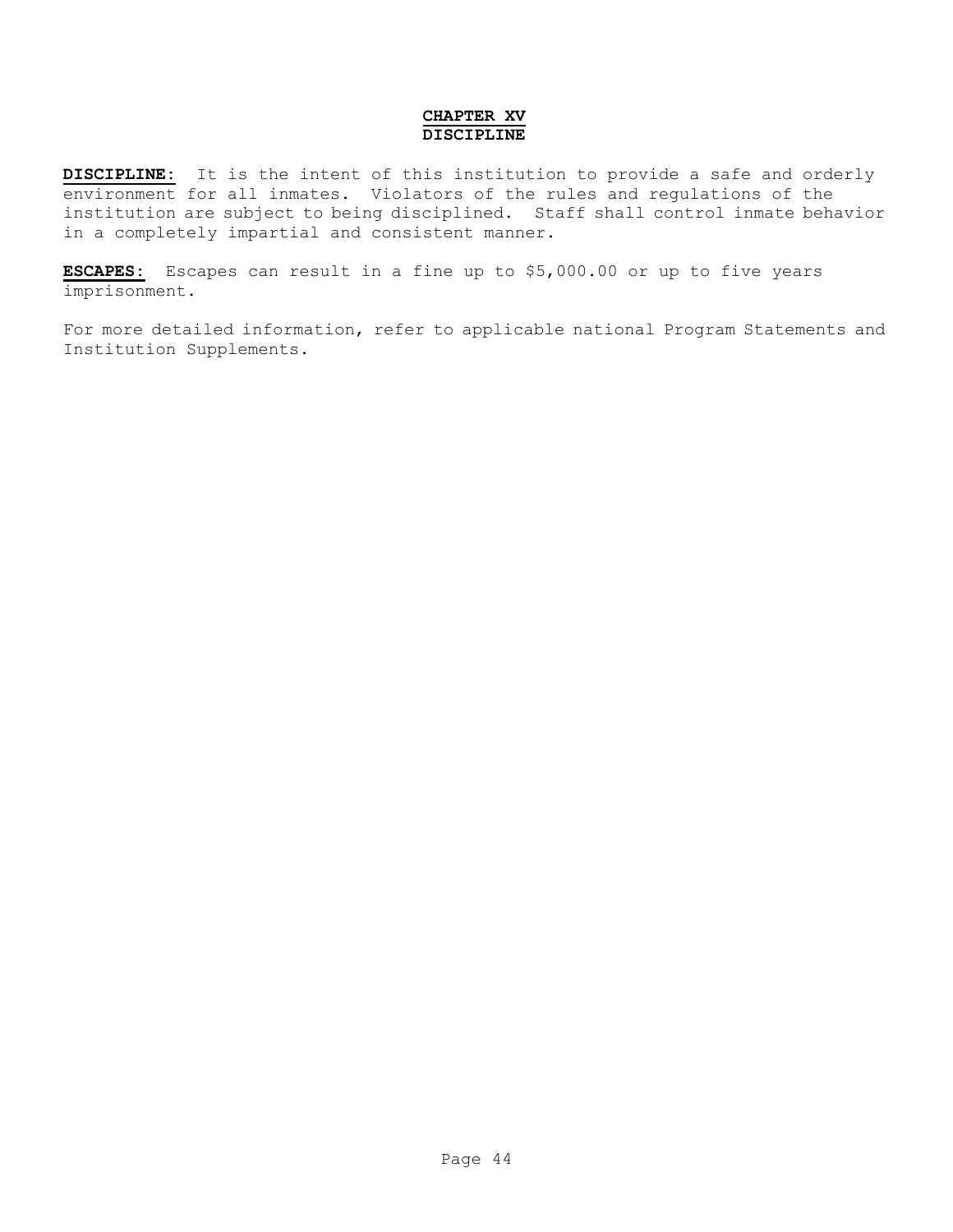# CHAPTER XV
# DISCIPLINE

**DISCIPLINE:** It is the intent of this institution to provide a safe and orderly environment for all inmates. Violators of the rules and regulations of the institution are subject to being disciplined. Staff shall control inmate behavior in a completely impartial and consistent manner.

**ESCAPES:** Escapes can result in a fine up to $5,000.00 or up to five years imprisonment.

For more detailed information, refer to applicable national Program Statements and Institution Supplements.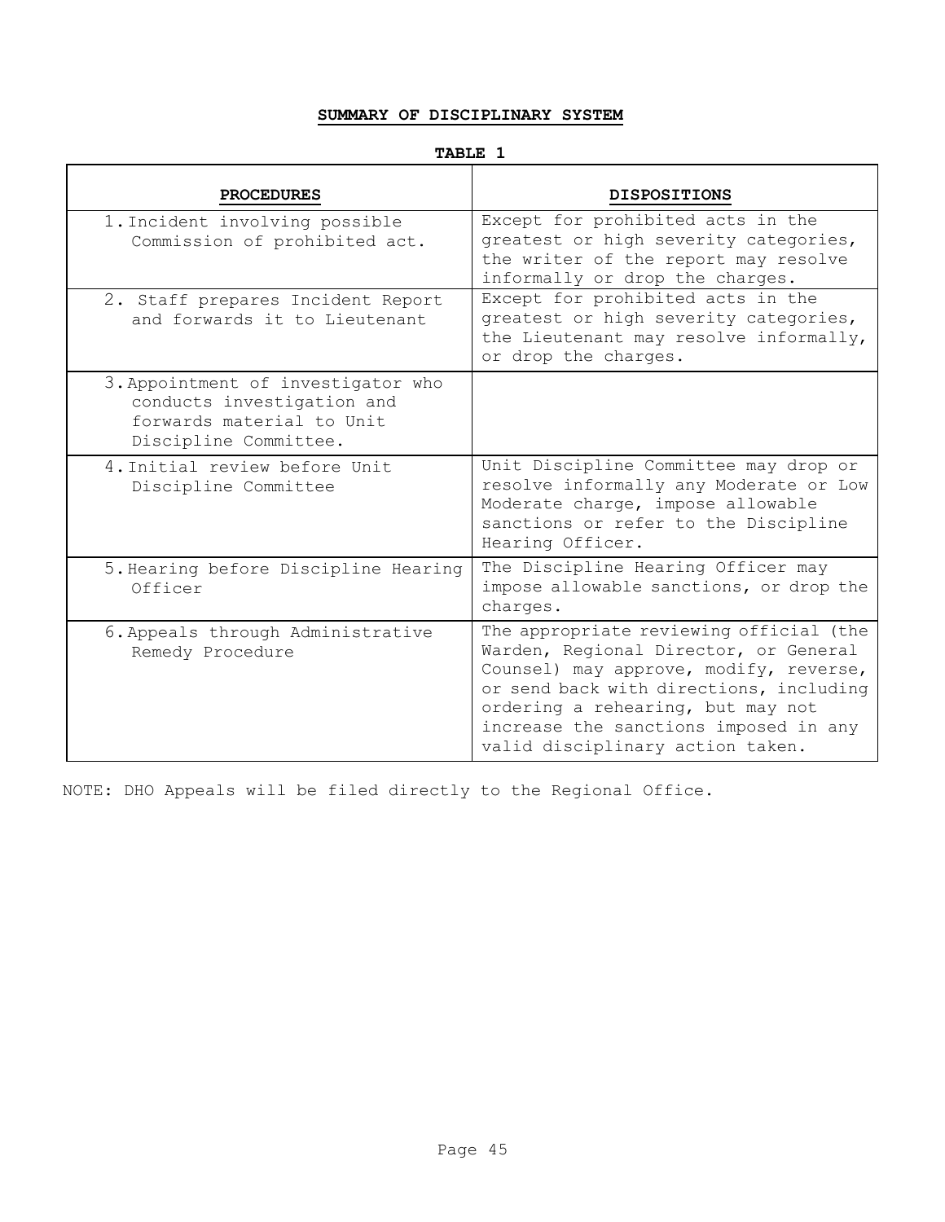## SUMMARY OF DISCIPLINARY SYSTEM

**TABLE 1**

| PROCEDURES | DISPOSITIONS |
|---|---|
| 1. Incident involving possible Commission of prohibited act. | Except for prohibited acts in the greatest or high severity categories, the writer of the report may resolve informally or drop the charges. |
| 2. Staff prepares Incident Report and forwards it to Lieutenant | Except for prohibited acts in the greatest or high severity categories, the Lieutenant may resolve informally, or drop the charges. |
| 3. Appointment of investigator who conducts investigation and forwards material to Unit Discipline Committee. | |
| 4. Initial review before Unit Discipline Committee | Unit Discipline Committee may drop or resolve informally any Moderate or Low Moderate charge, impose allowable sanctions or refer to the Discipline Hearing Officer. |
| 5. Hearing before Discipline Hearing Officer | The Discipline Hearing Officer may impose allowable sanctions, or drop the charges. |
| 6. Appeals through Administrative Remedy Procedure | The appropriate reviewing official (the Warden, Regional Director, or General Counsel) may approve, modify, reverse, or send back with directions, including ordering a rehearing, but may not increase the sanctions imposed in any valid disciplinary action taken. |

NOTE: DHO Appeals will be filed directly to the Regional Office.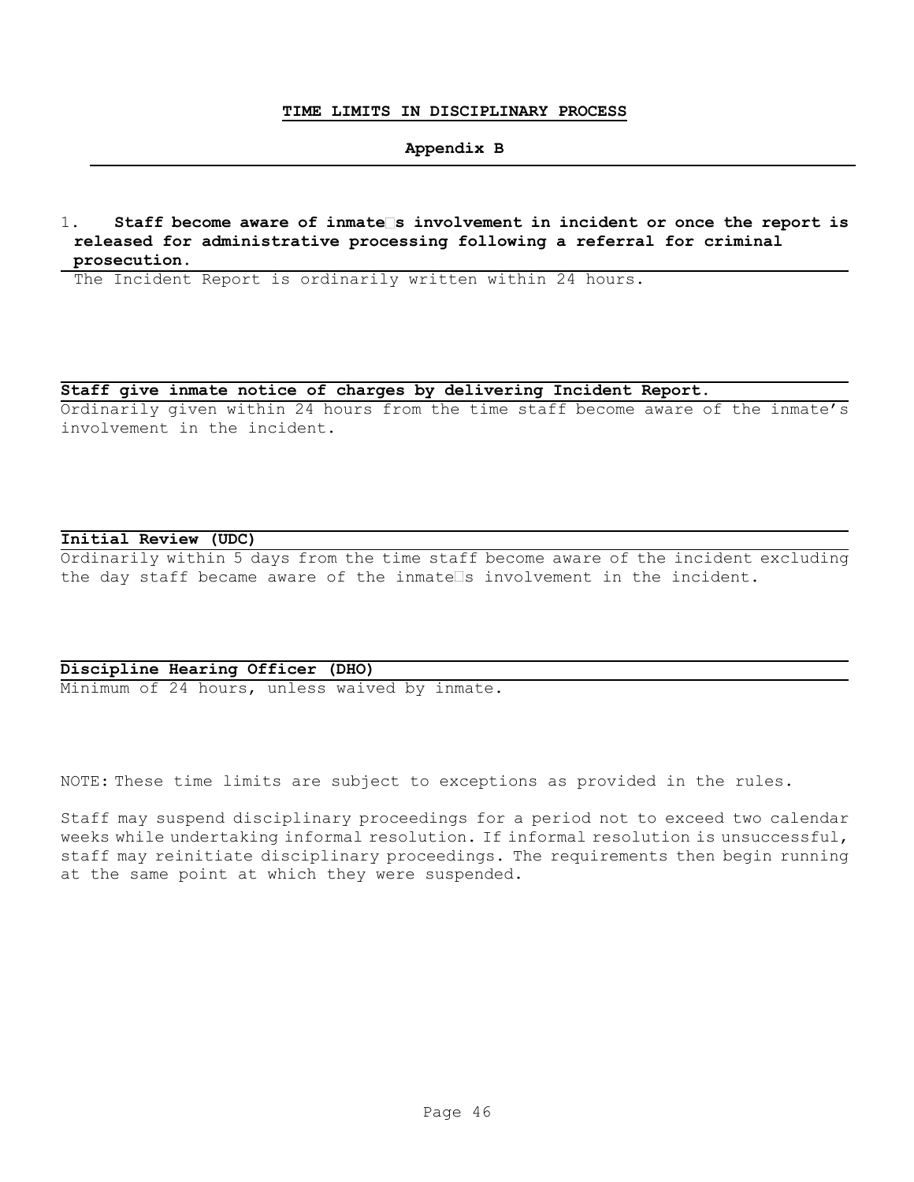## TIME LIMITS IN DISCIPLINARY PROCESS

### Appendix B

1. **Staff become aware of inmate's involvement in incident or once the report is released for administrative processing following a referral for criminal prosecution.**

The Incident Report is ordinarily written within 24 hours.

**Staff give inmate notice of charges by delivering Incident Report.**

Ordinarily given within 24 hours from the time staff become aware of the inmate's involvement in the incident.

**Initial Review (UDC)**

Ordinarily within 5 days from the time staff become aware of the incident excluding the day staff became aware of the inmate's involvement in the incident.

**Discipline Hearing Officer (DHO)**

Minimum of 24 hours, unless waived by inmate.

NOTE: These time limits are subject to exceptions as provided in the rules.

Staff may suspend disciplinary proceedings for a period not to exceed two calendar weeks while undertaking informal resolution. If informal resolution is unsuccessful, staff may reinitiate disciplinary proceedings. The requirements then begin running at the same point at which they were suspended.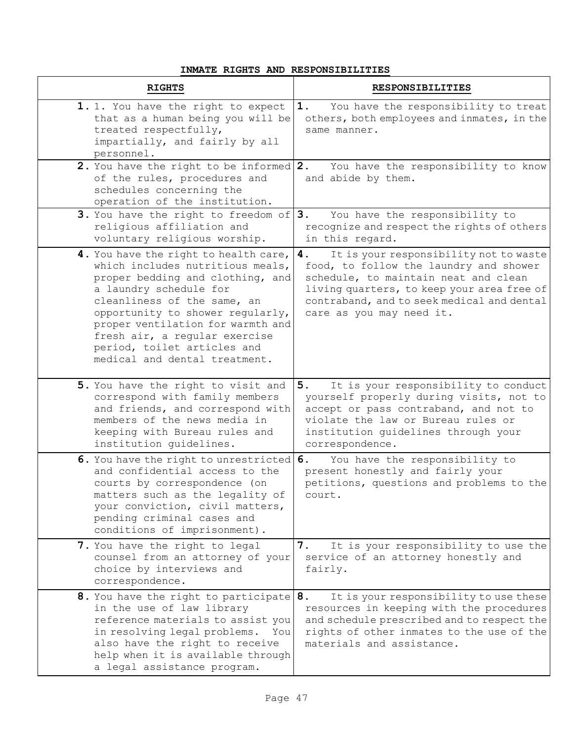**INMATE RIGHTS AND RESPONSIBILITIES**

| **RIGHTS** | **RESPONSIBILITIES** |
|---|---|
| **1.** 1. You have the right to expect that as a human being you will be treated respectfully, impartially, and fairly by all personnel. | **1.** You have the responsibility to treat others, both employees and inmates, in the same manner. |
| **2.** You have the right to be informed of the rules, procedures and schedules concerning the operation of the institution. | **2.** You have the responsibility to know and abide by them. |
| **3.** You have the right to freedom of religious affiliation and voluntary religious worship. | **3.** You have the responsibility to recognize and respect the rights of others in this regard. |
| **4.** You have the right to health care, which includes nutritious meals, proper bedding and clothing, and a laundry schedule for cleanliness of the same, an opportunity to shower regularly, proper ventilation for warmth and fresh air, a regular exercise period, toilet articles and medical and dental treatment. | **4.** It is your responsibility not to waste food, to follow the laundry and shower schedule, to maintain neat and clean living quarters, to keep your area free of contraband, and to seek medical and dental care as you may need it. |
| **5.** You have the right to visit and correspond with family members and friends, and correspond with members of the news media in keeping with Bureau rules and institution guidelines. | **5.** It is your responsibility to conduct yourself properly during visits, not to accept or pass contraband, and not to violate the law or Bureau rules or institution guidelines through your correspondence. |
| **6.** You have the right to unrestricted and confidential access to the courts by correspondence (on matters such as the legality of your conviction, civil matters, pending criminal cases and conditions of imprisonment). | **6.** You have the responsibility to present honestly and fairly your petitions, questions and problems to the court. |
| **7.** You have the right to legal counsel from an attorney of your choice by interviews and correspondence. | **7.** It is your responsibility to use the service of an attorney honestly and fairly. |
| **8.** You have the right to participate in the use of law library reference materials to assist you in resolving legal problems. You also have the right to receive help when it is available through a legal assistance program. | **8.** It is your responsibility to use these resources in keeping with the procedures and schedule prescribed and to respect the rights of other inmates to the use of the materials and assistance. |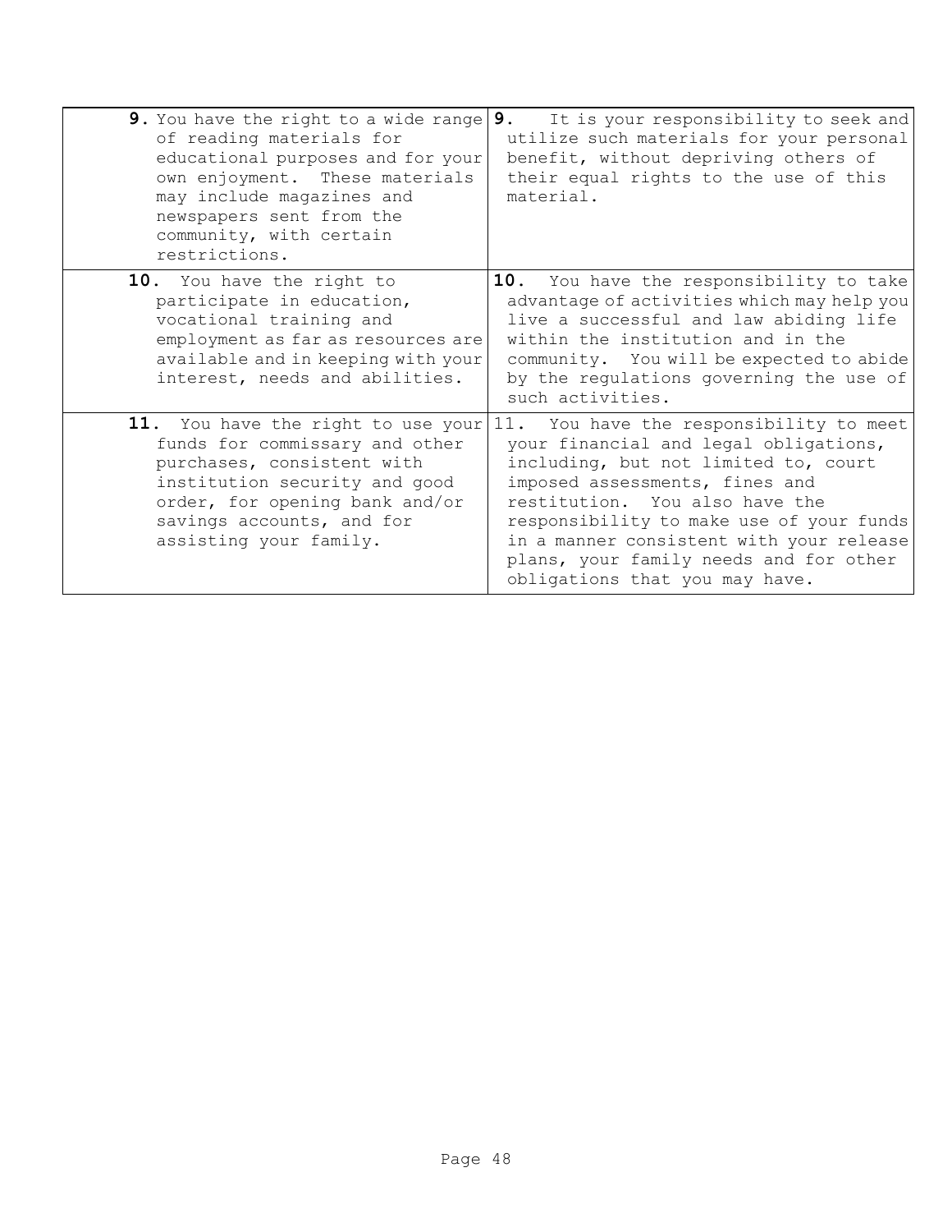| | |
|---|---|
| **9.** You have the right to a wide range of reading materials for educational purposes and for your own enjoyment. These materials may include magazines and newspapers sent from the community, with certain restrictions. | **9.** It is your responsibility to seek and utilize such materials for your personal benefit, without depriving others of their equal rights to the use of this material. |
| **10.** You have the right to participate in education, vocational training and employment as far as resources are available and in keeping with your interest, needs and abilities. | **10.** You have the responsibility to take advantage of activities which may help you live a successful and law abiding life within the institution and in the community. You will be expected to abide by the regulations governing the use of such activities. |
| **11.** You have the right to use your funds for commissary and other purchases, consistent with institution security and good order, for opening bank and/or savings accounts, and for assisting your family. | 11. You have the responsibility to meet your financial and legal obligations, including, but not limited to, court imposed assessments, fines and restitution. You also have the responsibility to make use of your funds in a manner consistent with your release plans, your family needs and for other obligations that you may have. |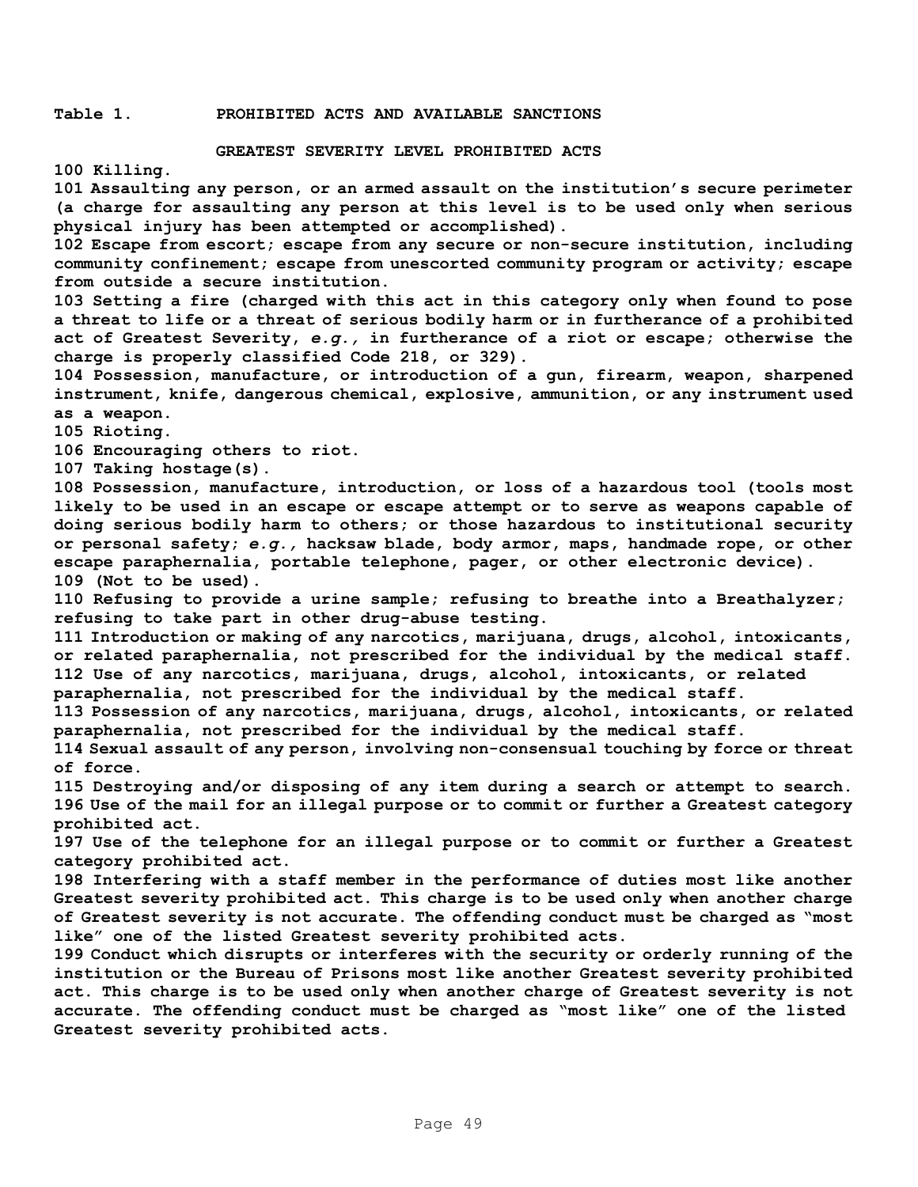**Table 1. PROHIBITED ACTS AND AVAILABLE SANCTIONS**

**GREATEST SEVERITY LEVEL PROHIBITED ACTS**

**100 Killing.**

**101 Assaulting any person, or an armed assault on the institution's secure perimeter (a charge for assaulting any person at this level is to be used only when serious physical injury has been attempted or accomplished).**

**102 Escape from escort; escape from any secure or non-secure institution, including community confinement; escape from unescorted community program or activity; escape from outside a secure institution.**

**103 Setting a fire (charged with this act in this category only when found to pose a threat to life or a threat of serious bodily harm or in furtherance of a prohibited act of Greatest Severity, *e.g.,* in furtherance of a riot or escape; otherwise the charge is properly classified Code 218, or 329).**

**104 Possession, manufacture, or introduction of a gun, firearm, weapon, sharpened instrument, knife, dangerous chemical, explosive, ammunition, or any instrument used as a weapon.**

**105 Rioting.**

**106 Encouraging others to riot.**

**107 Taking hostage(s).**

**108 Possession, manufacture, introduction, or loss of a hazardous tool (tools most likely to be used in an escape or escape attempt or to serve as weapons capable of doing serious bodily harm to others; or those hazardous to institutional security or personal safety; *e.g.,* hacksaw blade, body armor, maps, handmade rope, or other escape paraphernalia, portable telephone, pager, or other electronic device).**

**109 (Not to be used).**

**110 Refusing to provide a urine sample; refusing to breathe into a Breathalyzer; refusing to take part in other drug-abuse testing.**

**111 Introduction or making of any narcotics, marijuana, drugs, alcohol, intoxicants, or related paraphernalia, not prescribed for the individual by the medical staff.**

**112 Use of any narcotics, marijuana, drugs, alcohol, intoxicants, or related paraphernalia, not prescribed for the individual by the medical staff.**

**113 Possession of any narcotics, marijuana, drugs, alcohol, intoxicants, or related paraphernalia, not prescribed for the individual by the medical staff.**

**114 Sexual assault of any person, involving non-consensual touching by force or threat of force.**

**115 Destroying and/or disposing of any item during a search or attempt to search.**

**196 Use of the mail for an illegal purpose or to commit or further a Greatest category prohibited act.**

**197 Use of the telephone for an illegal purpose or to commit or further a Greatest category prohibited act.**

**198 Interfering with a staff member in the performance of duties most like another Greatest severity prohibited act. This charge is to be used only when another charge of Greatest severity is not accurate. The offending conduct must be charged as "most like" one of the listed Greatest severity prohibited acts.**

**199 Conduct which disrupts or interferes with the security or orderly running of the institution or the Bureau of Prisons most like another Greatest severity prohibited act. This charge is to be used only when another charge of Greatest severity is not accurate. The offending conduct must be charged as "most like" one of the listed Greatest severity prohibited acts.**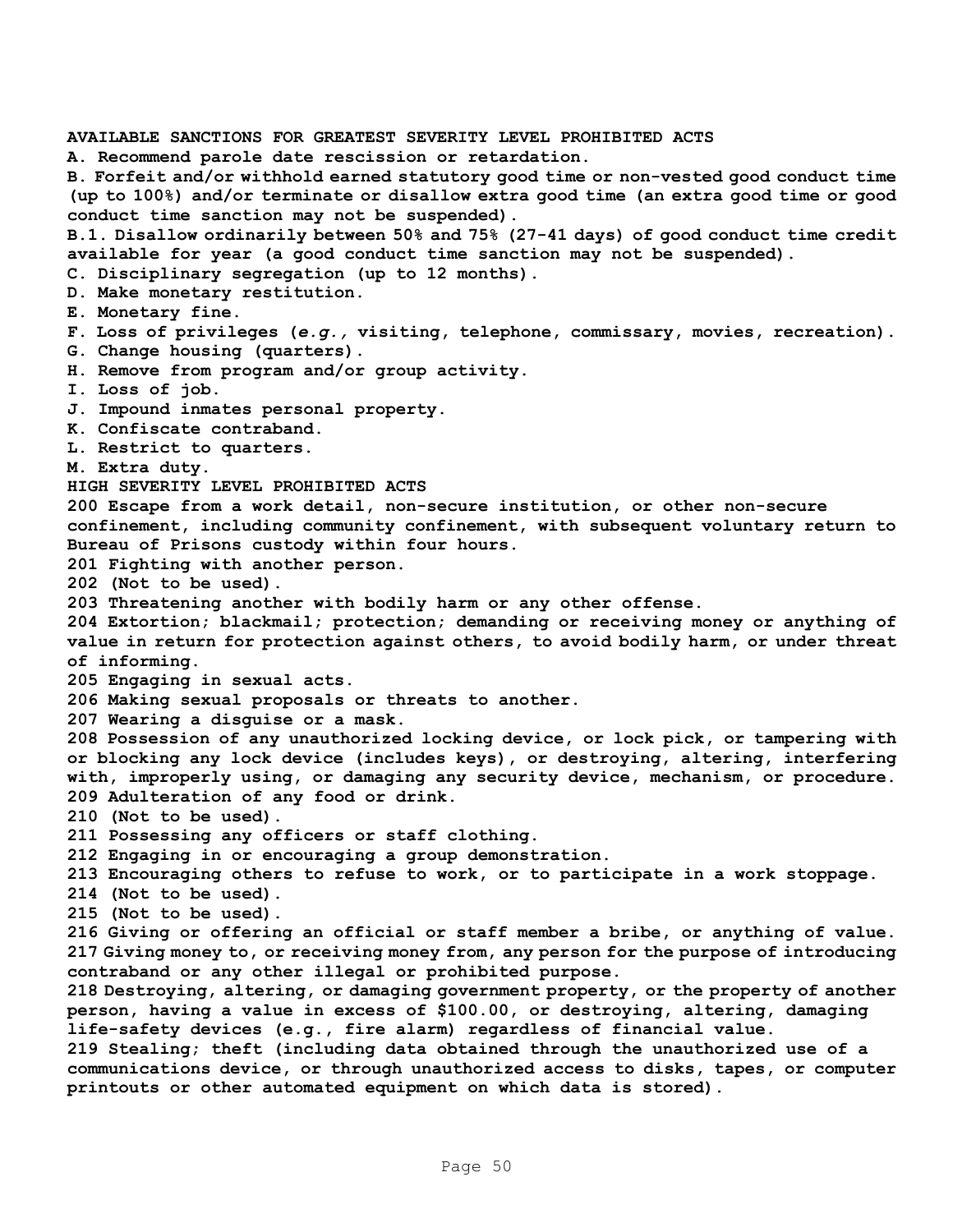**AVAILABLE SANCTIONS FOR GREATEST SEVERITY LEVEL PROHIBITED ACTS**

**A. Recommend parole date rescission or retardation.**

**B. Forfeit and/or withhold earned statutory good time or non-vested good conduct time (up to 100%) and/or terminate or disallow extra good time (an extra good time or good conduct time sanction may not be suspended).**

**B.1. Disallow ordinarily between 50% and 75% (27-41 days) of good conduct time credit available for year (a good conduct time sanction may not be suspended).**

**C. Disciplinary segregation (up to 12 months).**

**D. Make monetary restitution.**

**E. Monetary fine.**

**F. Loss of privileges (*e.g.,* visiting, telephone, commissary, movies, recreation).**

**G. Change housing (quarters).**

**H. Remove from program and/or group activity.**

**I. Loss of job.**

**J. Impound inmates personal property.**

**K. Confiscate contraband.**

**L. Restrict to quarters.**

**M. Extra duty.**

**HIGH SEVERITY LEVEL PROHIBITED ACTS**

**200 Escape from a work detail, non-secure institution, or other non-secure confinement, including community confinement, with subsequent voluntary return to Bureau of Prisons custody within four hours.**

**201 Fighting with another person.**

**202 (Not to be used).**

**203 Threatening another with bodily harm or any other offense.**

**204 Extortion; blackmail; protection; demanding or receiving money or anything of value in return for protection against others, to avoid bodily harm, or under threat of informing.**

**205 Engaging in sexual acts.**

**206 Making sexual proposals or threats to another.**

**207 Wearing a disguise or a mask.**

**208 Possession of any unauthorized locking device, or lock pick, or tampering with or blocking any lock device (includes keys), or destroying, altering, interfering with, improperly using, or damaging any security device, mechanism, or procedure.**

**209 Adulteration of any food or drink.**

**210 (Not to be used).**

**211 Possessing any officers or staff clothing.**

**212 Engaging in or encouraging a group demonstration.**

**213 Encouraging others to refuse to work, or to participate in a work stoppage.**

**214 (Not to be used).**

**215 (Not to be used).**

**216 Giving or offering an official or staff member a bribe, or anything of value.**

**217 Giving money to, or receiving money from, any person for the purpose of introducing contraband or any other illegal or prohibited purpose.**

**218 Destroying, altering, or damaging government property, or the property of another person, having a value in excess of $100.00, or destroying, altering, damaging life-safety devices (e.g., fire alarm) regardless of financial value.**

**219 Stealing; theft (including data obtained through the unauthorized use of a communications device, or through unauthorized access to disks, tapes, or computer printouts or other automated equipment on which data is stored).**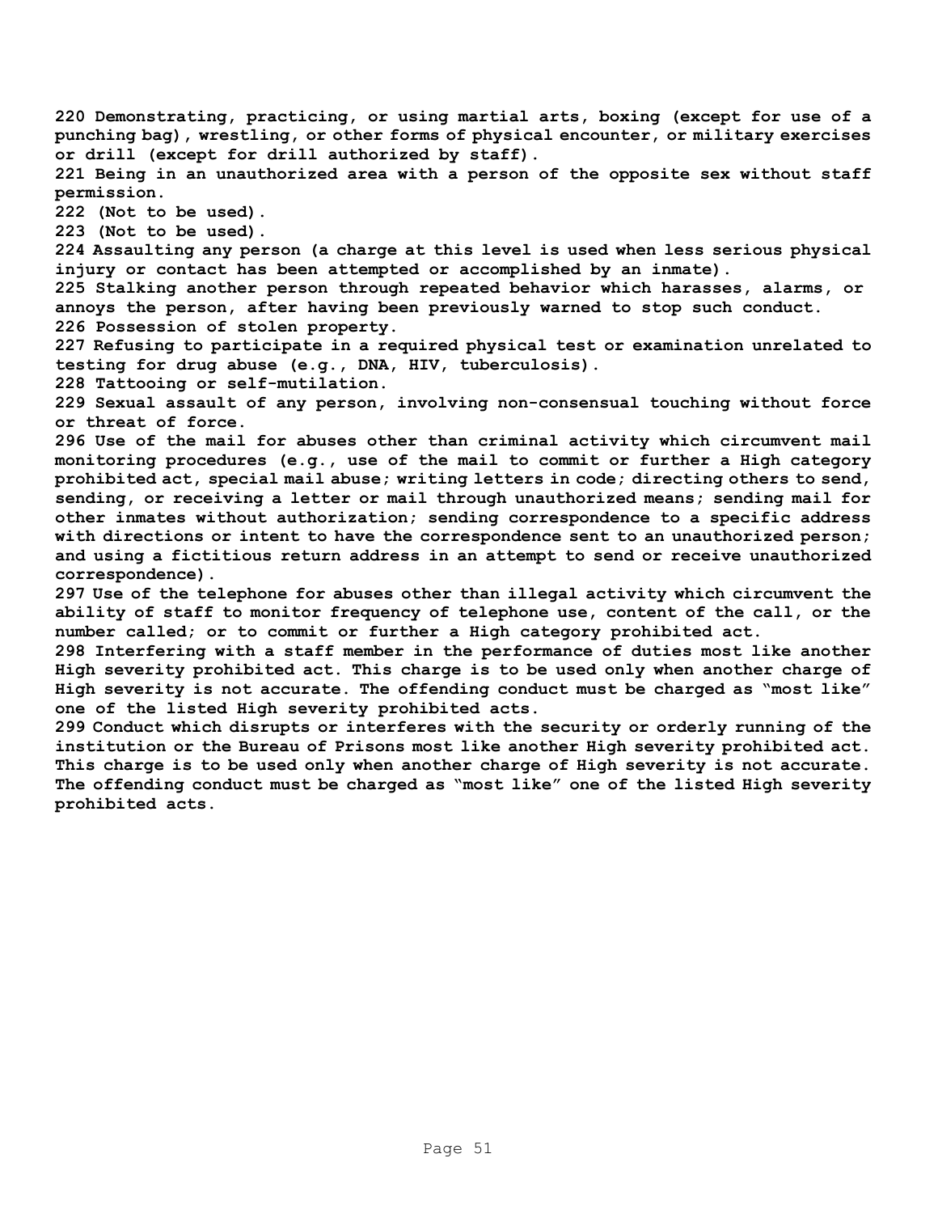**220 Demonstrating, practicing, or using martial arts, boxing (except for use of a punching bag), wrestling, or other forms of physical encounter, or military exercises or drill (except for drill authorized by staff).**

**221 Being in an unauthorized area with a person of the opposite sex without staff permission.**

**222 (Not to be used).**

**223 (Not to be used).**

**224 Assaulting any person (a charge at this level is used when less serious physical injury or contact has been attempted or accomplished by an inmate).**

**225 Stalking another person through repeated behavior which harasses, alarms, or annoys the person, after having been previously warned to stop such conduct.**

**226 Possession of stolen property.**

**227 Refusing to participate in a required physical test or examination unrelated to testing for drug abuse (e.g., DNA, HIV, tuberculosis).**

**228 Tattooing or self-mutilation.**

**229 Sexual assault of any person, involving non-consensual touching without force or threat of force.**

**296 Use of the mail for abuses other than criminal activity which circumvent mail monitoring procedures (e.g., use of the mail to commit or further a High category prohibited act, special mail abuse; writing letters in code; directing others to send, sending, or receiving a letter or mail through unauthorized means; sending mail for other inmates without authorization; sending correspondence to a specific address with directions or intent to have the correspondence sent to an unauthorized person; and using a fictitious return address in an attempt to send or receive unauthorized correspondence).**

**297 Use of the telephone for abuses other than illegal activity which circumvent the ability of staff to monitor frequency of telephone use, content of the call, or the number called; or to commit or further a High category prohibited act.**

**298 Interfering with a staff member in the performance of duties most like another High severity prohibited act. This charge is to be used only when another charge of High severity is not accurate. The offending conduct must be charged as "most like" one of the listed High severity prohibited acts.**

**299 Conduct which disrupts or interferes with the security or orderly running of the institution or the Bureau of Prisons most like another High severity prohibited act. This charge is to be used only when another charge of High severity is not accurate. The offending conduct must be charged as "most like" one of the listed High severity prohibited acts.**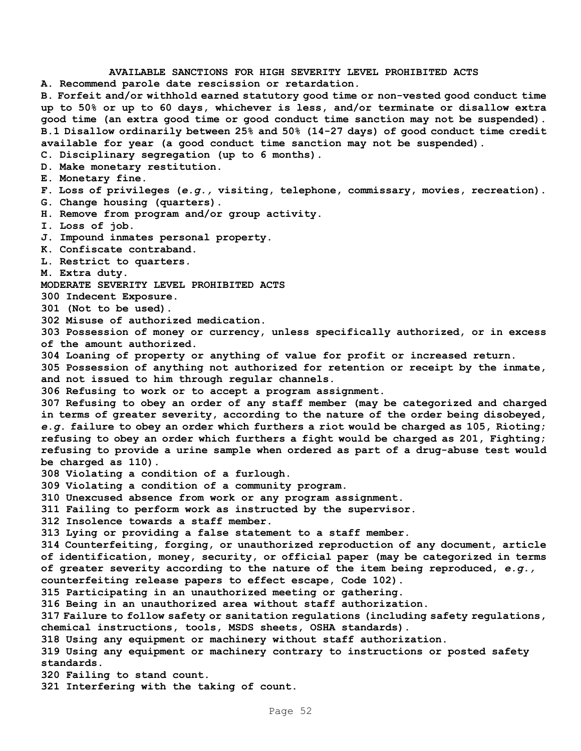## AVAILABLE SANCTIONS FOR HIGH SEVERITY LEVEL PROHIBITED ACTS

**A. Recommend parole date rescission or retardation.**

**B. Forfeit and/or withhold earned statutory good time or non-vested good conduct time up to 50% or up to 60 days, whichever is less, and/or terminate or disallow extra good time (an extra good time or good conduct time sanction may not be suspended).**

**B.1 Disallow ordinarily between 25% and 50% (14-27 days) of good conduct time credit available for year (a good conduct time sanction may not be suspended).**

**C. Disciplinary segregation (up to 6 months).**

**D. Make monetary restitution.**

**E. Monetary fine.**

**F. Loss of privileges (*e.g.,* visiting, telephone, commissary, movies, recreation).**

**G. Change housing (quarters).**

**H. Remove from program and/or group activity.**

**I. Loss of job.**

**J. Impound inmates personal property.**

**K. Confiscate contraband.**

**L. Restrict to quarters.**

**M. Extra duty.**

## MODERATE SEVERITY LEVEL PROHIBITED ACTS

**300 Indecent Exposure.**

**301 (Not to be used).**

**302 Misuse of authorized medication.**

**303 Possession of money or currency, unless specifically authorized, or in excess of the amount authorized.**

**304 Loaning of property or anything of value for profit or increased return.**

**305 Possession of anything not authorized for retention or receipt by the inmate, and not issued to him through regular channels.**

**306 Refusing to work or to accept a program assignment.**

**307 Refusing to obey an order of any staff member (may be categorized and charged in terms of greater severity, according to the nature of the order being disobeyed, *e.g.* failure to obey an order which furthers a riot would be charged as 105, Rioting; refusing to obey an order which furthers a fight would be charged as 201, Fighting; refusing to provide a urine sample when ordered as part of a drug-abuse test would be charged as 110).**

**308 Violating a condition of a furlough.**

**309 Violating a condition of a community program.**

**310 Unexcused absence from work or any program assignment.**

**311 Failing to perform work as instructed by the supervisor.**

**312 Insolence towards a staff member.**

**313 Lying or providing a false statement to a staff member.**

**314 Counterfeiting, forging, or unauthorized reproduction of any document, article of identification, money, security, or official paper (may be categorized in terms of greater severity according to the nature of the item being reproduced, *e.g.,* counterfeiting release papers to effect escape, Code 102).**

**315 Participating in an unauthorized meeting or gathering.**

**316 Being in an unauthorized area without staff authorization.**

**317 Failure to follow safety or sanitation regulations (including safety regulations, chemical instructions, tools, MSDS sheets, OSHA standards).**

**318 Using any equipment or machinery without staff authorization.**

**319 Using any equipment or machinery contrary to instructions or posted safety standards.**

**320 Failing to stand count.**

**321 Interfering with the taking of count.**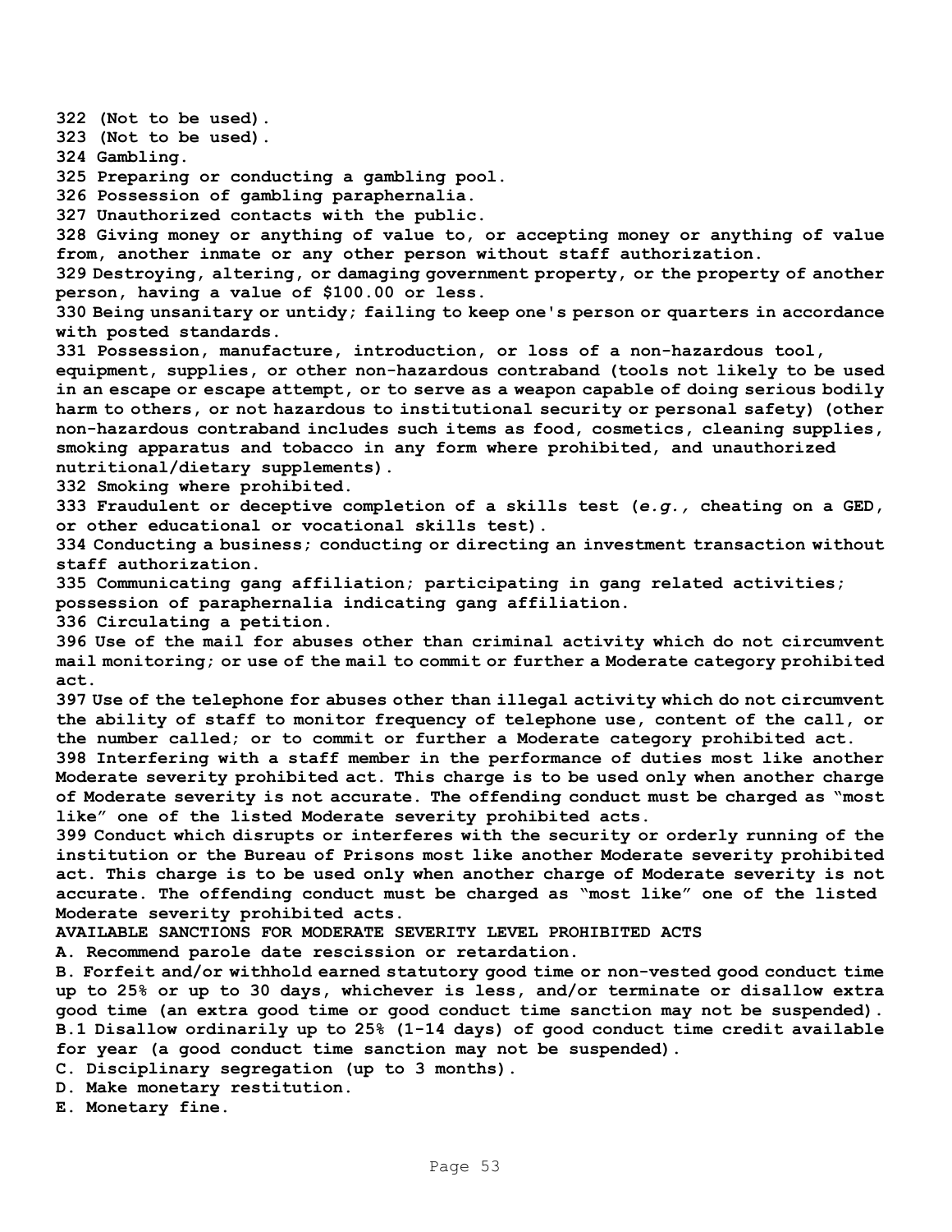**322 (Not to be used).**

**323 (Not to be used).**

**324 Gambling.**

**325 Preparing or conducting a gambling pool.**

**326 Possession of gambling paraphernalia.**

**327 Unauthorized contacts with the public.**

**328 Giving money or anything of value to, or accepting money or anything of value from, another inmate or any other person without staff authorization.**

**329 Destroying, altering, or damaging government property, or the property of another person, having a value of $100.00 or less.**

**330 Being unsanitary or untidy; failing to keep one's person or quarters in accordance with posted standards.**

**331 Possession, manufacture, introduction, or loss of a non-hazardous tool, equipment, supplies, or other non-hazardous contraband (tools not likely to be used in an escape or escape attempt, or to serve as a weapon capable of doing serious bodily harm to others, or not hazardous to institutional security or personal safety) (other non-hazardous contraband includes such items as food, cosmetics, cleaning supplies, smoking apparatus and tobacco in any form where prohibited, and unauthorized nutritional/dietary supplements).**

**332 Smoking where prohibited.**

**333 Fraudulent or deceptive completion of a skills test (*e.g.,* cheating on a GED, or other educational or vocational skills test).**

**334 Conducting a business; conducting or directing an investment transaction without staff authorization.**

**335 Communicating gang affiliation; participating in gang related activities; possession of paraphernalia indicating gang affiliation.**

**336 Circulating a petition.**

**396 Use of the mail for abuses other than criminal activity which do not circumvent mail monitoring; or use of the mail to commit or further a Moderate category prohibited act.**

**397 Use of the telephone for abuses other than illegal activity which do not circumvent the ability of staff to monitor frequency of telephone use, content of the call, or the number called; or to commit or further a Moderate category prohibited act.**

**398 Interfering with a staff member in the performance of duties most like another Moderate severity prohibited act. This charge is to be used only when another charge of Moderate severity is not accurate. The offending conduct must be charged as "most like" one of the listed Moderate severity prohibited acts.**

**399 Conduct which disrupts or interferes with the security or orderly running of the institution or the Bureau of Prisons most like another Moderate severity prohibited act. This charge is to be used only when another charge of Moderate severity is not accurate. The offending conduct must be charged as "most like" one of the listed Moderate severity prohibited acts.**

**AVAILABLE SANCTIONS FOR MODERATE SEVERITY LEVEL PROHIBITED ACTS**

**A. Recommend parole date rescission or retardation.**

**B. Forfeit and/or withhold earned statutory good time or non-vested good conduct time up to 25% or up to 30 days, whichever is less, and/or terminate or disallow extra good time (an extra good time or good conduct time sanction may not be suspended).**

**B.1 Disallow ordinarily up to 25% (1-14 days) of good conduct time credit available for year (a good conduct time sanction may not be suspended).**

**C. Disciplinary segregation (up to 3 months).**

**D. Make monetary restitution.**

**E. Monetary fine.**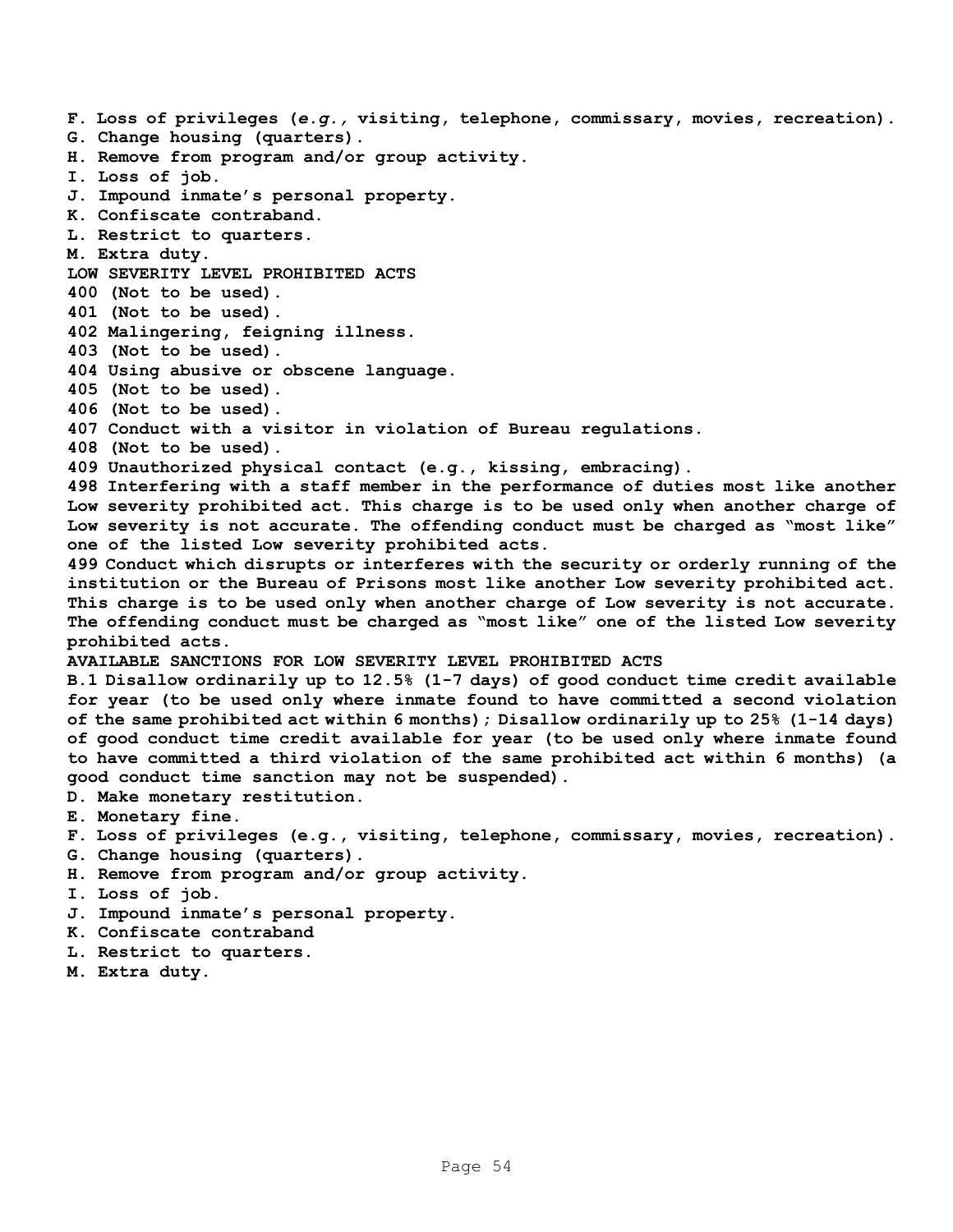**F. Loss of privileges (*e.g.,* visiting, telephone, commissary, movies, recreation).**
**G. Change housing (quarters).**
**H. Remove from program and/or group activity.**
**I. Loss of job.**
**J. Impound inmate's personal property.**
**K. Confiscate contraband.**
**L. Restrict to quarters.**
**M. Extra duty.**

**LOW SEVERITY LEVEL PROHIBITED ACTS**

**400 (Not to be used).**
**401 (Not to be used).**
**402 Malingering, feigning illness.**
**403 (Not to be used).**
**404 Using abusive or obscene language.**
**405 (Not to be used).**
**406 (Not to be used).**
**407 Conduct with a visitor in violation of Bureau regulations.**
**408 (Not to be used).**
**409 Unauthorized physical contact (e.g., kissing, embracing).**
**498 Interfering with a staff member in the performance of duties most like another Low severity prohibited act. This charge is to be used only when another charge of Low severity is not accurate. The offending conduct must be charged as "most like" one of the listed Low severity prohibited acts.**
**499 Conduct which disrupts or interferes with the security or orderly running of the institution or the Bureau of Prisons most like another Low severity prohibited act. This charge is to be used only when another charge of Low severity is not accurate. The offending conduct must be charged as "most like" one of the listed Low severity prohibited acts.**

**AVAILABLE SANCTIONS FOR LOW SEVERITY LEVEL PROHIBITED ACTS**

**B.1 Disallow ordinarily up to 12.5% (1-7 days) of good conduct time credit available for year (to be used only where inmate found to have committed a second violation of the same prohibited act within 6 months); Disallow ordinarily up to 25% (1-14 days) of good conduct time credit available for year (to be used only where inmate found to have committed a third violation of the same prohibited act within 6 months) (a good conduct time sanction may not be suspended).**
**D. Make monetary restitution.**
**E. Monetary fine.**
**F. Loss of privileges (e.g., visiting, telephone, commissary, movies, recreation).**
**G. Change housing (quarters).**
**H. Remove from program and/or group activity.**
**I. Loss of job.**
**J. Impound inmate's personal property.**
**K. Confiscate contraband**
**L. Restrict to quarters.**
**M. Extra duty.**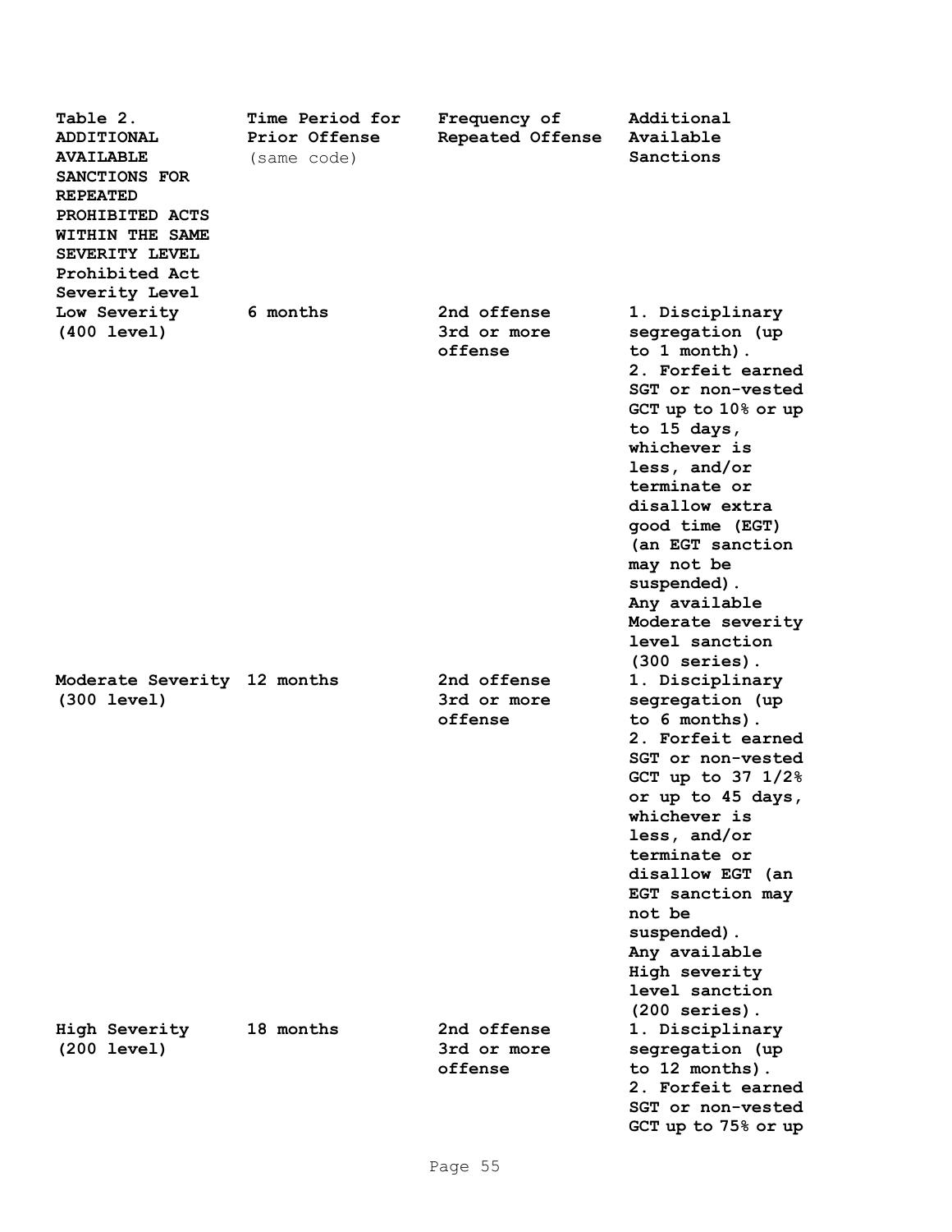| Table 2. ADDITIONAL AVAILABLE SANCTIONS FOR REPEATED PROHIBITED ACTS WITHIN THE SAME SEVERITY LEVEL Prohibited Act Severity Level | Time Period for Prior Offense (same code) | Frequency of Repeated Offense | Additional Available Sanctions |
|---|---|---|---|
| **Low Severity (400 level)** | **6 months** | **2nd offense 3rd or more offense** | **1. Disciplinary segregation (up to 1 month). 2. Forfeit earned SGT or non-vested GCT up to 10% or up to 15 days, whichever is less, and/or terminate or disallow extra good time (EGT) (an EGT sanction may not be suspended). Any available Moderate severity level sanction (300 series).** |
| **Moderate Severity (300 level)** | **12 months** | **2nd offense 3rd or more offense** | **1. Disciplinary segregation (up to 6 months). 2. Forfeit earned SGT or non-vested GCT up to 37 1/2% or up to 45 days, whichever is less, and/or terminate or disallow EGT (an EGT sanction may not be suspended). Any available High severity level sanction (200 series).** |
| **High Severity (200 level)** | **18 months** | **2nd offense 3rd or more offense** | **1. Disciplinary segregation (up to 12 months). 2. Forfeit earned SGT or non-vested GCT up to 75% or up** |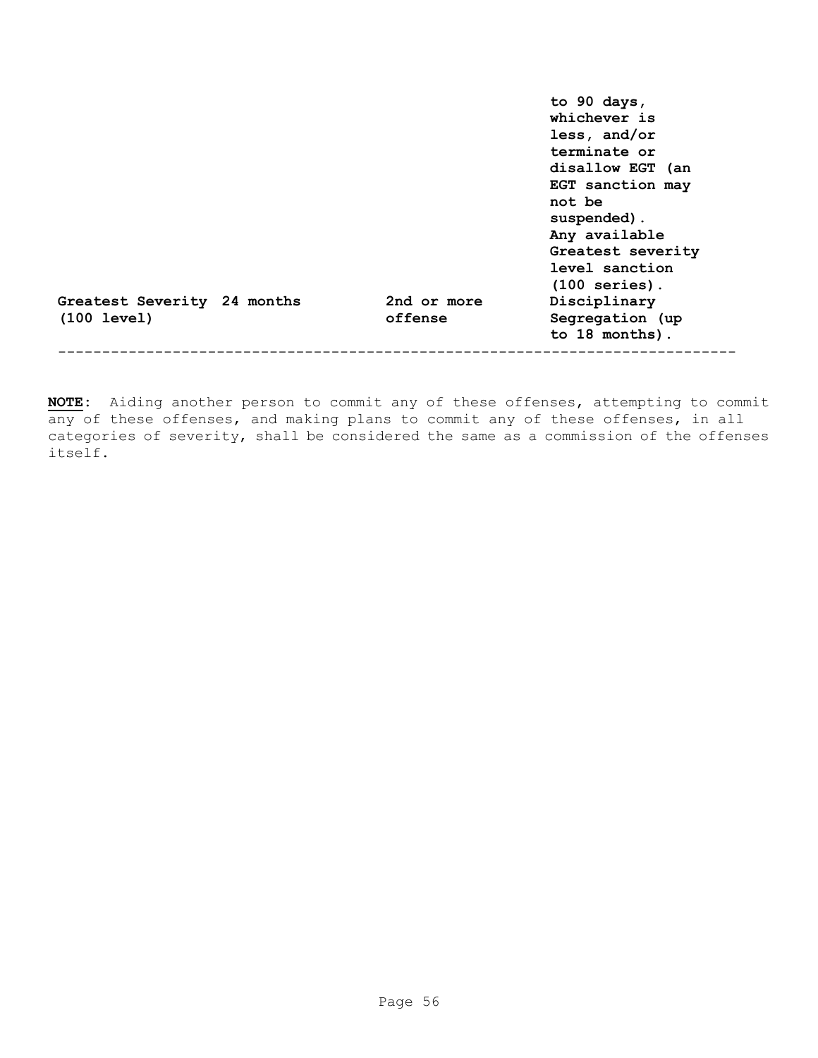| | | | |
|---|---|---|---|
| | | | to 90 days, whichever is less, and/or terminate or disallow EGT (an EGT sanction may not be suspended). |
| Greatest Severity (100 level) | 24 months | 2nd or more offense | Any available Greatest severity level sanction (100 series). Disciplinary Segregation (up to 18 months). |

---

**NOTE**: Aiding another person to commit any of these offenses, attempting to commit any of these offenses, and making plans to commit any of these offenses, in all categories of severity, shall be considered the same as a commission of the offenses itself.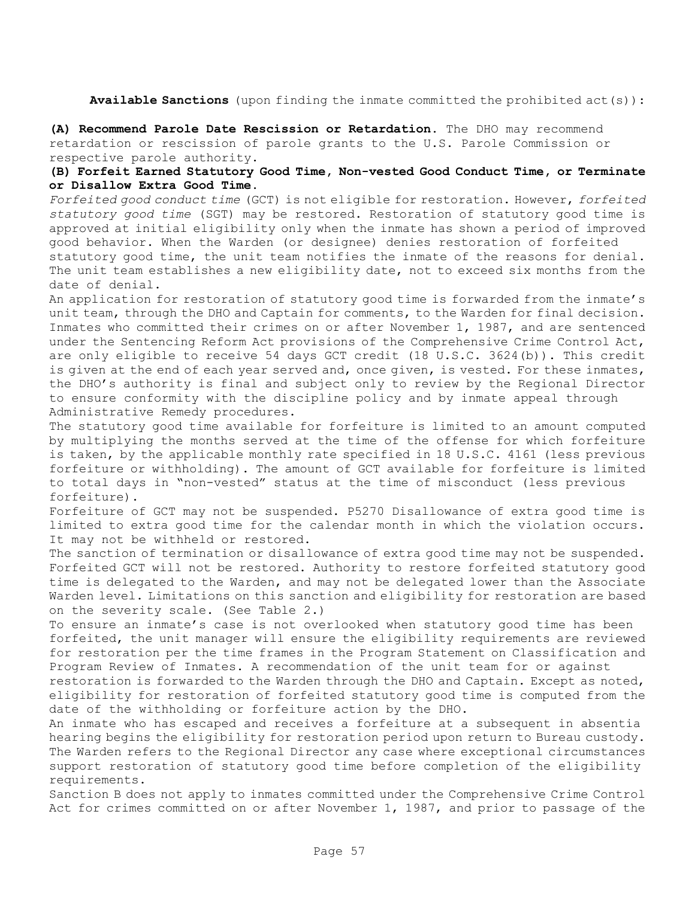**Available Sanctions** (upon finding the inmate committed the prohibited act(s)):

**(A) Recommend Parole Date Rescission or Retardation.** The DHO may recommend retardation or rescission of parole grants to the U.S. Parole Commission or respective parole authority.

**(B) Forfeit Earned Statutory Good Time, Non-vested Good Conduct Time, or Terminate or Disallow Extra Good Time.**

*Forfeited good conduct time* (GCT) is not eligible for restoration. However, *forfeited statutory good time* (SGT) may be restored. Restoration of statutory good time is approved at initial eligibility only when the inmate has shown a period of improved good behavior. When the Warden (or designee) denies restoration of forfeited statutory good time, the unit team notifies the inmate of the reasons for denial. The unit team establishes a new eligibility date, not to exceed six months from the date of denial.

An application for restoration of statutory good time is forwarded from the inmate's unit team, through the DHO and Captain for comments, to the Warden for final decision. Inmates who committed their crimes on or after November 1, 1987, and are sentenced under the Sentencing Reform Act provisions of the Comprehensive Crime Control Act, are only eligible to receive 54 days GCT credit (18 U.S.C. 3624(b)). This credit is given at the end of each year served and, once given, is vested. For these inmates, the DHO's authority is final and subject only to review by the Regional Director to ensure conformity with the discipline policy and by inmate appeal through Administrative Remedy procedures.

The statutory good time available for forfeiture is limited to an amount computed by multiplying the months served at the time of the offense for which forfeiture is taken, by the applicable monthly rate specified in 18 U.S.C. 4161 (less previous forfeiture or withholding). The amount of GCT available for forfeiture is limited to total days in "non-vested" status at the time of misconduct (less previous forfeiture).

Forfeiture of GCT may not be suspended. P5270 Disallowance of extra good time is limited to extra good time for the calendar month in which the violation occurs. It may not be withheld or restored.

The sanction of termination or disallowance of extra good time may not be suspended. Forfeited GCT will not be restored. Authority to restore forfeited statutory good time is delegated to the Warden, and may not be delegated lower than the Associate Warden level. Limitations on this sanction and eligibility for restoration are based on the severity scale. (See Table 2.)

To ensure an inmate's case is not overlooked when statutory good time has been forfeited, the unit manager will ensure the eligibility requirements are reviewed for restoration per the time frames in the Program Statement on Classification and Program Review of Inmates. A recommendation of the unit team for or against restoration is forwarded to the Warden through the DHO and Captain. Except as noted, eligibility for restoration of forfeited statutory good time is computed from the date of the withholding or forfeiture action by the DHO.

An inmate who has escaped and receives a forfeiture at a subsequent in absentia hearing begins the eligibility for restoration period upon return to Bureau custody. The Warden refers to the Regional Director any case where exceptional circumstances support restoration of statutory good time before completion of the eligibility requirements.

Sanction B does not apply to inmates committed under the Comprehensive Crime Control Act for crimes committed on or after November 1, 1987, and prior to passage of the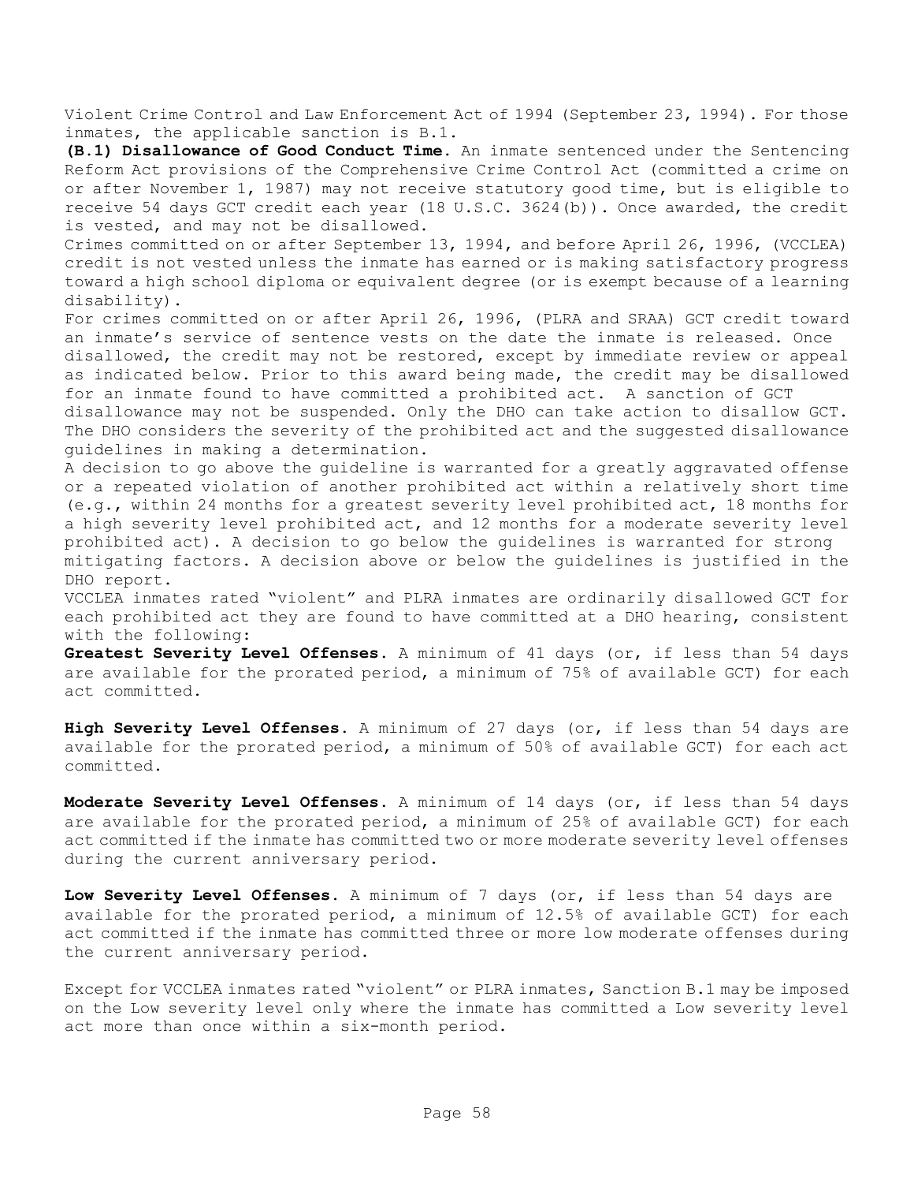Violent Crime Control and Law Enforcement Act of 1994 (September 23, 1994). For those inmates, the applicable sanction is B.1.

**(B.1) Disallowance of Good Conduct Time.** An inmate sentenced under the Sentencing Reform Act provisions of the Comprehensive Crime Control Act (committed a crime on or after November 1, 1987) may not receive statutory good time, but is eligible to receive 54 days GCT credit each year (18 U.S.C. 3624(b)). Once awarded, the credit is vested, and may not be disallowed.

Crimes committed on or after September 13, 1994, and before April 26, 1996, (VCCLEA) credit is not vested unless the inmate has earned or is making satisfactory progress toward a high school diploma or equivalent degree (or is exempt because of a learning disability).

For crimes committed on or after April 26, 1996, (PLRA and SRAA) GCT credit toward an inmate's service of sentence vests on the date the inmate is released. Once disallowed, the credit may not be restored, except by immediate review or appeal as indicated below. Prior to this award being made, the credit may be disallowed for an inmate found to have committed a prohibited act. A sanction of GCT disallowance may not be suspended. Only the DHO can take action to disallow GCT. The DHO considers the severity of the prohibited act and the suggested disallowance guidelines in making a determination.

A decision to go above the guideline is warranted for a greatly aggravated offense or a repeated violation of another prohibited act within a relatively short time (e.g., within 24 months for a greatest severity level prohibited act, 18 months for a high severity level prohibited act, and 12 months for a moderate severity level prohibited act). A decision to go below the guidelines is warranted for strong mitigating factors. A decision above or below the guidelines is justified in the DHO report.

VCCLEA inmates rated "violent" and PLRA inmates are ordinarily disallowed GCT for each prohibited act they are found to have committed at a DHO hearing, consistent with the following:

**Greatest Severity Level Offenses.** A minimum of 41 days (or, if less than 54 days are available for the prorated period, a minimum of 75% of available GCT) for each act committed.

**High Severity Level Offenses.** A minimum of 27 days (or, if less than 54 days are available for the prorated period, a minimum of 50% of available GCT) for each act committed.

**Moderate Severity Level Offenses.** A minimum of 14 days (or, if less than 54 days are available for the prorated period, a minimum of 25% of available GCT) for each act committed if the inmate has committed two or more moderate severity level offenses during the current anniversary period.

**Low Severity Level Offenses.** A minimum of 7 days (or, if less than 54 days are available for the prorated period, a minimum of 12.5% of available GCT) for each act committed if the inmate has committed three or more low moderate offenses during the current anniversary period.

Except for VCCLEA inmates rated "violent" or PLRA inmates, Sanction B.1 may be imposed on the Low severity level only where the inmate has committed a Low severity level act more than once within a six-month period.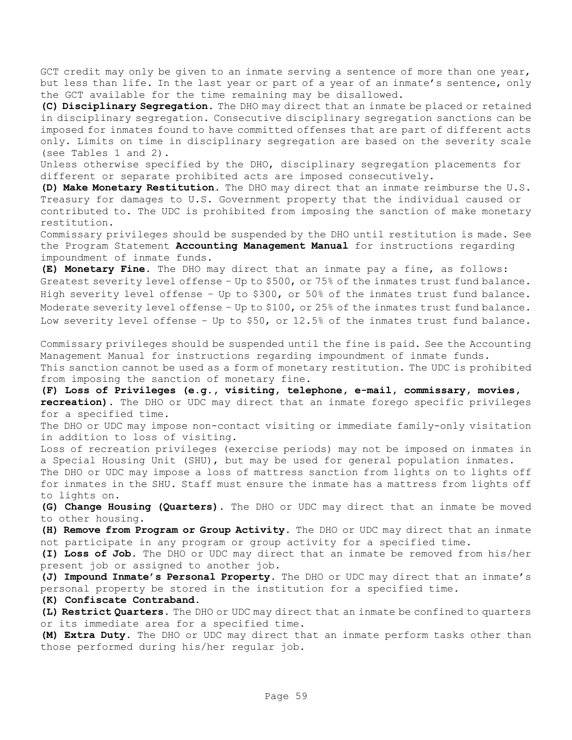GCT credit may only be given to an inmate serving a sentence of more than one year, but less than life. In the last year or part of a year of an inmate's sentence, only the GCT available for the time remaining may be disallowed.

**(C) Disciplinary Segregation.** The DHO may direct that an inmate be placed or retained in disciplinary segregation. Consecutive disciplinary segregation sanctions can be imposed for inmates found to have committed offenses that are part of different acts only. Limits on time in disciplinary segregation are based on the severity scale (see Tables 1 and 2).

Unless otherwise specified by the DHO, disciplinary segregation placements for different or separate prohibited acts are imposed consecutively.

**(D) Make Monetary Restitution.** The DHO may direct that an inmate reimburse the U.S. Treasury for damages to U.S. Government property that the individual caused or contributed to. The UDC is prohibited from imposing the sanction of make monetary restitution.

Commissary privileges should be suspended by the DHO until restitution is made. See the Program Statement **Accounting Management Manual** for instructions regarding impoundment of inmate funds.

**(E) Monetary Fine.** The DHO may direct that an inmate pay a fine, as follows:
Greatest severity level offense – Up to $500, or 75% of the inmates trust fund balance.
High severity level offense – Up to $300, or 50% of the inmates trust fund balance.
Moderate severity level offense – Up to $100, or 25% of the inmates trust fund balance.
Low severity level offense – Up to $50, or 12.5% of the inmates trust fund balance.

Commissary privileges should be suspended until the fine is paid. See the Accounting Management Manual for instructions regarding impoundment of inmate funds.
This sanction cannot be used as a form of monetary restitution. The UDC is prohibited from imposing the sanction of monetary fine.

**(F) Loss of Privileges (e.g., visiting, telephone, e-mail, commissary, movies, recreation).** The DHO or UDC may direct that an inmate forego specific privileges for a specified time.

The DHO or UDC may impose non-contact visiting or immediate family-only visitation in addition to loss of visiting.

Loss of recreation privileges (exercise periods) may not be imposed on inmates in a Special Housing Unit (SHU), but may be used for general population inmates.

The DHO or UDC may impose a loss of mattress sanction from lights on to lights off for inmates in the SHU. Staff must ensure the inmate has a mattress from lights off to lights on.

**(G) Change Housing (Quarters).** The DHO or UDC may direct that an inmate be moved to other housing.

**(H) Remove from Program or Group Activity.** The DHO or UDC may direct that an inmate not participate in any program or group activity for a specified time.

**(I) Loss of Job.** The DHO or UDC may direct that an inmate be removed from his/her present job or assigned to another job.

**(J) Impound Inmate's Personal Property.** The DHO or UDC may direct that an inmate's personal property be stored in the institution for a specified time.

**(K) Confiscate Contraband.**

**(L) Restrict Quarters.** The DHO or UDC may direct that an inmate be confined to quarters or its immediate area for a specified time.

**(M) Extra Duty.** The DHO or UDC may direct that an inmate perform tasks other than those performed during his/her regular job.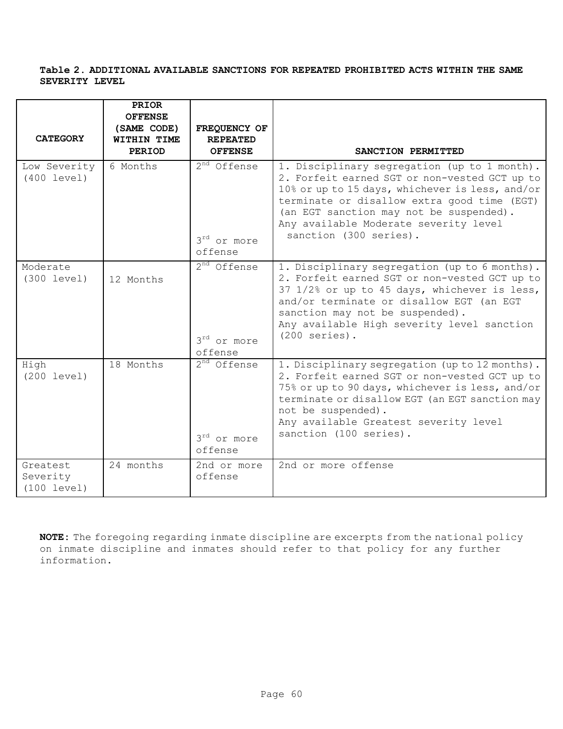**Table 2. ADDITIONAL AVAILABLE SANCTIONS FOR REPEATED PROHIBITED ACTS WITHIN THE SAME SEVERITY LEVEL**

| CATEGORY | PRIOR OFFENSE (SAME CODE) WITHIN TIME PERIOD | FREQUENCY OF REPEATED OFFENSE | SANCTION PERMITTED |
|---|---|---|---|
| Low Severity (400 level) | 6 Months | 2nd Offense<br><br>3rd or more offense | 1. Disciplinary segregation (up to 1 month).<br>2. Forfeit earned SGT or non-vested GCT up to 10% or up to 15 days, whichever is less, and/or terminate or disallow extra good time (EGT) (an EGT sanction may not be suspended).<br>Any available Moderate severity level sanction (300 series). |
| Moderate (300 level) | 12 Months | 2nd Offense<br><br>3rd or more offense | 1. Disciplinary segregation (up to 6 months).<br>2. Forfeit earned SGT or non-vested GCT up to 37 1/2% or up to 45 days, whichever is less, and/or terminate or disallow EGT (an EGT sanction may not be suspended).<br>Any available High severity level sanction (200 series). |
| High (200 level) | 18 Months | 2nd Offense<br><br>3rd or more offense | 1. Disciplinary segregation (up to 12 months).<br>2. Forfeit earned SGT or non-vested GCT up to 75% or up to 90 days, whichever is less, and/or terminate or disallow EGT (an EGT sanction may not be suspended).<br>Any available Greatest severity level sanction (100 series). |
| Greatest Severity (100 level) | 24 months | 2nd or more offense | 2nd or more offense |

**NOTE:** The foregoing regarding inmate discipline are excerpts from the national policy on inmate discipline and inmates should refer to that policy for any further information.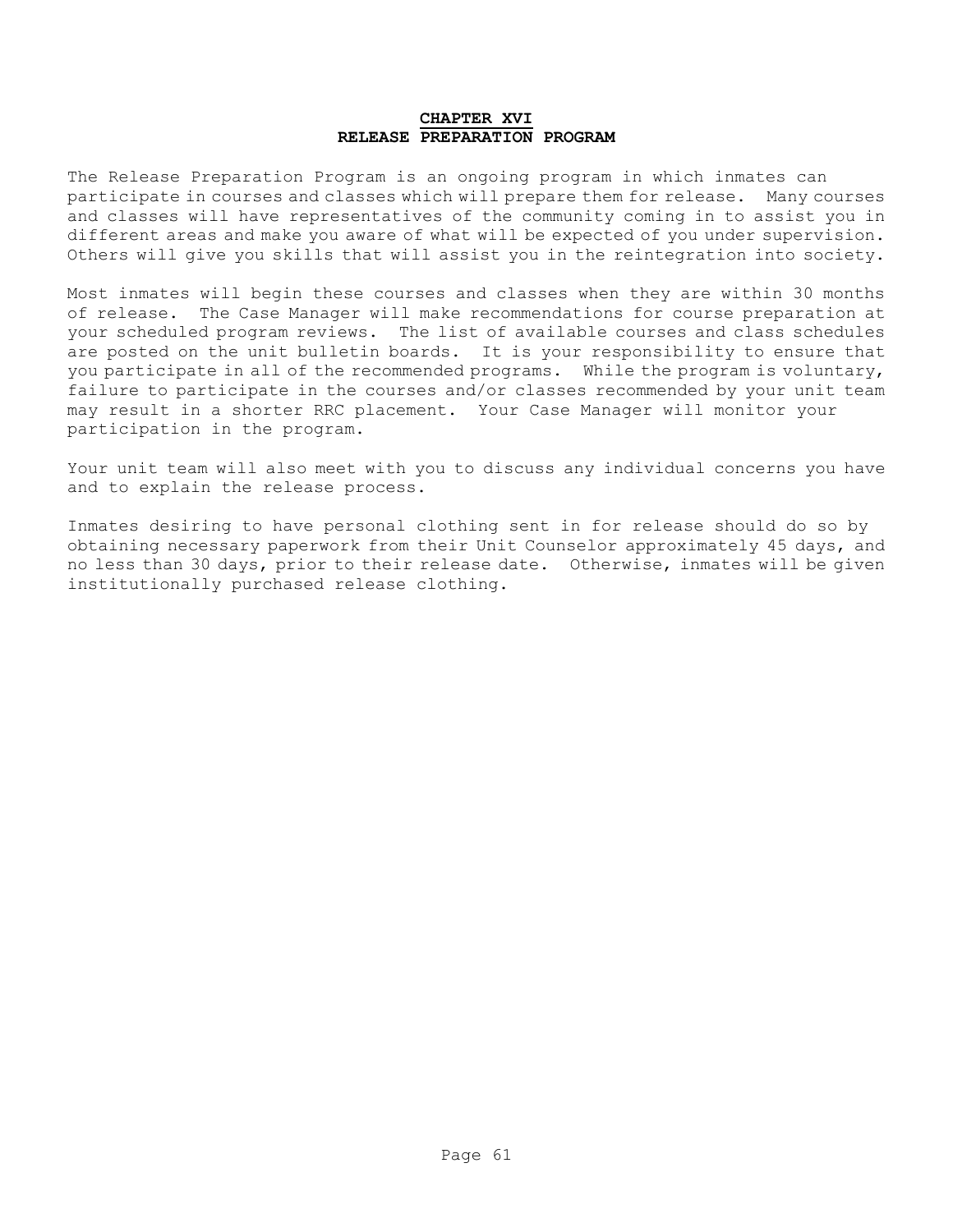# CHAPTER XVI
## RELEASE PREPARATION PROGRAM

The Release Preparation Program is an ongoing program in which inmates can participate in courses and classes which will prepare them for release. Many courses and classes will have representatives of the community coming in to assist you in different areas and make you aware of what will be expected of you under supervision. Others will give you skills that will assist you in the reintegration into society.

Most inmates will begin these courses and classes when they are within 30 months of release. The Case Manager will make recommendations for course preparation at your scheduled program reviews. The list of available courses and class schedules are posted on the unit bulletin boards. It is your responsibility to ensure that you participate in all of the recommended programs. While the program is voluntary, failure to participate in the courses and/or classes recommended by your unit team may result in a shorter RRC placement. Your Case Manager will monitor your participation in the program.

Your unit team will also meet with you to discuss any individual concerns you have and to explain the release process.

Inmates desiring to have personal clothing sent in for release should do so by obtaining necessary paperwork from their Unit Counselor approximately 45 days, and no less than 30 days, prior to their release date. Otherwise, inmates will be given institutionally purchased release clothing.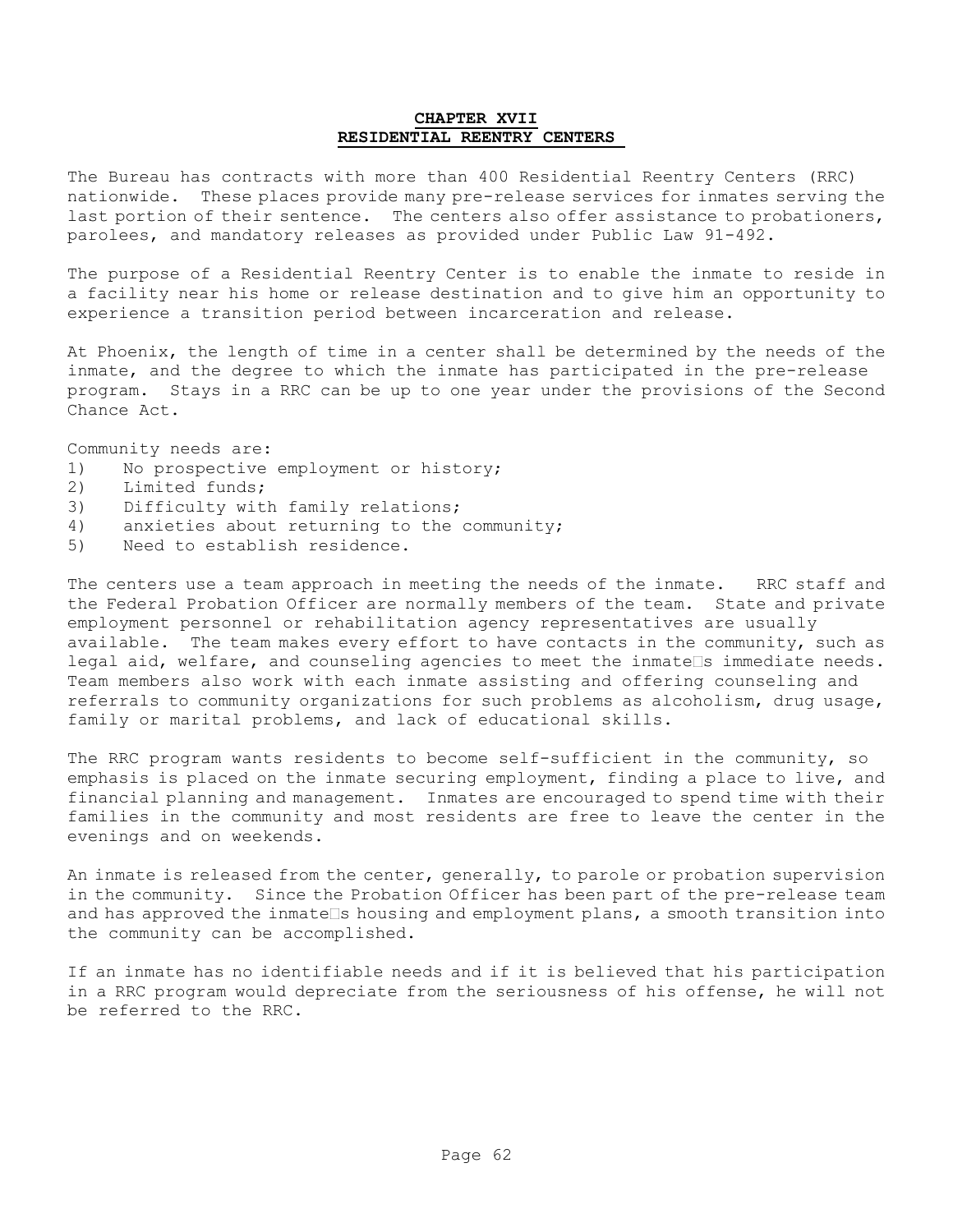# CHAPTER XVII
## RESIDENTIAL REENTRY CENTERS

The Bureau has contracts with more than 400 Residential Reentry Centers (RRC) nationwide. These places provide many pre-release services for inmates serving the last portion of their sentence. The centers also offer assistance to probationers, parolees, and mandatory releases as provided under Public Law 91-492.

The purpose of a Residential Reentry Center is to enable the inmate to reside in a facility near his home or release destination and to give him an opportunity to experience a transition period between incarceration and release.

At Phoenix, the length of time in a center shall be determined by the needs of the inmate, and the degree to which the inmate has participated in the pre-release program. Stays in a RRC can be up to one year under the provisions of the Second Chance Act.

Community needs are:

1) No prospective employment or history;
2) Limited funds;
3) Difficulty with family relations;
4) anxieties about returning to the community;
5) Need to establish residence.

The centers use a team approach in meeting the needs of the inmate. RRC staff and the Federal Probation Officer are normally members of the team. State and private employment personnel or rehabilitation agency representatives are usually available. The team makes every effort to have contacts in the community, such as legal aid, welfare, and counseling agencies to meet the inmate's immediate needs. Team members also work with each inmate assisting and offering counseling and referrals to community organizations for such problems as alcoholism, drug usage, family or marital problems, and lack of educational skills.

The RRC program wants residents to become self-sufficient in the community, so emphasis is placed on the inmate securing employment, finding a place to live, and financial planning and management. Inmates are encouraged to spend time with their families in the community and most residents are free to leave the center in the evenings and on weekends.

An inmate is released from the center, generally, to parole or probation supervision in the community. Since the Probation Officer has been part of the pre-release team and has approved the inmate's housing and employment plans, a smooth transition into the community can be accomplished.

If an inmate has no identifiable needs and if it is believed that his participation in a RRC program would depreciate from the seriousness of his offense, he will not be referred to the RRC.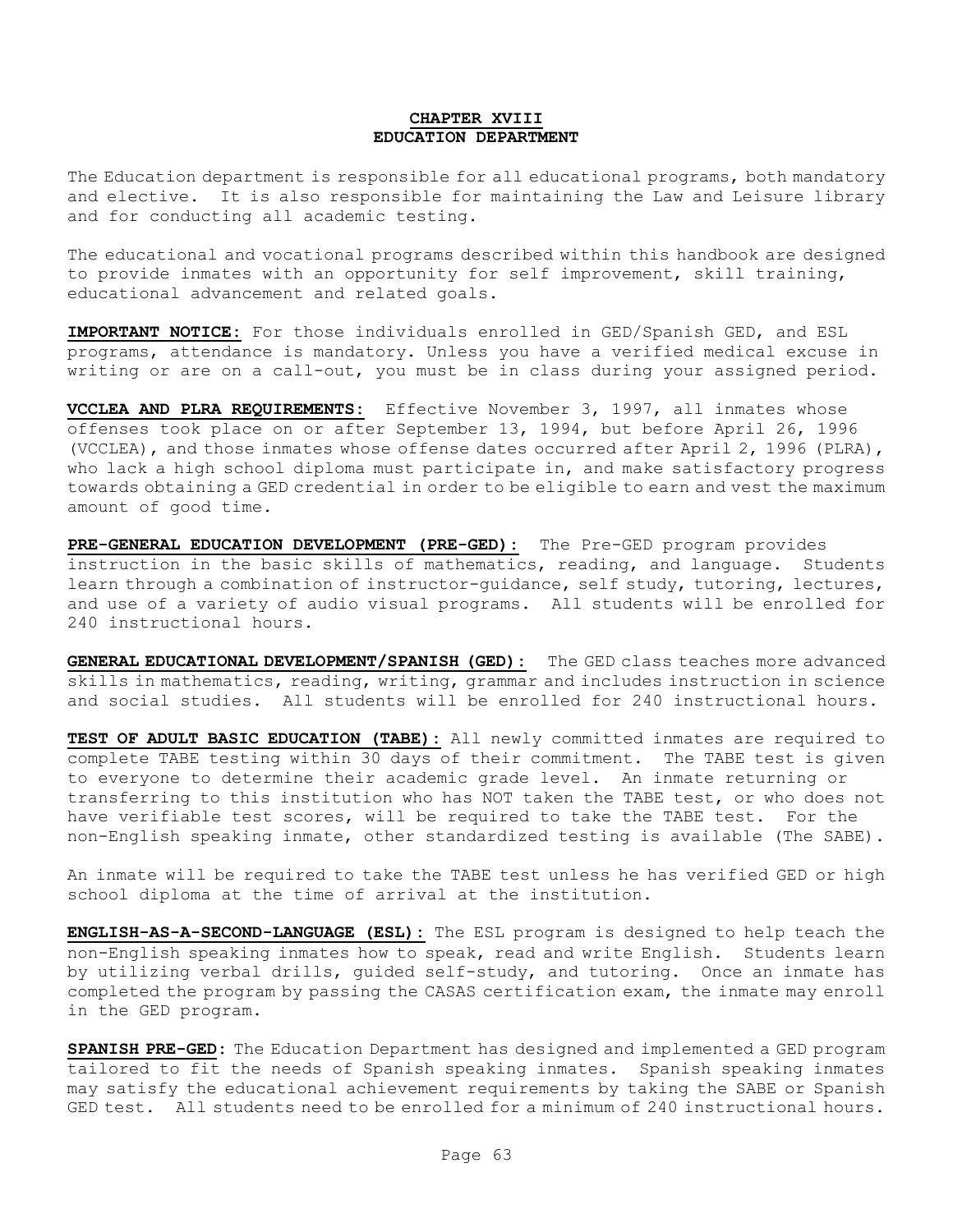# CHAPTER XVIII
# EDUCATION DEPARTMENT

The Education department is responsible for all educational programs, both mandatory and elective. It is also responsible for maintaining the Law and Leisure library and for conducting all academic testing.

The educational and vocational programs described within this handbook are designed to provide inmates with an opportunity for self improvement, skill training, educational advancement and related goals.

**IMPORTANT NOTICE:** For those individuals enrolled in GED/Spanish GED, and ESL programs, attendance is mandatory. Unless you have a verified medical excuse in writing or are on a call-out, you must be in class during your assigned period.

**VCCLEA AND PLRA REQUIREMENTS:** Effective November 3, 1997, all inmates whose offenses took place on or after September 13, 1994, but before April 26, 1996 (VCCLEA), and those inmates whose offense dates occurred after April 2, 1996 (PLRA), who lack a high school diploma must participate in, and make satisfactory progress towards obtaining a GED credential in order to be eligible to earn and vest the maximum amount of good time.

**PRE-GENERAL EDUCATION DEVELOPMENT (PRE-GED):** The Pre-GED program provides instruction in the basic skills of mathematics, reading, and language. Students learn through a combination of instructor-guidance, self study, tutoring, lectures, and use of a variety of audio visual programs. All students will be enrolled for 240 instructional hours.

**GENERAL EDUCATIONAL DEVELOPMENT/SPANISH (GED):** The GED class teaches more advanced skills in mathematics, reading, writing, grammar and includes instruction in science and social studies. All students will be enrolled for 240 instructional hours.

**TEST OF ADULT BASIC EDUCATION (TABE):** All newly committed inmates are required to complete TABE testing within 30 days of their commitment. The TABE test is given to everyone to determine their academic grade level. An inmate returning or transferring to this institution who has NOT taken the TABE test, or who does not have verifiable test scores, will be required to take the TABE test. For the non-English speaking inmate, other standardized testing is available (The SABE).

An inmate will be required to take the TABE test unless he has verified GED or high school diploma at the time of arrival at the institution.

**ENGLISH-AS-A-SECOND-LANGUAGE (ESL):** The ESL program is designed to help teach the non-English speaking inmates how to speak, read and write English. Students learn by utilizing verbal drills, guided self-study, and tutoring. Once an inmate has completed the program by passing the CASAS certification exam, the inmate may enroll in the GED program.

**SPANISH PRE-GED:** The Education Department has designed and implemented a GED program tailored to fit the needs of Spanish speaking inmates. Spanish speaking inmates may satisfy the educational achievement requirements by taking the SABE or Spanish GED test. All students need to be enrolled for a minimum of 240 instructional hours.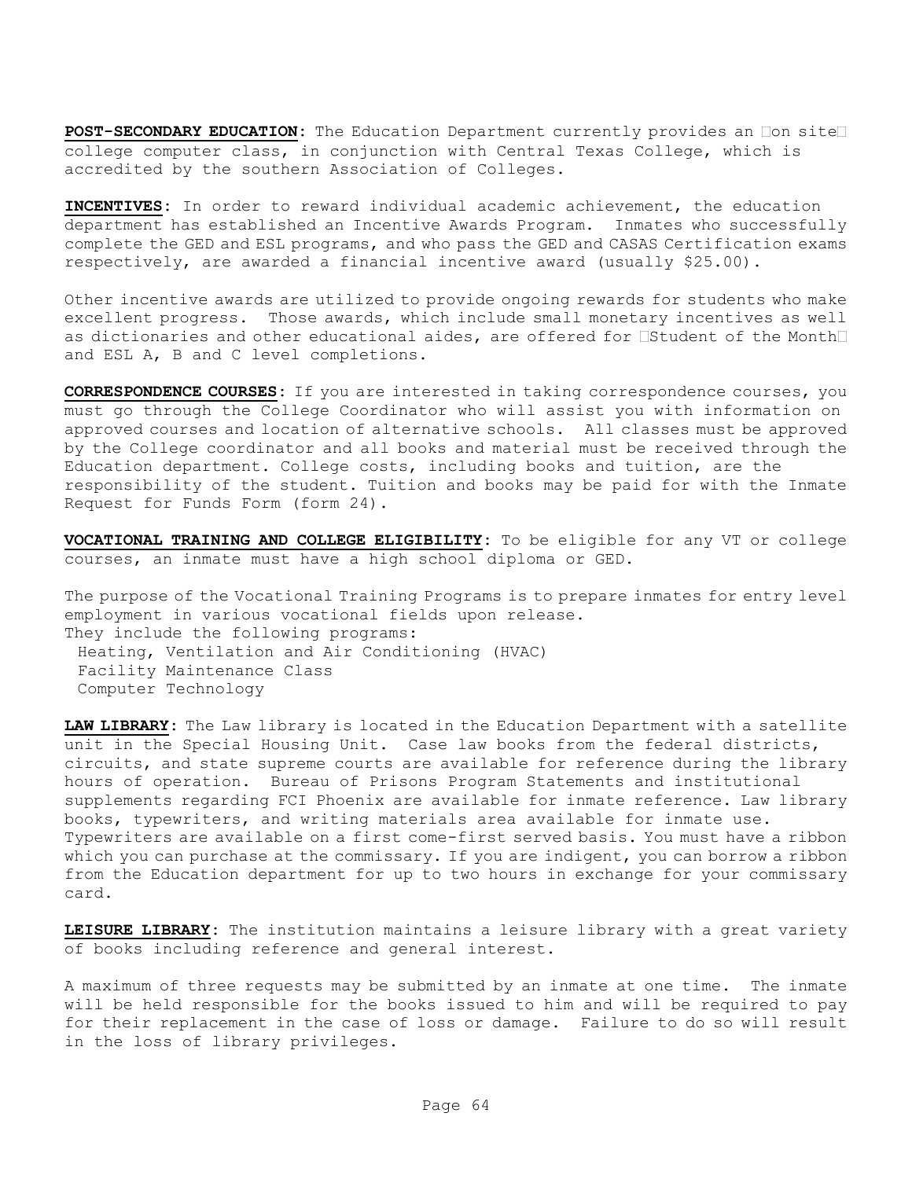**POST-SECONDARY EDUCATION**: The Education Department currently provides an "on site" college computer class, in conjunction with Central Texas College, which is accredited by the southern Association of Colleges.

**INCENTIVES**: In order to reward individual academic achievement, the education department has established an Incentive Awards Program. Inmates who successfully complete the GED and ESL programs, and who pass the GED and CASAS Certification exams respectively, are awarded a financial incentive award (usually $25.00).

Other incentive awards are utilized to provide ongoing rewards for students who make excellent progress. Those awards, which include small monetary incentives as well as dictionaries and other educational aides, are offered for "Student of the Month" and ESL A, B and C level completions.

**CORRESPONDENCE COURSES**: If you are interested in taking correspondence courses, you must go through the College Coordinator who will assist you with information on approved courses and location of alternative schools. All classes must be approved by the College coordinator and all books and material must be received through the Education department. College costs, including books and tuition, are the responsibility of the student. Tuition and books may be paid for with the Inmate Request for Funds Form (form 24).

**VOCATIONAL TRAINING AND COLLEGE ELIGIBILITY**: To be eligible for any VT or college courses, an inmate must have a high school diploma or GED.

The purpose of the Vocational Training Programs is to prepare inmates for entry level employment in various vocational fields upon release.
They include the following programs:

- Heating, Ventilation and Air Conditioning (HVAC)
- Facility Maintenance Class
- Computer Technology

**LAW LIBRARY**: The Law library is located in the Education Department with a satellite unit in the Special Housing Unit. Case law books from the federal districts, circuits, and state supreme courts are available for reference during the library hours of operation. Bureau of Prisons Program Statements and institutional supplements regarding FCI Phoenix are available for inmate reference. Law library books, typewriters, and writing materials area available for inmate use. Typewriters are available on a first come-first served basis. You must have a ribbon which you can purchase at the commissary. If you are indigent, you can borrow a ribbon from the Education department for up to two hours in exchange for your commissary card.

**LEISURE LIBRARY**: The institution maintains a leisure library with a great variety of books including reference and general interest.

A maximum of three requests may be submitted by an inmate at one time. The inmate will be held responsible for the books issued to him and will be required to pay for their replacement in the case of loss or damage. Failure to do so will result in the loss of library privileges.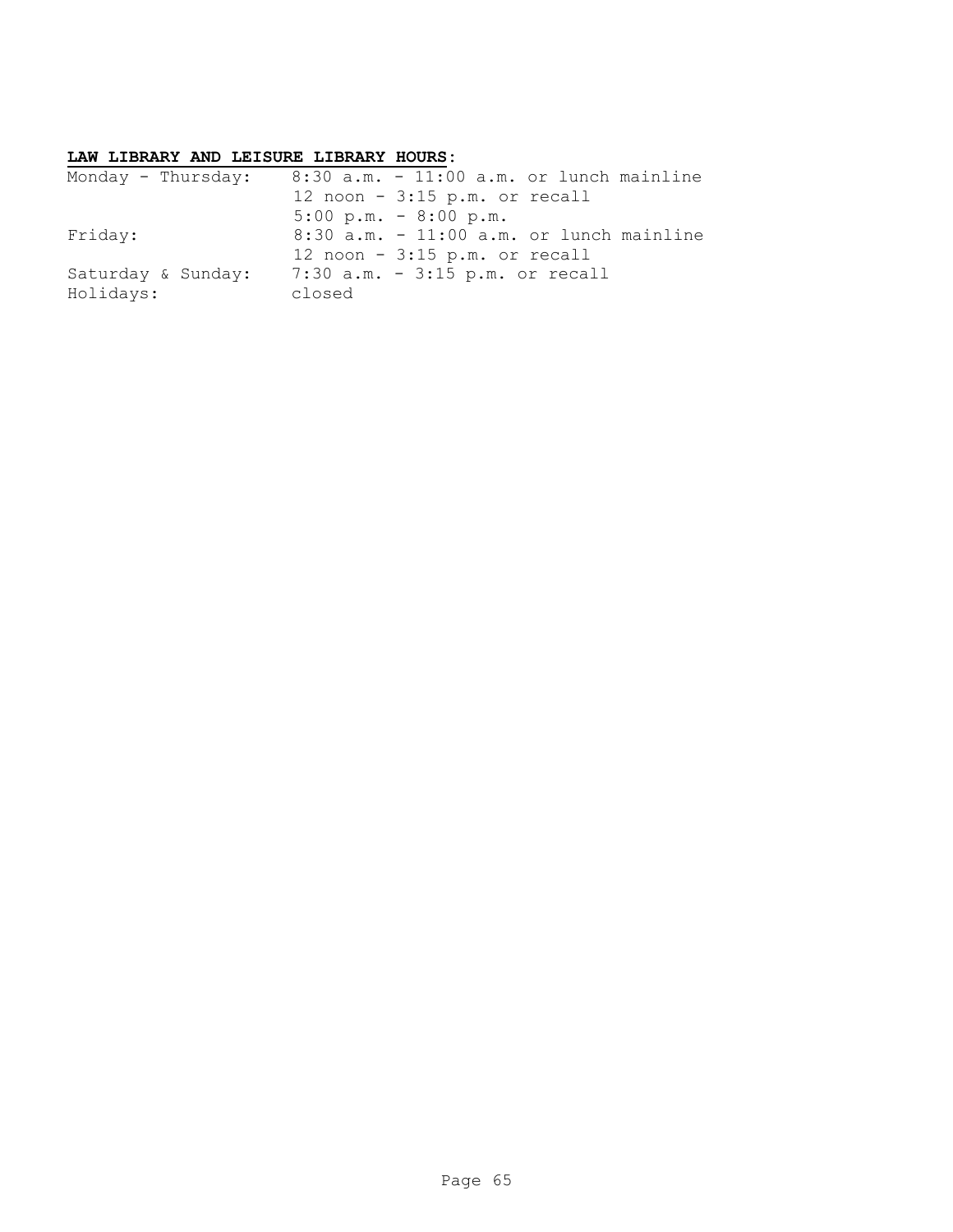**<u>LAW LIBRARY AND LEISURE LIBRARY HOURS</u>**:

| | |
|---|---|
| Monday - Thursday: | 8:30 a.m. - 11:00 a.m. or lunch mainline |
| | 12 noon - 3:15 p.m. or recall |
| | 5:00 p.m. - 8:00 p.m. |
| Friday: | 8:30 a.m. - 11:00 a.m. or lunch mainline |
| | 12 noon - 3:15 p.m. or recall |
| Saturday & Sunday: | 7:30 a.m. - 3:15 p.m. or recall |
| Holidays: | closed |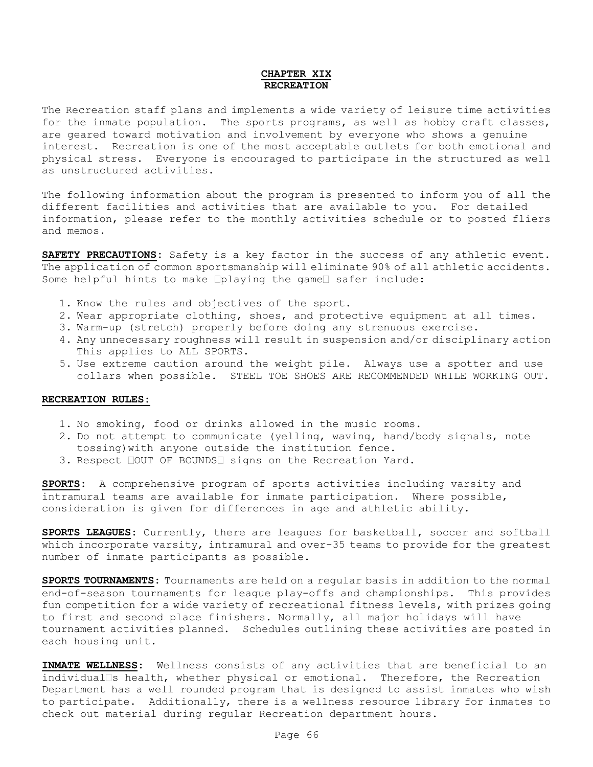# CHAPTER XIX
# RECREATION

The Recreation staff plans and implements a wide variety of leisure time activities for the inmate population. The sports programs, as well as hobby craft classes, are geared toward motivation and involvement by everyone who shows a genuine interest. Recreation is one of the most acceptable outlets for both emotional and physical stress. Everyone is encouraged to participate in the structured as well as unstructured activities.

The following information about the program is presented to inform you of all the different facilities and activities that are available to you. For detailed information, please refer to the monthly activities schedule or to posted fliers and memos.

**SAFETY PRECAUTIONS**: Safety is a key factor in the success of any athletic event. The application of common sportsmanship will eliminate 90% of all athletic accidents. Some helpful hints to make "playing the game" safer include:

1. Know the rules and objectives of the sport.
2. Wear appropriate clothing, shoes, and protective equipment at all times.
3. Warm-up (stretch) properly before doing any strenuous exercise.
4. Any unnecessary roughness will result in suspension and/or disciplinary action This applies to ALL SPORTS.
5. Use extreme caution around the weight pile. Always use a spotter and use collars when possible. STEEL TOE SHOES ARE RECOMMENDED WHILE WORKING OUT.

**RECREATION RULES:**

1. No smoking, food or drinks allowed in the music rooms.
2. Do not attempt to communicate (yelling, waving, hand/body signals, note tossing) with anyone outside the institution fence.
3. Respect "OUT OF BOUNDS" signs on the Recreation Yard.

**SPORTS**: A comprehensive program of sports activities including varsity and intramural teams are available for inmate participation. Where possible, consideration is given for differences in age and athletic ability.

**SPORTS LEAGUES**: Currently, there are leagues for basketball, soccer and softball which incorporate varsity, intramural and over-35 teams to provide for the greatest number of inmate participants as possible.

**SPORTS TOURNAMENTS**: Tournaments are held on a regular basis in addition to the normal end-of-season tournaments for league play-offs and championships. This provides fun competition for a wide variety of recreational fitness levels, with prizes going to first and second place finishers. Normally, all major holidays will have tournament activities planned. Schedules outlining these activities are posted in each housing unit.

**INMATE WELLNESS**: Wellness consists of any activities that are beneficial to an individual's health, whether physical or emotional. Therefore, the Recreation Department has a well rounded program that is designed to assist inmates who wish to participate. Additionally, there is a wellness resource library for inmates to check out material during regular Recreation department hours.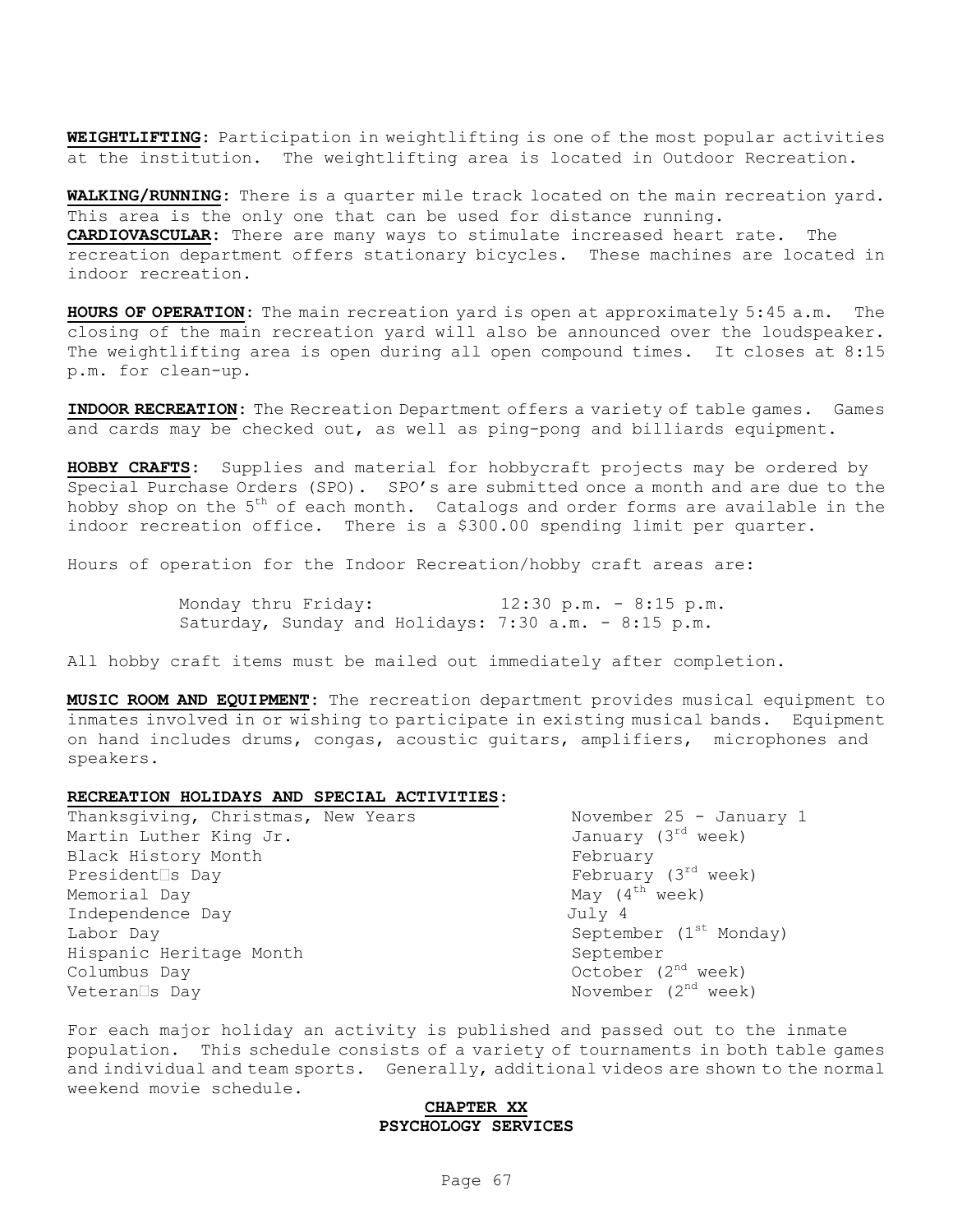**WEIGHTLIFTING**: Participation in weightlifting is one of the most popular activities at the institution. The weightlifting area is located in Outdoor Recreation.

**WALKING/RUNNING**: There is a quarter mile track located on the main recreation yard. This area is the only one that can be used for distance running.

**CARDIOVASCULAR**: There are many ways to stimulate increased heart rate. The recreation department offers stationary bicycles. These machines are located in indoor recreation.

**HOURS OF OPERATION**: The main recreation yard is open at approximately 5:45 a.m. The closing of the main recreation yard will also be announced over the loudspeaker. The weightlifting area is open during all open compound times. It closes at 8:15 p.m. for clean-up.

**INDOOR RECREATION**: The Recreation Department offers a variety of table games. Games and cards may be checked out, as well as ping-pong and billiards equipment.

**HOBBY CRAFTS**: Supplies and material for hobbycraft projects may be ordered by Special Purchase Orders (SPO). SPO's are submitted once a month and are due to the hobby shop on the 5th of each month. Catalogs and order forms are available in the indoor recreation office. There is a $300.00 spending limit per quarter.

Hours of operation for the Indoor Recreation/hobby craft areas are:

Monday thru Friday: 12:30 p.m. - 8:15 p.m.
Saturday, Sunday and Holidays: 7:30 a.m. - 8:15 p.m.

All hobby craft items must be mailed out immediately after completion.

**MUSIC ROOM AND EQUIPMENT**: The recreation department provides musical equipment to inmates involved in or wishing to participate in existing musical bands. Equipment on hand includes drums, congas, acoustic guitars, amplifiers, microphones and speakers.

**RECREATION HOLIDAYS AND SPECIAL ACTIVITIES**:

| | |
|---|---|
| Thanksgiving, Christmas, New Years | November 25 - January 1 |
| Martin Luther King Jr. | January (3rd week) |
| Black History Month | February |
| President's Day | February (3rd week) |
| Memorial Day | May (4th week) |
| Independence Day | July 4 |
| Labor Day | September (1st Monday) |
| Hispanic Heritage Month | September |
| Columbus Day | October (2nd week) |
| Veteran's Day | November (2nd week) |

For each major holiday an activity is published and passed out to the inmate population. This schedule consists of a variety of tournaments in both table games and individual and team sports. Generally, additional videos are shown to the normal weekend movie schedule.

## CHAPTER XX
## PSYCHOLOGY SERVICES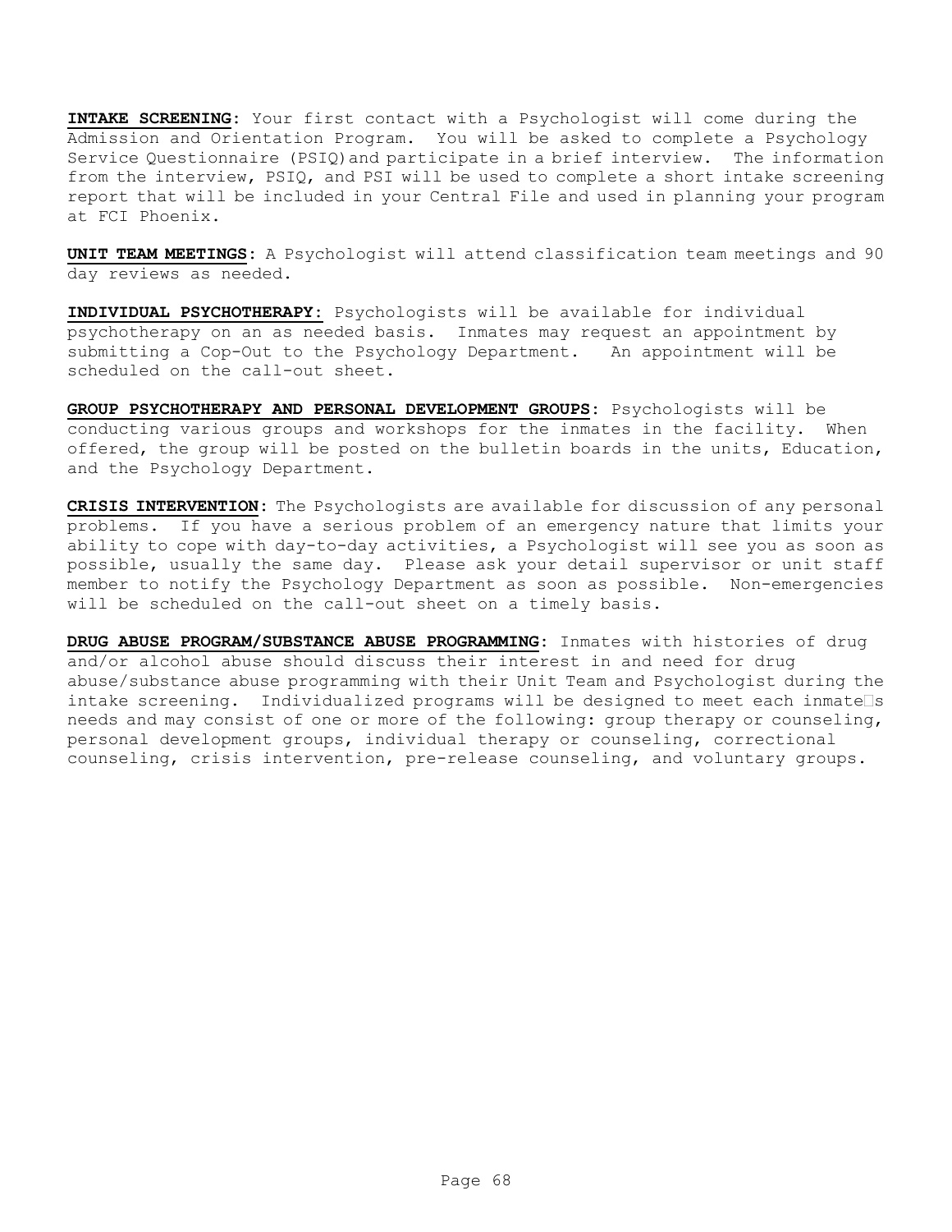**INTAKE SCREENING**: Your first contact with a Psychologist will come during the Admission and Orientation Program. You will be asked to complete a Psychology Service Questionnaire (PSIQ) and participate in a brief interview. The information from the interview, PSIQ, and PSI will be used to complete a short intake screening report that will be included in your Central File and used in planning your program at FCI Phoenix.

**UNIT TEAM MEETINGS**: A Psychologist will attend classification team meetings and 90 day reviews as needed.

**INDIVIDUAL PSYCHOTHERAPY:** Psychologists will be available for individual psychotherapy on an as needed basis. Inmates may request an appointment by submitting a Cop-Out to the Psychology Department. An appointment will be scheduled on the call-out sheet.

**GROUP PSYCHOTHERAPY AND PERSONAL DEVELOPMENT GROUPS**: Psychologists will be conducting various groups and workshops for the inmates in the facility. When offered, the group will be posted on the bulletin boards in the units, Education, and the Psychology Department.

**CRISIS INTERVENTION**: The Psychologists are available for discussion of any personal problems. If you have a serious problem of an emergency nature that limits your ability to cope with day-to-day activities, a Psychologist will see you as soon as possible, usually the same day. Please ask your detail supervisor or unit staff member to notify the Psychology Department as soon as possible. Non-emergencies will be scheduled on the call-out sheet on a timely basis.

**DRUG ABUSE PROGRAM/SUBSTANCE ABUSE PROGRAMMING**: Inmates with histories of drug and/or alcohol abuse should discuss their interest in and need for drug abuse/substance abuse programming with their Unit Team and Psychologist during the intake screening. Individualized programs will be designed to meet each inmate's needs and may consist of one or more of the following: group therapy or counseling, personal development groups, individual therapy or counseling, correctional counseling, crisis intervention, pre-release counseling, and voluntary groups.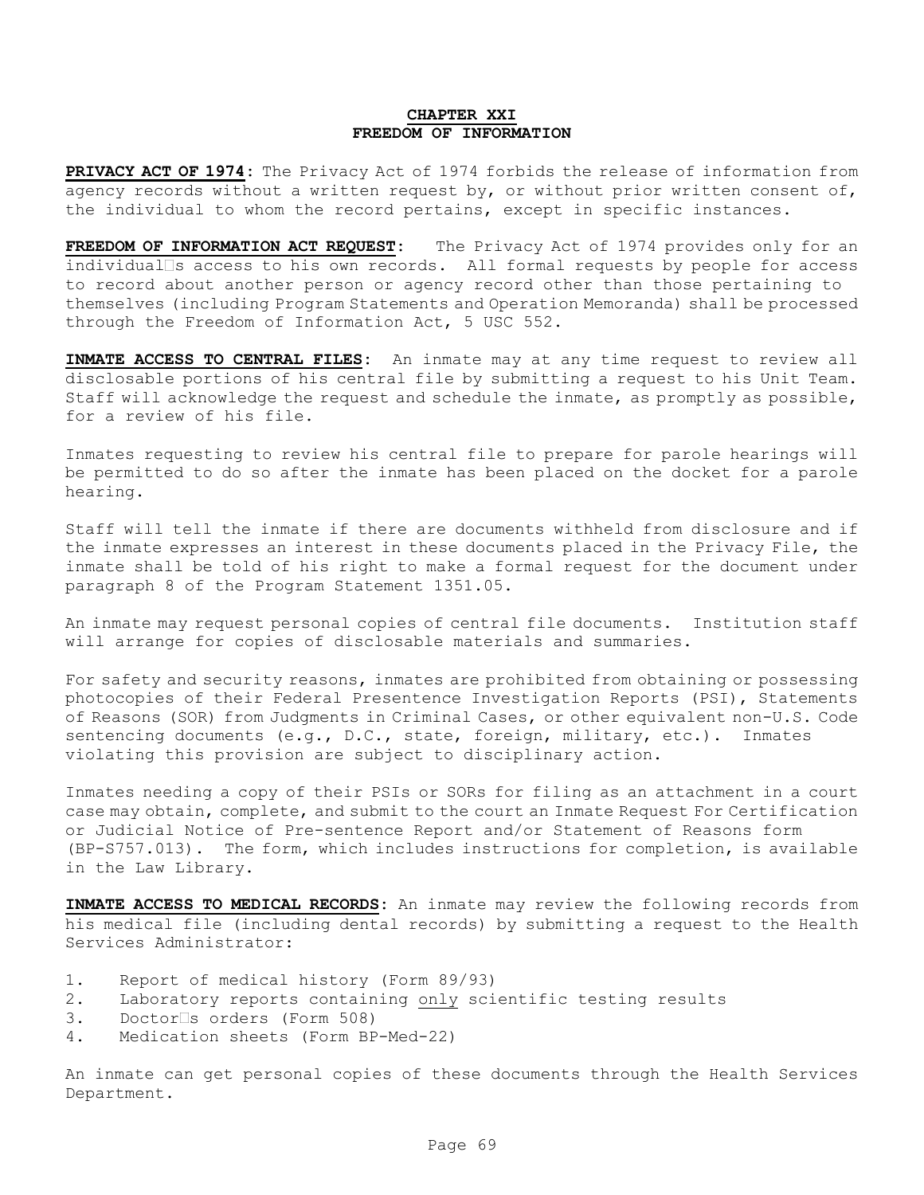# CHAPTER XXI
# FREEDOM OF INFORMATION

**PRIVACY ACT OF 1974**: The Privacy Act of 1974 forbids the release of information from agency records without a written request by, or without prior written consent of, the individual to whom the record pertains, except in specific instances.

**FREEDOM OF INFORMATION ACT REQUEST**: The Privacy Act of 1974 provides only for an individual's access to his own records. All formal requests by people for access to record about another person or agency record other than those pertaining to themselves (including Program Statements and Operation Memoranda) shall be processed through the Freedom of Information Act, 5 USC 552.

**INMATE ACCESS TO CENTRAL FILES**: An inmate may at any time request to review all disclosable portions of his central file by submitting a request to his Unit Team. Staff will acknowledge the request and schedule the inmate, as promptly as possible, for a review of his file.

Inmates requesting to review his central file to prepare for parole hearings will be permitted to do so after the inmate has been placed on the docket for a parole hearing.

Staff will tell the inmate if there are documents withheld from disclosure and if the inmate expresses an interest in these documents placed in the Privacy File, the inmate shall be told of his right to make a formal request for the document under paragraph 8 of the Program Statement 1351.05.

An inmate may request personal copies of central file documents. Institution staff will arrange for copies of disclosable materials and summaries.

For safety and security reasons, inmates are prohibited from obtaining or possessing photocopies of their Federal Presentence Investigation Reports (PSI), Statements of Reasons (SOR) from Judgments in Criminal Cases, or other equivalent non-U.S. Code sentencing documents (e.g., D.C., state, foreign, military, etc.). Inmates violating this provision are subject to disciplinary action.

Inmates needing a copy of their PSIs or SORs for filing as an attachment in a court case may obtain, complete, and submit to the court an Inmate Request For Certification or Judicial Notice of Pre-sentence Report and/or Statement of Reasons form (BP-S757.013). The form, which includes instructions for completion, is available in the Law Library.

**INMATE ACCESS TO MEDICAL RECORDS**: An inmate may review the following records from his medical file (including dental records) by submitting a request to the Health Services Administrator:

1. Report of medical history (Form 89/93)
2. Laboratory reports containing <u>only</u> scientific testing results
3. Doctor's orders (Form 508)
4. Medication sheets (Form BP-Med-22)

An inmate can get personal copies of these documents through the Health Services Department.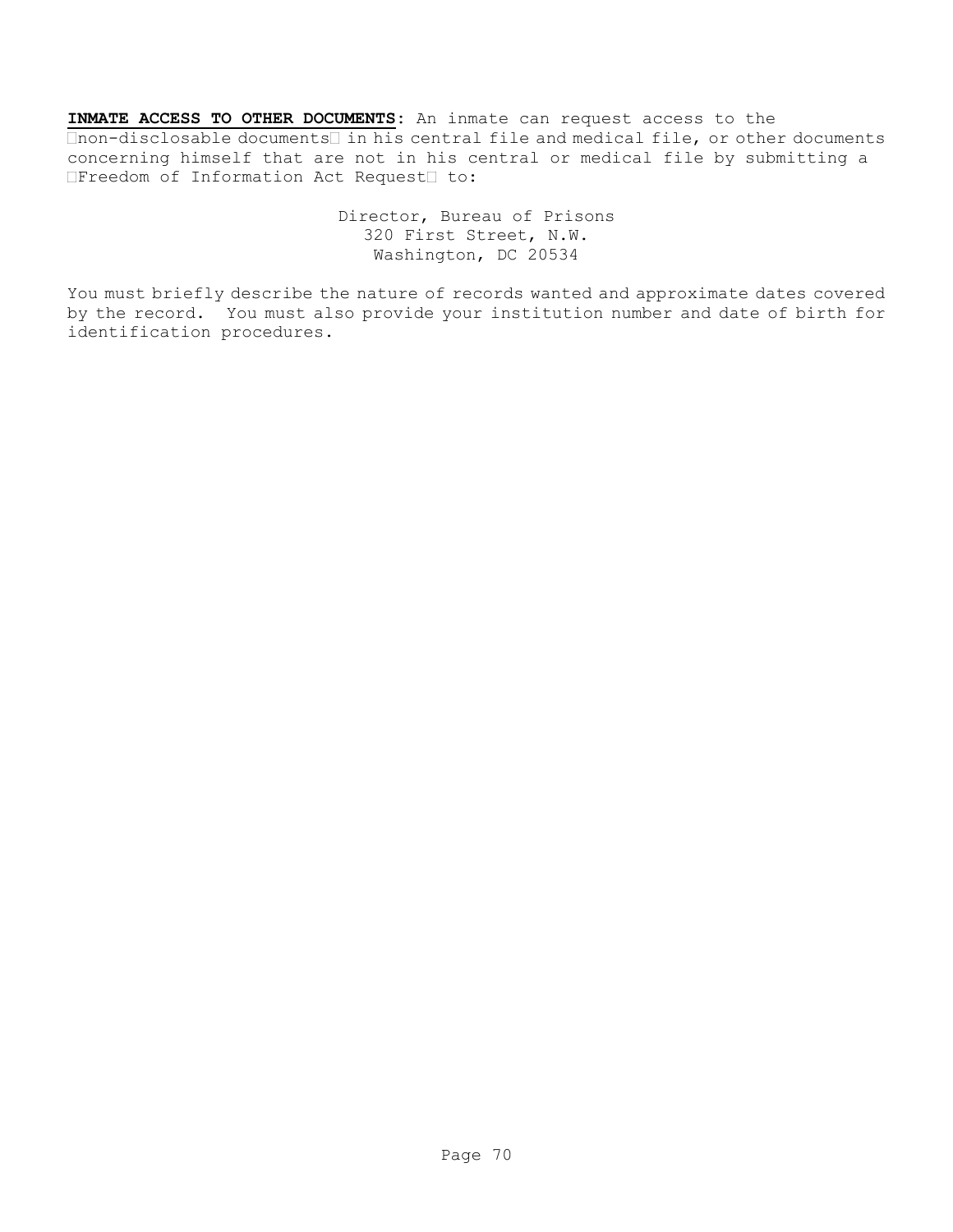**INMATE ACCESS TO OTHER DOCUMENTS**: An inmate can request access to the "non-disclosable documents" in his central file and medical file, or other documents concerning himself that are not in his central or medical file by submitting a "Freedom of Information Act Request" to:

Director, Bureau of Prisons
320 First Street, N.W.
Washington, DC 20534

You must briefly describe the nature of records wanted and approximate dates covered by the record. You must also provide your institution number and date of birth for identification procedures.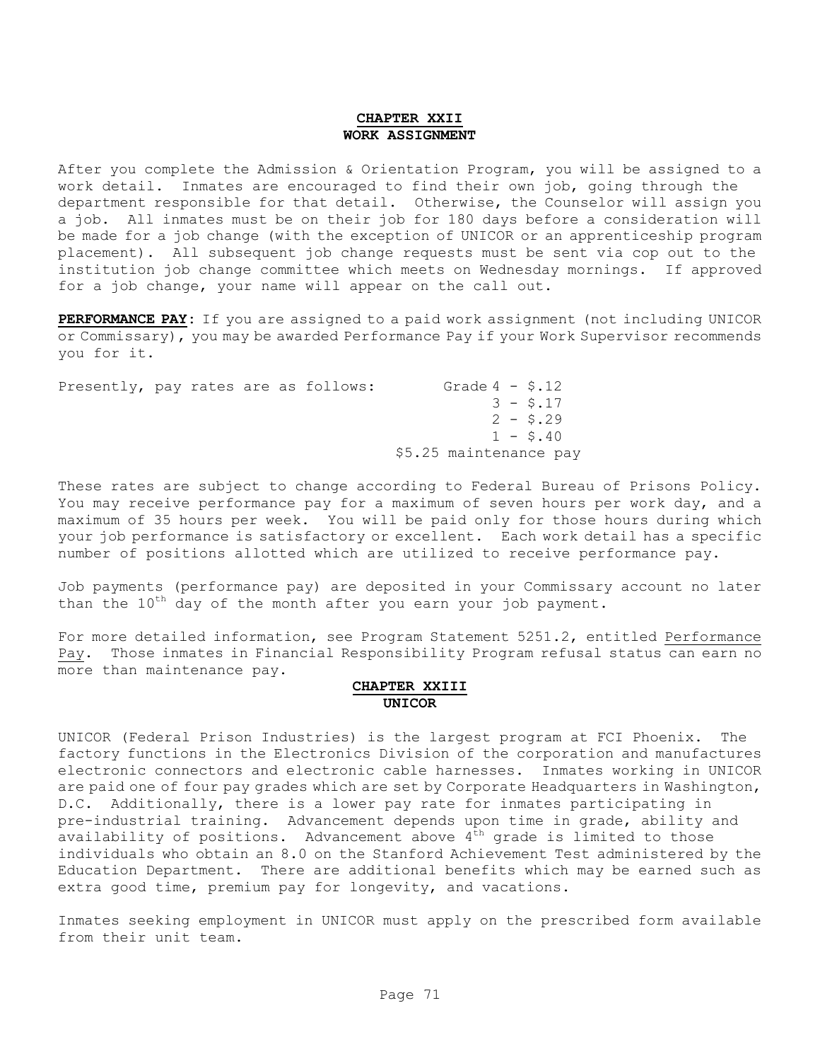## CHAPTER XXII
## WORK ASSIGNMENT

After you complete the Admission & Orientation Program, you will be assigned to a work detail. Inmates are encouraged to find their own job, going through the department responsible for that detail. Otherwise, the Counselor will assign you a job. All inmates must be on their job for 180 days before a consideration will be made for a job change (with the exception of UNICOR or an apprenticeship program placement). All subsequent job change requests must be sent via cop out to the institution job change committee which meets on Wednesday mornings. If approved for a job change, your name will appear on the call out.

**PERFORMANCE PAY**: If you are assigned to a paid work assignment (not including UNICOR or Commissary), you may be awarded Performance Pay if your Work Supervisor recommends you for it.

Presently, pay rates are as follows:

Grade 4 - $.12
3 - $.17
2 - $.29
1 - $.40
$5.25 maintenance pay

These rates are subject to change according to Federal Bureau of Prisons Policy. You may receive performance pay for a maximum of seven hours per work day, and a maximum of 35 hours per week. You will be paid only for those hours during which your job performance is satisfactory or excellent. Each work detail has a specific number of positions allotted which are utilized to receive performance pay.

Job payments (performance pay) are deposited in your Commissary account no later than the 10th day of the month after you earn your job payment.

For more detailed information, see Program Statement 5251.2, entitled Performance Pay. Those inmates in Financial Responsibility Program refusal status can earn no more than maintenance pay.

## CHAPTER XXIII
## UNICOR

UNICOR (Federal Prison Industries) is the largest program at FCI Phoenix. The factory functions in the Electronics Division of the corporation and manufactures electronic connectors and electronic cable harnesses. Inmates working in UNICOR are paid one of four pay grades which are set by Corporate Headquarters in Washington, D.C. Additionally, there is a lower pay rate for inmates participating in pre-industrial training. Advancement depends upon time in grade, ability and availability of positions. Advancement above 4th grade is limited to those individuals who obtain an 8.0 on the Stanford Achievement Test administered by the Education Department. There are additional benefits which may be earned such as extra good time, premium pay for longevity, and vacations.

Inmates seeking employment in UNICOR must apply on the prescribed form available from their unit team.